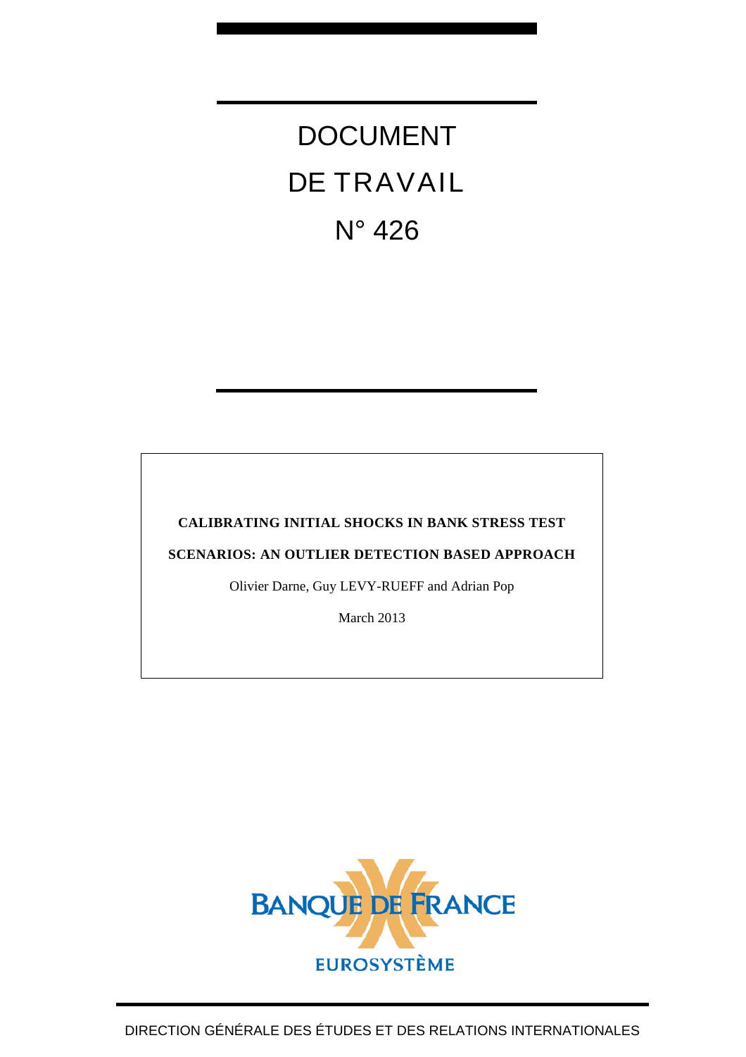# DOCUMENT DE TRAVAIL N° 426

**CALIBRATING INITIAL SHOCKS IN BANK STRESS TEST SCENARIOS: AN OUTLIER DETECTION BASED APPROACH**

Olivier Darne, Guy LEVY-RUEFF and Adrian Pop

March 2013

BANQUE DE FRANCE

EUROSYSTÈME

DIRECTION GÉNÉRALE DES ÉTUDES ET DES RELATIONS INTERNATIONALES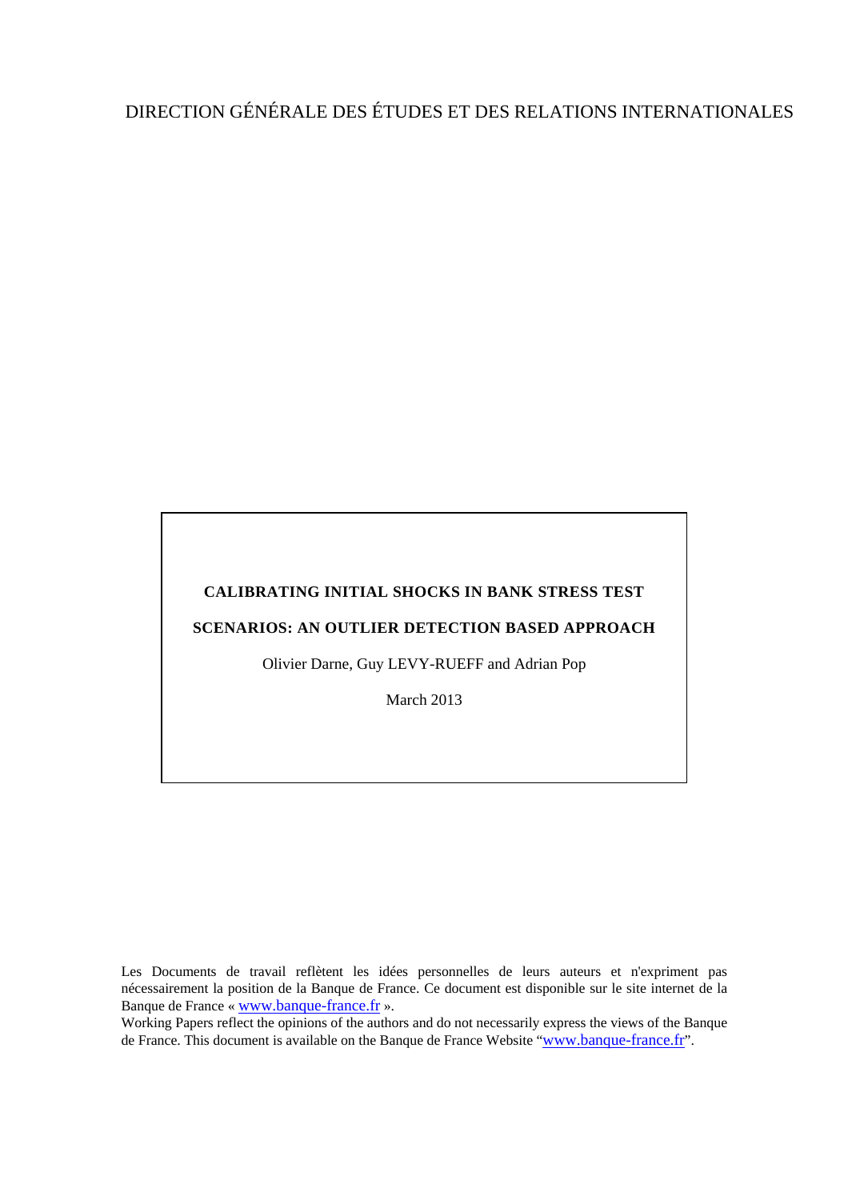DIRECTION GÉNÉRALE DES ÉTUDES ET DES RELATIONS INTERNATIONALES

**CALIBRATING INITIAL SHOCKS IN BANK STRESS TEST SCENARIOS: AN OUTLIER DETECTION BASED APPROACH**

Olivier Darne, Guy LEVY-RUEFF and Adrian Pop

March 2013

Les Documents de travail reflètent les idées personnelles de leurs auteurs et n'expriment pas nécessairement la position de la Banque de France. Ce document est disponible sur le site internet de la Banque de France « www.banque-france.fr ».

Working Papers reflect the opinions of the authors and do not necessarily express the views of the Banque de France. This document is available on the Banque de France Website "www.banque-france.fr".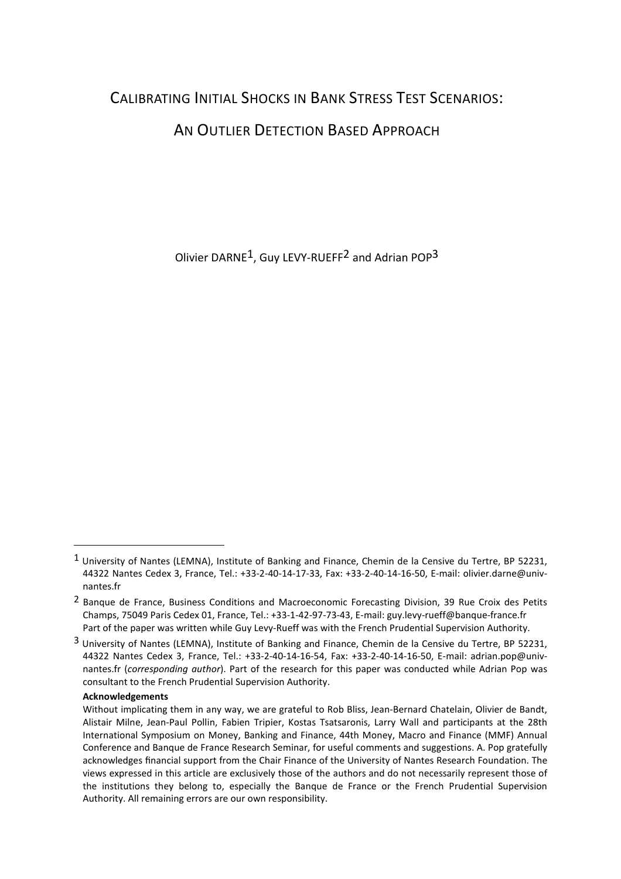# CALIBRATING INITIAL SHOCKS IN BANK STRESS TEST SCENARIOS:

# AN OUTLIER DETECTION BASED APPROACH

Olivier DARNE[1], Guy LEVY-RUEFF[2] and Adrian POP[3]

---

[1] University of Nantes (LEMNA), Institute of Banking and Finance, Chemin de la Censive du Tertre, BP 52231, 44322 Nantes Cedex 3, France, Tel.: +33-2-40-14-17-33, Fax: +33-2-40-14-16-50, E-mail: olivier.darne@univ-nantes.fr

[2] Banque de France, Business Conditions and Macroeconomic Forecasting Division, 39 Rue Croix des Petits Champs, 75049 Paris Cedex 01, France, Tel.: +33-1-42-97-73-43, E-mail: guy.levy-rueff@banque-france.fr
Part of the paper was written while Guy Levy-Rueff was with the French Prudential Supervision Authority.

[3] University of Nantes (LEMNA), Institute of Banking and Finance, Chemin de la Censive du Tertre, BP 52231, 44322 Nantes Cedex 3, France, Tel.: +33-2-40-14-16-54, Fax: +33-2-40-14-16-50, E-mail: adrian.pop@univ-nantes.fr (*corresponding author*). Part of the research for this paper was conducted while Adrian Pop was consultant to the French Prudential Supervision Authority.

**Acknowledgements**

Without implicating them in any way, we are grateful to Rob Bliss, Jean-Bernard Chatelain, Olivier de Bandt, Alistair Milne, Jean-Paul Pollin, Fabien Tripier, Kostas Tsatsaronis, Larry Wall and participants at the 28th International Symposium on Money, Banking and Finance, 44th Money, Macro and Finance (MMF) Annual Conference and Banque de France Research Seminar, for useful comments and suggestions. A. Pop gratefully acknowledges financial support from the Chair Finance of the University of Nantes Research Foundation. The views expressed in this article are exclusively those of the authors and do not necessarily represent those of the institutions they belong to, especially the Banque de France or the French Prudential Supervision Authority. All remaining errors are our own responsibility.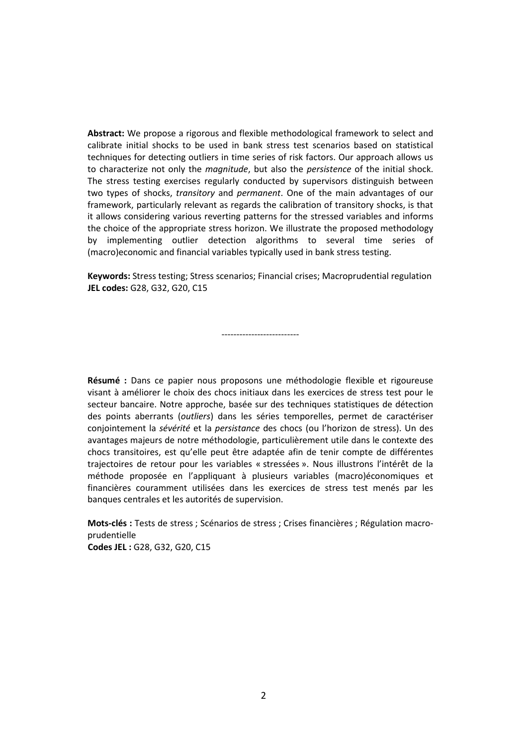**Abstract:** We propose a rigorous and flexible methodological framework to select and calibrate initial shocks to be used in bank stress test scenarios based on statistical techniques for detecting outliers in time series of risk factors. Our approach allows us to characterize not only the *magnitude*, but also the *persistence* of the initial shock. The stress testing exercises regularly conducted by supervisors distinguish between two types of shocks, *transitory* and *permanent*. One of the main advantages of our framework, particularly relevant as regards the calibration of transitory shocks, is that it allows considering various reverting patterns for the stressed variables and informs the choice of the appropriate stress horizon. We illustrate the proposed methodology by implementing outlier detection algorithms to several time series of (macro)economic and financial variables typically used in bank stress testing.

**Keywords:** Stress testing; Stress scenarios; Financial crises; Macroprudential regulation
**JEL codes:** G28, G32, G20, C15

--------------------------

**Résumé :** Dans ce papier nous proposons une méthodologie flexible et rigoureuse visant à améliorer le choix des chocs initiaux dans les exercices de stress test pour le secteur bancaire. Notre approche, basée sur des techniques statistiques de détection des points aberrants (*outliers*) dans les séries temporelles, permet de caractériser conjointement la *sévérité* et la *persistance* des chocs (ou l'horizon de stress). Un des avantages majeurs de notre méthodologie, particulièrement utile dans le contexte des chocs transitoires, est qu'elle peut être adaptée afin de tenir compte de différentes trajectoires de retour pour les variables « stressées ». Nous illustrons l'intérêt de la méthode proposée en l'appliquant à plusieurs variables (macro)économiques et financières couramment utilisées dans les exercices de stress test menés par les banques centrales et les autorités de supervision.

**Mots-clés :** Tests de stress ; Scénarios de stress ; Crises financières ; Régulation macro-prudentielle
**Codes JEL :** G28, G32, G20, C15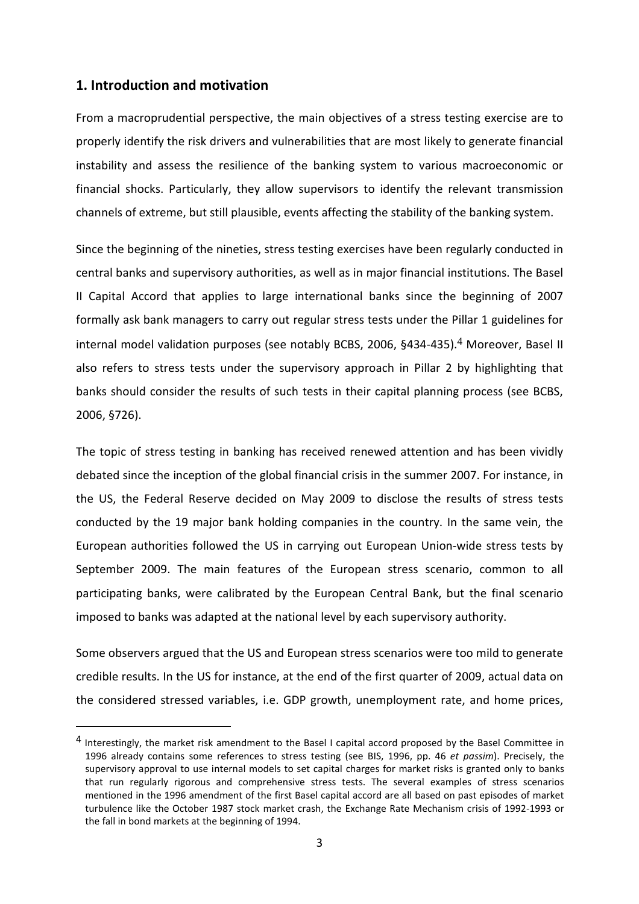## 1. Introduction and motivation

From a macroprudential perspective, the main objectives of a stress testing exercise are to properly identify the risk drivers and vulnerabilities that are most likely to generate financial instability and assess the resilience of the banking system to various macroeconomic or financial shocks. Particularly, they allow supervisors to identify the relevant transmission channels of extreme, but still plausible, events affecting the stability of the banking system.

Since the beginning of the nineties, stress testing exercises have been regularly conducted in central banks and supervisory authorities, as well as in major financial institutions. The Basel II Capital Accord that applies to large international banks since the beginning of 2007 formally ask bank managers to carry out regular stress tests under the Pillar 1 guidelines for internal model validation purposes (see notably BCBS, 2006, §434-435).[4] Moreover, Basel II also refers to stress tests under the supervisory approach in Pillar 2 by highlighting that banks should consider the results of such tests in their capital planning process (see BCBS, 2006, §726).

The topic of stress testing in banking has received renewed attention and has been vividly debated since the inception of the global financial crisis in the summer 2007. For instance, in the US, the Federal Reserve decided on May 2009 to disclose the results of stress tests conducted by the 19 major bank holding companies in the country. In the same vein, the European authorities followed the US in carrying out European Union-wide stress tests by September 2009. The main features of the European stress scenario, common to all participating banks, were calibrated by the European Central Bank, but the final scenario imposed to banks was adapted at the national level by each supervisory authority.

Some observers argued that the US and European stress scenarios were too mild to generate credible results. In the US for instance, at the end of the first quarter of 2009, actual data on the considered stressed variables, i.e. GDP growth, unemployment rate, and home prices,

[4] Interestingly, the market risk amendment to the Basel I capital accord proposed by the Basel Committee in 1996 already contains some references to stress testing (see BIS, 1996, pp. 46 *et passim*). Precisely, the supervisory approval to use internal models to set capital charges for market risks is granted only to banks that run regularly rigorous and comprehensive stress tests. The several examples of stress scenarios mentioned in the 1996 amendment of the first Basel capital accord are all based on past episodes of market turbulence like the October 1987 stock market crash, the Exchange Rate Mechanism crisis of 1992-1993 or the fall in bond markets at the beginning of 1994.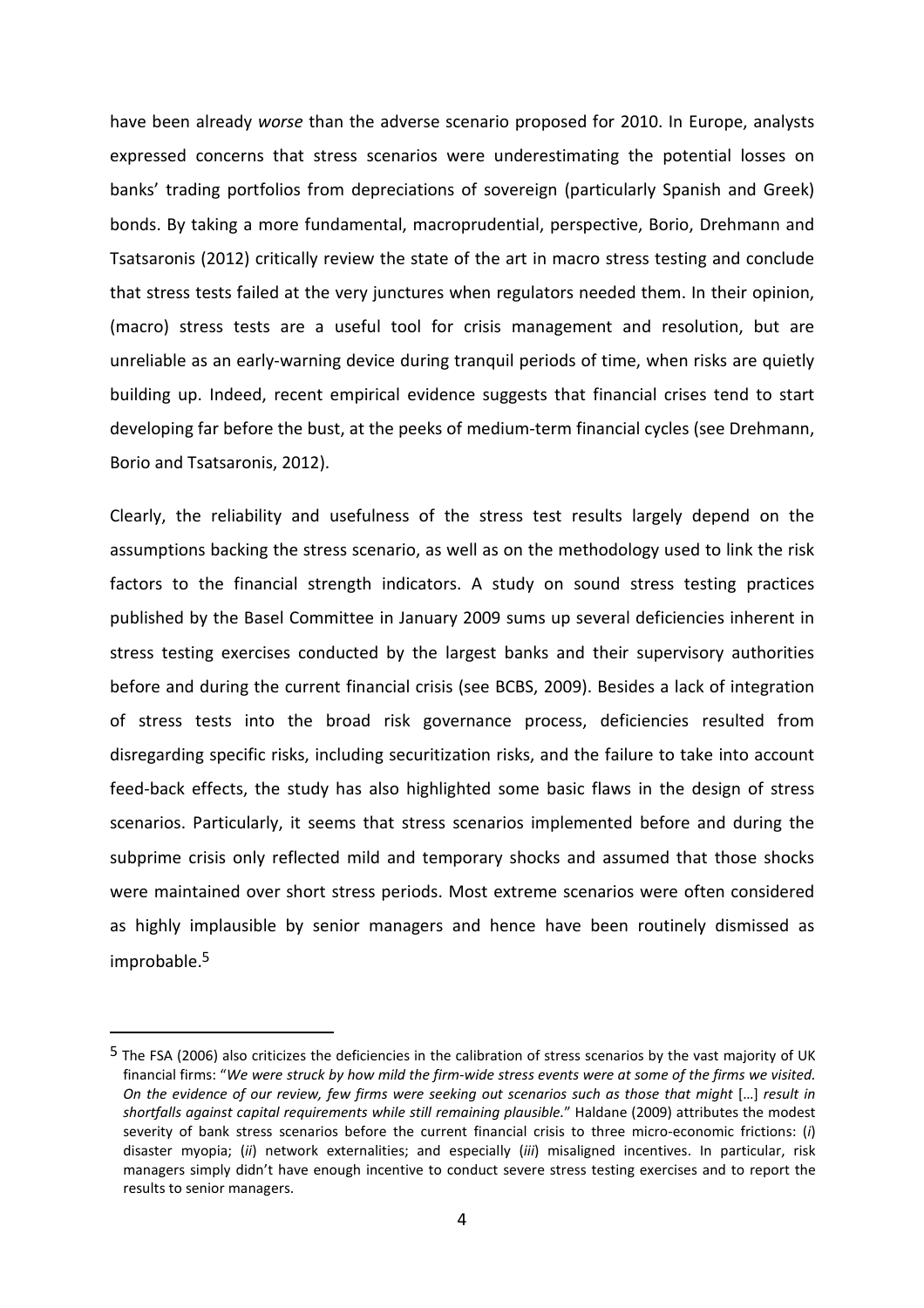have been already *worse* than the adverse scenario proposed for 2010. In Europe, analysts expressed concerns that stress scenarios were underestimating the potential losses on banks' trading portfolios from depreciations of sovereign (particularly Spanish and Greek) bonds. By taking a more fundamental, macroprudential, perspective, Borio, Drehmann and Tsatsaronis (2012) critically review the state of the art in macro stress testing and conclude that stress tests failed at the very junctures when regulators needed them. In their opinion, (macro) stress tests are a useful tool for crisis management and resolution, but are unreliable as an early-warning device during tranquil periods of time, when risks are quietly building up. Indeed, recent empirical evidence suggests that financial crises tend to start developing far before the bust, at the peeks of medium-term financial cycles (see Drehmann, Borio and Tsatsaronis, 2012).

Clearly, the reliability and usefulness of the stress test results largely depend on the assumptions backing the stress scenario, as well as on the methodology used to link the risk factors to the financial strength indicators. A study on sound stress testing practices published by the Basel Committee in January 2009 sums up several deficiencies inherent in stress testing exercises conducted by the largest banks and their supervisory authorities before and during the current financial crisis (see BCBS, 2009). Besides a lack of integration of stress tests into the broad risk governance process, deficiencies resulted from disregarding specific risks, including securitization risks, and the failure to take into account feed-back effects, the study has also highlighted some basic flaws in the design of stress scenarios. Particularly, it seems that stress scenarios implemented before and during the subprime crisis only reflected mild and temporary shocks and assumed that those shocks were maintained over short stress periods. Most extreme scenarios were often considered as highly implausible by senior managers and hence have been routinely dismissed as improbable.[5]

---

[5] The FSA (2006) also criticizes the deficiencies in the calibration of stress scenarios by the vast majority of UK financial firms: "*We were struck by how mild the firm-wide stress events were at some of the firms we visited. On the evidence of our review, few firms were seeking out scenarios such as those that might* […] *result in shortfalls against capital requirements while still remaining plausible.*" Haldane (2009) attributes the modest severity of bank stress scenarios before the current financial crisis to three micro-economic frictions: (*i*) disaster myopia; (*ii*) network externalities; and especially (*iii*) misaligned incentives. In particular, risk managers simply didn't have enough incentive to conduct severe stress testing exercises and to report the results to senior managers.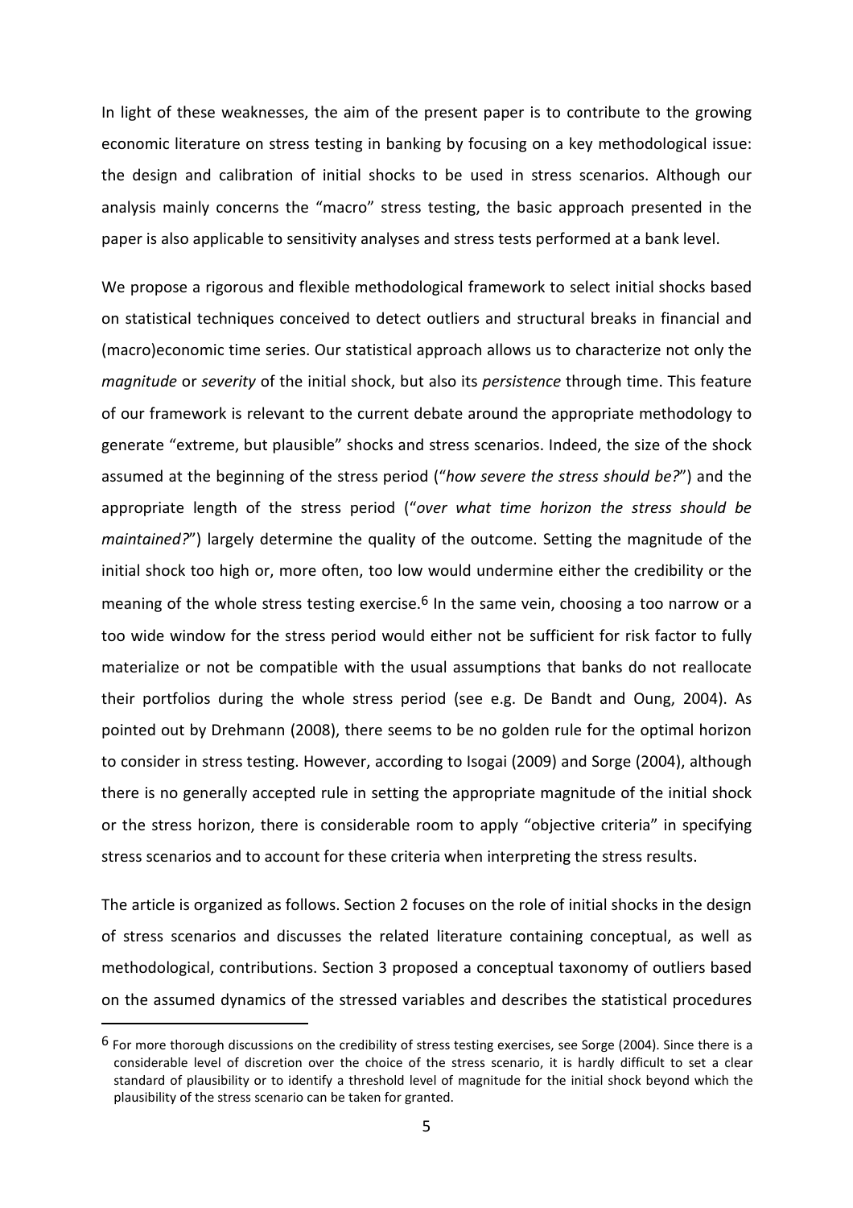In light of these weaknesses, the aim of the present paper is to contribute to the growing economic literature on stress testing in banking by focusing on a key methodological issue: the design and calibration of initial shocks to be used in stress scenarios. Although our analysis mainly concerns the "macro" stress testing, the basic approach presented in the paper is also applicable to sensitivity analyses and stress tests performed at a bank level.

We propose a rigorous and flexible methodological framework to select initial shocks based on statistical techniques conceived to detect outliers and structural breaks in financial and (macro)economic time series. Our statistical approach allows us to characterize not only the *magnitude* or *severity* of the initial shock, but also its *persistence* through time. This feature of our framework is relevant to the current debate around the appropriate methodology to generate "extreme, but plausible" shocks and stress scenarios. Indeed, the size of the shock assumed at the beginning of the stress period ("*how severe the stress should be?*") and the appropriate length of the stress period ("*over what time horizon the stress should be maintained?*") largely determine the quality of the outcome. Setting the magnitude of the initial shock too high or, more often, too low would undermine either the credibility or the meaning of the whole stress testing exercise.[6] In the same vein, choosing a too narrow or a too wide window for the stress period would either not be sufficient for risk factor to fully materialize or not be compatible with the usual assumptions that banks do not reallocate their portfolios during the whole stress period (see e.g. De Bandt and Oung, 2004). As pointed out by Drehmann (2008), there seems to be no golden rule for the optimal horizon to consider in stress testing. However, according to Isogai (2009) and Sorge (2004), although there is no generally accepted rule in setting the appropriate magnitude of the initial shock or the stress horizon, there is considerable room to apply "objective criteria" in specifying stress scenarios and to account for these criteria when interpreting the stress results.

The article is organized as follows. Section 2 focuses on the role of initial shocks in the design of stress scenarios and discusses the related literature containing conceptual, as well as methodological, contributions. Section 3 proposed a conceptual taxonomy of outliers based on the assumed dynamics of the stressed variables and describes the statistical procedures

[6] For more thorough discussions on the credibility of stress testing exercises, see Sorge (2004). Since there is a considerable level of discretion over the choice of the stress scenario, it is hardly difficult to set a clear standard of plausibility or to identify a threshold level of magnitude for the initial shock beyond which the plausibility of the stress scenario can be taken for granted.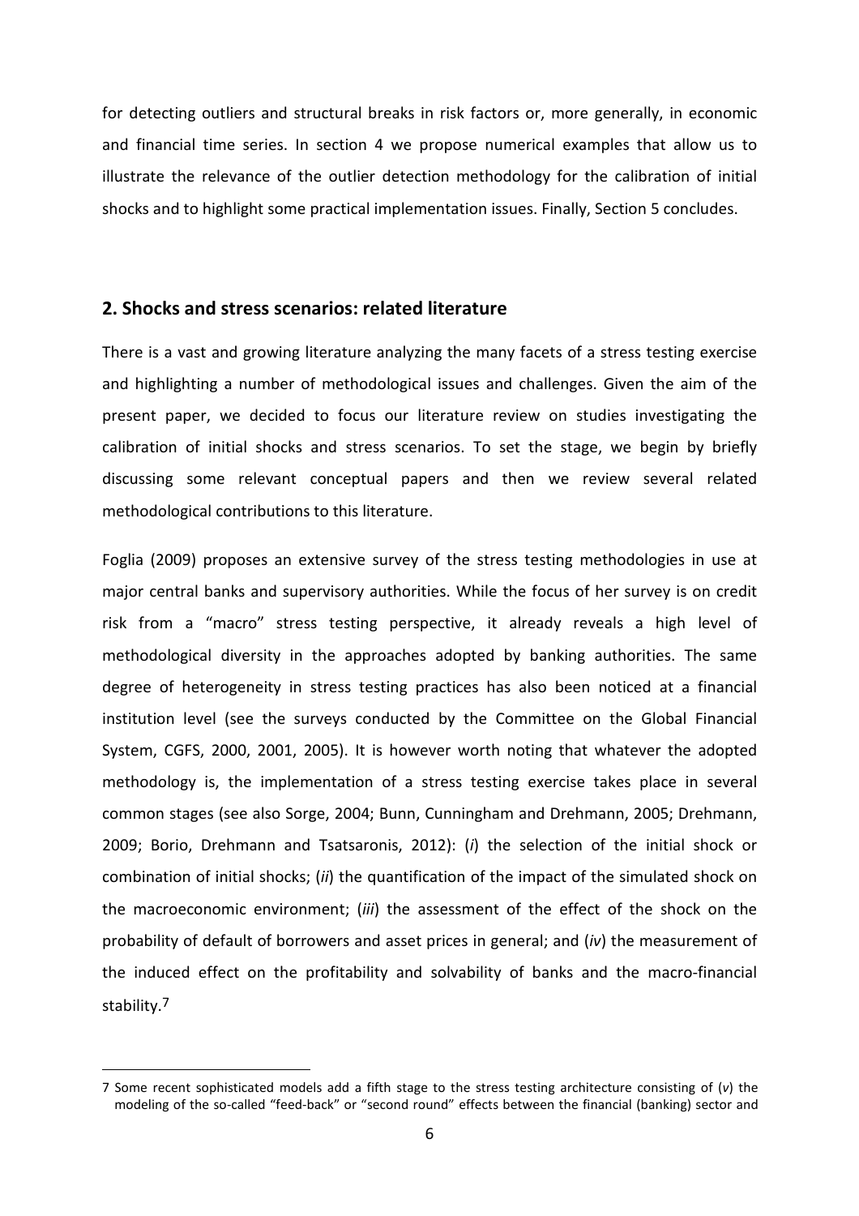for detecting outliers and structural breaks in risk factors or, more generally, in economic and financial time series. In section 4 we propose numerical examples that allow us to illustrate the relevance of the outlier detection methodology for the calibration of initial shocks and to highlight some practical implementation issues. Finally, Section 5 concludes.

## 2. Shocks and stress scenarios: related literature

There is a vast and growing literature analyzing the many facets of a stress testing exercise and highlighting a number of methodological issues and challenges. Given the aim of the present paper, we decided to focus our literature review on studies investigating the calibration of initial shocks and stress scenarios. To set the stage, we begin by briefly discussing some relevant conceptual papers and then we review several related methodological contributions to this literature.

Foglia (2009) proposes an extensive survey of the stress testing methodologies in use at major central banks and supervisory authorities. While the focus of her survey is on credit risk from a "macro" stress testing perspective, it already reveals a high level of methodological diversity in the approaches adopted by banking authorities. The same degree of heterogeneity in stress testing practices has also been noticed at a financial institution level (see the surveys conducted by the Committee on the Global Financial System, CGFS, 2000, 2001, 2005). It is however worth noting that whatever the adopted methodology is, the implementation of a stress testing exercise takes place in several common stages (see also Sorge, 2004; Bunn, Cunningham and Drehmann, 2005; Drehmann, 2009; Borio, Drehmann and Tsatsaronis, 2012): (*i*) the selection of the initial shock or combination of initial shocks; (*ii*) the quantification of the impact of the simulated shock on the macroeconomic environment; (*iii*) the assessment of the effect of the shock on the probability of default of borrowers and asset prices in general; and (*iv*) the measurement of the induced effect on the profitability and solvability of banks and the macro-financial stability.[7]

[7] Some recent sophisticated models add a fifth stage to the stress testing architecture consisting of (*v*) the modeling of the so-called "feed-back" or "second round" effects between the financial (banking) sector and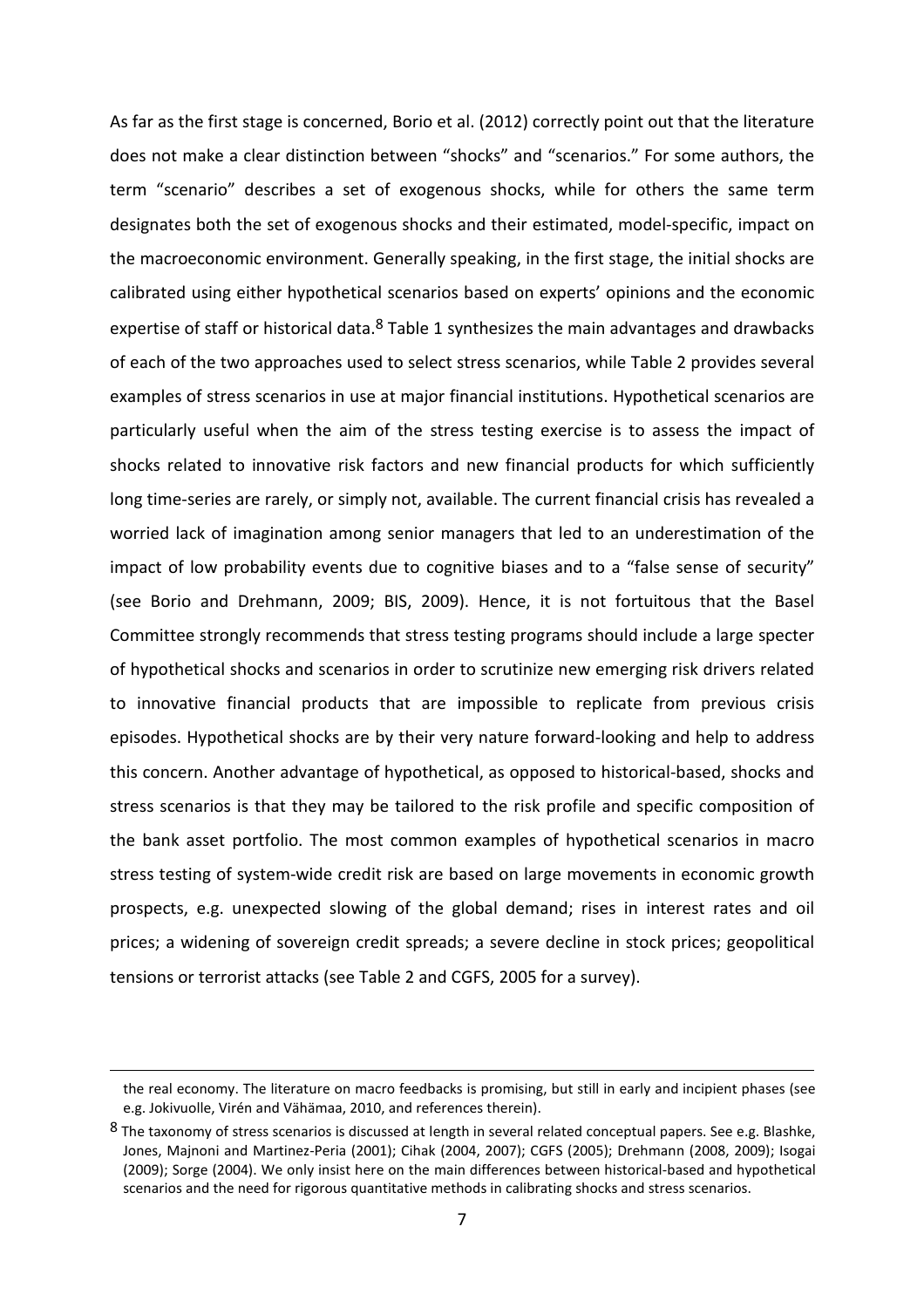As far as the first stage is concerned, Borio et al. (2012) correctly point out that the literature does not make a clear distinction between "shocks" and "scenarios." For some authors, the term "scenario" describes a set of exogenous shocks, while for others the same term designates both the set of exogenous shocks and their estimated, model-specific, impact on the macroeconomic environment. Generally speaking, in the first stage, the initial shocks are calibrated using either hypothetical scenarios based on experts' opinions and the economic expertise of staff or historical data.[8] Table 1 synthesizes the main advantages and drawbacks of each of the two approaches used to select stress scenarios, while Table 2 provides several examples of stress scenarios in use at major financial institutions. Hypothetical scenarios are particularly useful when the aim of the stress testing exercise is to assess the impact of shocks related to innovative risk factors and new financial products for which sufficiently long time-series are rarely, or simply not, available. The current financial crisis has revealed a worried lack of imagination among senior managers that led to an underestimation of the impact of low probability events due to cognitive biases and to a "false sense of security" (see Borio and Drehmann, 2009; BIS, 2009). Hence, it is not fortuitous that the Basel Committee strongly recommends that stress testing programs should include a large specter of hypothetical shocks and scenarios in order to scrutinize new emerging risk drivers related to innovative financial products that are impossible to replicate from previous crisis episodes. Hypothetical shocks are by their very nature forward-looking and help to address this concern. Another advantage of hypothetical, as opposed to historical-based, shocks and stress scenarios is that they may be tailored to the risk profile and specific composition of the bank asset portfolio. The most common examples of hypothetical scenarios in macro stress testing of system-wide credit risk are based on large movements in economic growth prospects, e.g. unexpected slowing of the global demand; rises in interest rates and oil prices; a widening of sovereign credit spreads; a severe decline in stock prices; geopolitical tensions or terrorist attacks (see Table 2 and CGFS, 2005 for a survey).

---

the real economy. The literature on macro feedbacks is promising, but still in early and incipient phases (see e.g. Jokivuolle, Virén and Vähämaa, 2010, and references therein).

[8] The taxonomy of stress scenarios is discussed at length in several related conceptual papers. See e.g. Blashke, Jones, Majnoni and Martinez-Peria (2001); Cihak (2004, 2007); CGFS (2005); Drehmann (2008, 2009); Isogai (2009); Sorge (2004). We only insist here on the main differences between historical-based and hypothetical scenarios and the need for rigorous quantitative methods in calibrating shocks and stress scenarios.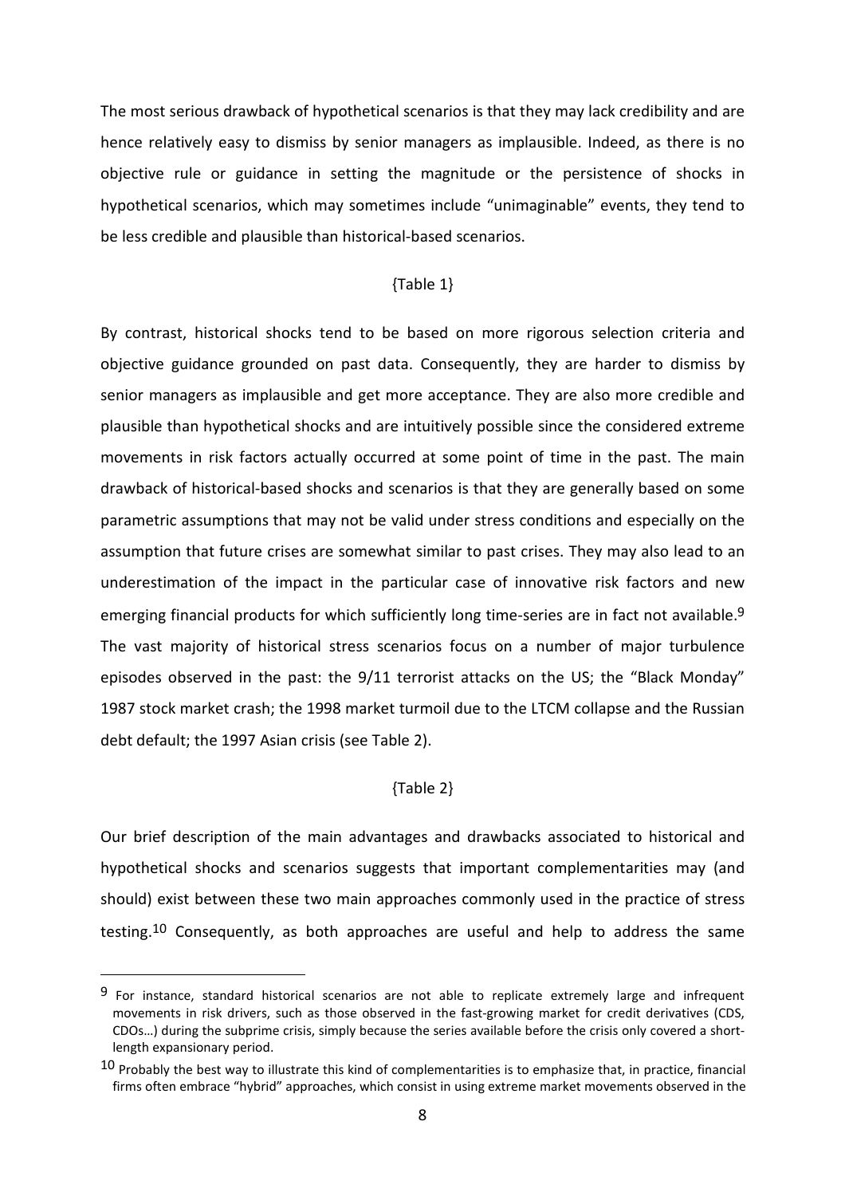The most serious drawback of hypothetical scenarios is that they may lack credibility and are hence relatively easy to dismiss by senior managers as implausible. Indeed, as there is no objective rule or guidance in setting the magnitude or the persistence of shocks in hypothetical scenarios, which may sometimes include "unimaginable" events, they tend to be less credible and plausible than historical-based scenarios.

{Table 1}

By contrast, historical shocks tend to be based on more rigorous selection criteria and objective guidance grounded on past data. Consequently, they are harder to dismiss by senior managers as implausible and get more acceptance. They are also more credible and plausible than hypothetical shocks and are intuitively possible since the considered extreme movements in risk factors actually occurred at some point of time in the past. The main drawback of historical-based shocks and scenarios is that they are generally based on some parametric assumptions that may not be valid under stress conditions and especially on the assumption that future crises are somewhat similar to past crises. They may also lead to an underestimation of the impact in the particular case of innovative risk factors and new emerging financial products for which sufficiently long time-series are in fact not available.[9] The vast majority of historical stress scenarios focus on a number of major turbulence episodes observed in the past: the 9/11 terrorist attacks on the US; the "Black Monday" 1987 stock market crash; the 1998 market turmoil due to the LTCM collapse and the Russian debt default; the 1997 Asian crisis (see Table 2).

{Table 2}

Our brief description of the main advantages and drawbacks associated to historical and hypothetical shocks and scenarios suggests that important complementarities may (and should) exist between these two main approaches commonly used in the practice of stress testing.[10] Consequently, as both approaches are useful and help to address the same

[9] For instance, standard historical scenarios are not able to replicate extremely large and infrequent movements in risk drivers, such as those observed in the fast-growing market for credit derivatives (CDS, CDOs…) during the subprime crisis, simply because the series available before the crisis only covered a short-length expansionary period.

[10] Probably the best way to illustrate this kind of complementarities is to emphasize that, in practice, financial firms often embrace "hybrid" approaches, which consist in using extreme market movements observed in the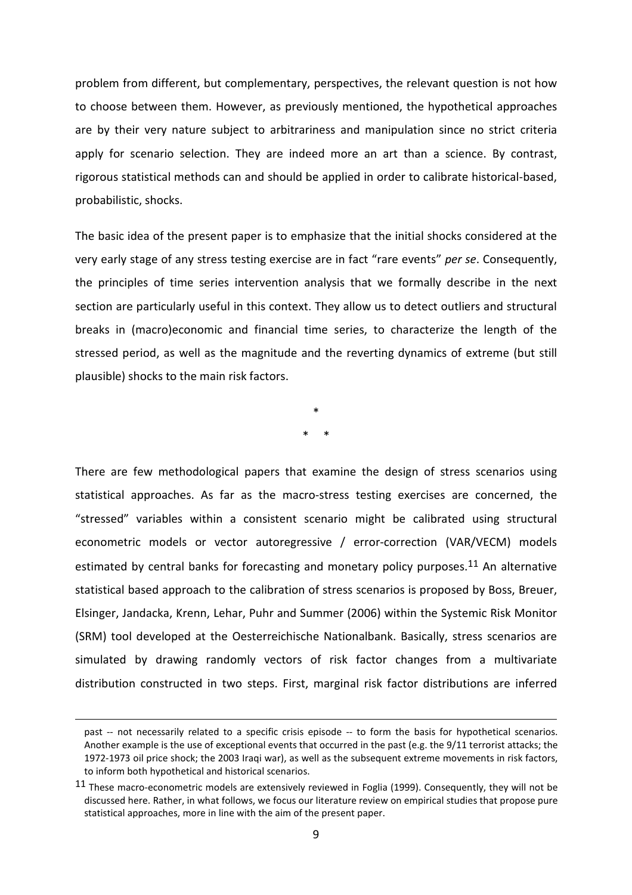problem from different, but complementary, perspectives, the relevant question is not how to choose between them. However, as previously mentioned, the hypothetical approaches are by their very nature subject to arbitrariness and manipulation since no strict criteria apply for scenario selection. They are indeed more an art than a science. By contrast, rigorous statistical methods can and should be applied in order to calibrate historical-based, probabilistic, shocks.

The basic idea of the present paper is to emphasize that the initial shocks considered at the very early stage of any stress testing exercise are in fact "rare events" *per se*. Consequently, the principles of time series intervention analysis that we formally describe in the next section are particularly useful in this context. They allow us to detect outliers and structural breaks in (macro)economic and financial time series, to characterize the length of the stressed period, as well as the magnitude and the reverting dynamics of extreme (but still plausible) shocks to the main risk factors.

\*

\* \*

There are few methodological papers that examine the design of stress scenarios using statistical approaches. As far as the macro-stress testing exercises are concerned, the "stressed" variables within a consistent scenario might be calibrated using structural econometric models or vector autoregressive / error-correction (VAR/VECM) models estimated by central banks for forecasting and monetary policy purposes.[11] An alternative statistical based approach to the calibration of stress scenarios is proposed by Boss, Breuer, Elsinger, Jandacka, Krenn, Lehar, Puhr and Summer (2006) within the Systemic Risk Monitor (SRM) tool developed at the Oesterreichische Nationalbank. Basically, stress scenarios are simulated by drawing randomly vectors of risk factor changes from a multivariate distribution constructed in two steps. First, marginal risk factor distributions are inferred

past -- not necessarily related to a specific crisis episode -- to form the basis for hypothetical scenarios. Another example is the use of exceptional events that occurred in the past (e.g. the 9/11 terrorist attacks; the 1972-1973 oil price shock; the 2003 Iraqi war), as well as the subsequent extreme movements in risk factors, to inform both hypothetical and historical scenarios.

[11] These macro-econometric models are extensively reviewed in Foglia (1999). Consequently, they will not be discussed here. Rather, in what follows, we focus our literature review on empirical studies that propose pure statistical approaches, more in line with the aim of the present paper.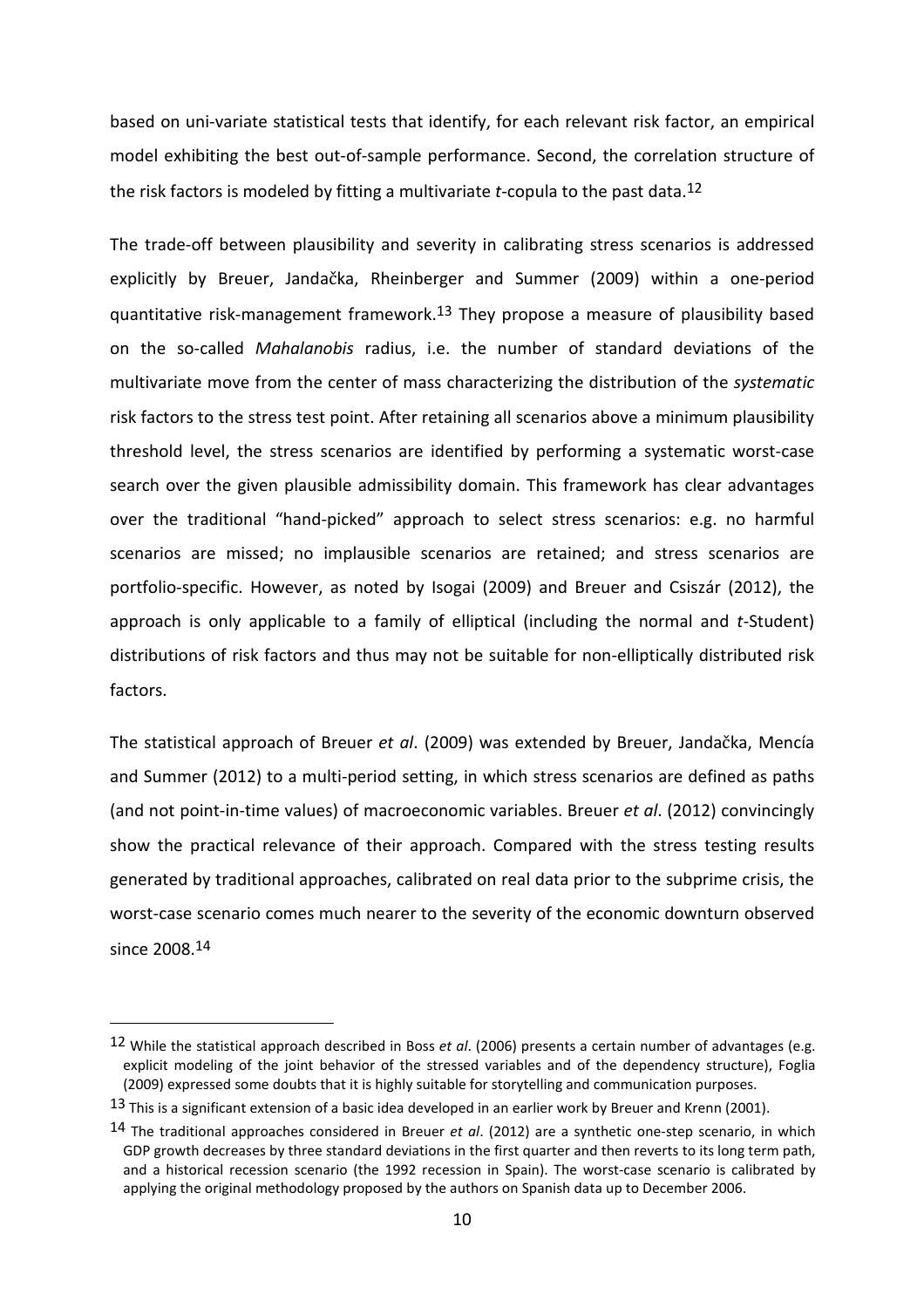based on uni-variate statistical tests that identify, for each relevant risk factor, an empirical model exhibiting the best out-of-sample performance. Second, the correlation structure of the risk factors is modeled by fitting a multivariate *t*-copula to the past data.[12]

The trade-off between plausibility and severity in calibrating stress scenarios is addressed explicitly by Breuer, Jandačka, Rheinberger and Summer (2009) within a one-period quantitative risk-management framework.[13] They propose a measure of plausibility based on the so-called *Mahalanobis* radius, i.e. the number of standard deviations of the multivariate move from the center of mass characterizing the distribution of the *systematic* risk factors to the stress test point. After retaining all scenarios above a minimum plausibility threshold level, the stress scenarios are identified by performing a systematic worst-case search over the given plausible admissibility domain. This framework has clear advantages over the traditional "hand-picked" approach to select stress scenarios: e.g. no harmful scenarios are missed; no implausible scenarios are retained; and stress scenarios are portfolio-specific. However, as noted by Isogai (2009) and Breuer and Csiszár (2012), the approach is only applicable to a family of elliptical (including the normal and *t*-Student) distributions of risk factors and thus may not be suitable for non-elliptically distributed risk factors.

The statistical approach of Breuer *et al*. (2009) was extended by Breuer, Jandačka, Mencía and Summer (2012) to a multi-period setting, in which stress scenarios are defined as paths (and not point-in-time values) of macroeconomic variables. Breuer *et al*. (2012) convincingly show the practical relevance of their approach. Compared with the stress testing results generated by traditional approaches, calibrated on real data prior to the subprime crisis, the worst-case scenario comes much nearer to the severity of the economic downturn observed since 2008.[14]

---

[12] While the statistical approach described in Boss *et al*. (2006) presents a certain number of advantages (e.g. explicit modeling of the joint behavior of the stressed variables and of the dependency structure), Foglia (2009) expressed some doubts that it is highly suitable for storytelling and communication purposes.

[13] This is a significant extension of a basic idea developed in an earlier work by Breuer and Krenn (2001).

[14] The traditional approaches considered in Breuer *et al*. (2012) are a synthetic one-step scenario, in which GDP growth decreases by three standard deviations in the first quarter and then reverts to its long term path, and a historical recession scenario (the 1992 recession in Spain). The worst-case scenario is calibrated by applying the original methodology proposed by the authors on Spanish data up to December 2006.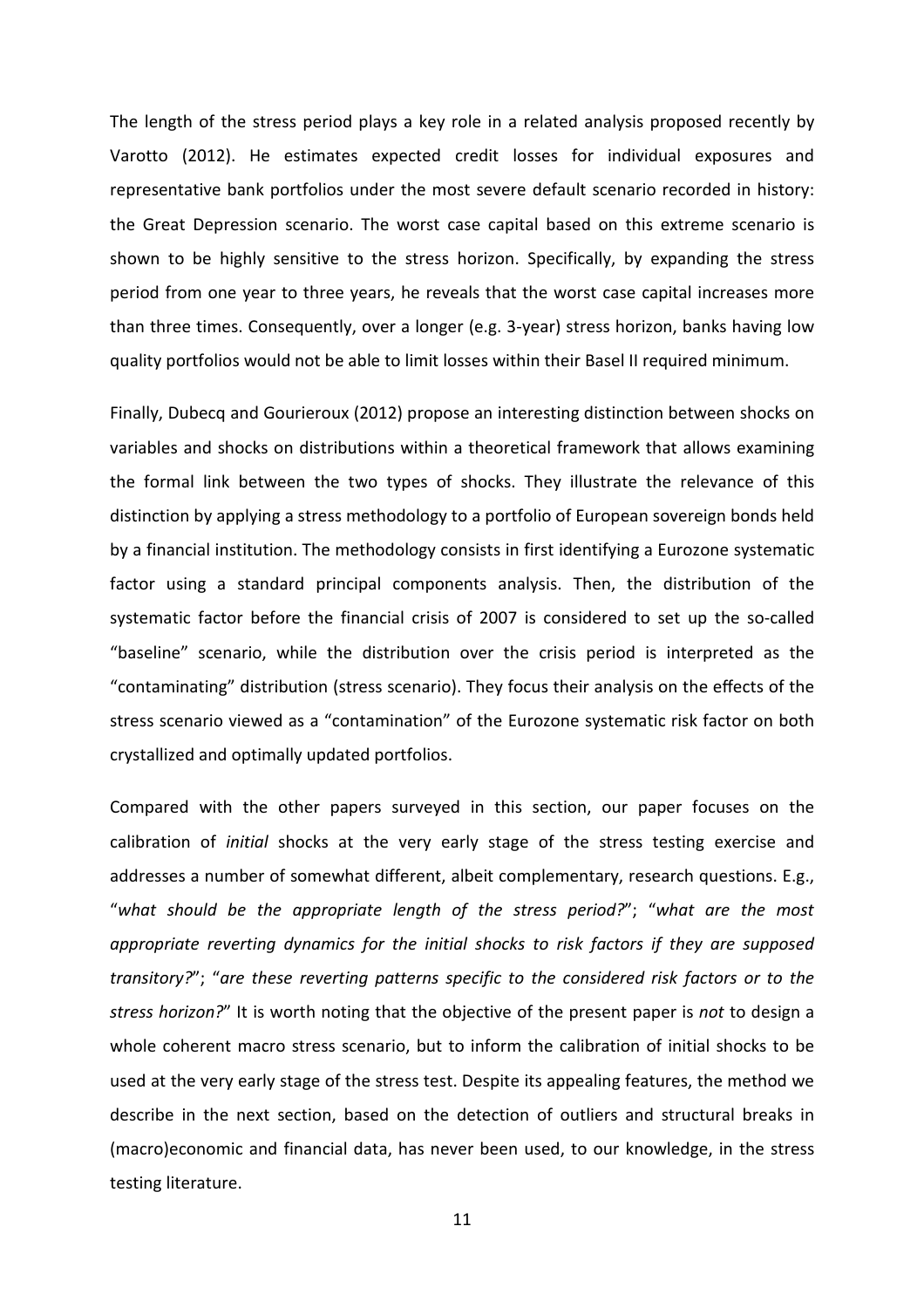The length of the stress period plays a key role in a related analysis proposed recently by Varotto (2012). He estimates expected credit losses for individual exposures and representative bank portfolios under the most severe default scenario recorded in history: the Great Depression scenario. The worst case capital based on this extreme scenario is shown to be highly sensitive to the stress horizon. Specifically, by expanding the stress period from one year to three years, he reveals that the worst case capital increases more than three times. Consequently, over a longer (e.g. 3-year) stress horizon, banks having low quality portfolios would not be able to limit losses within their Basel II required minimum.

Finally, Dubecq and Gourieroux (2012) propose an interesting distinction between shocks on variables and shocks on distributions within a theoretical framework that allows examining the formal link between the two types of shocks. They illustrate the relevance of this distinction by applying a stress methodology to a portfolio of European sovereign bonds held by a financial institution. The methodology consists in first identifying a Eurozone systematic factor using a standard principal components analysis. Then, the distribution of the systematic factor before the financial crisis of 2007 is considered to set up the so-called "baseline" scenario, while the distribution over the crisis period is interpreted as the "contaminating" distribution (stress scenario). They focus their analysis on the effects of the stress scenario viewed as a "contamination" of the Eurozone systematic risk factor on both crystallized and optimally updated portfolios.

Compared with the other papers surveyed in this section, our paper focuses on the calibration of *initial* shocks at the very early stage of the stress testing exercise and addresses a number of somewhat different, albeit complementary, research questions. E.g., "*what should be the appropriate length of the stress period?*"; "*what are the most appropriate reverting dynamics for the initial shocks to risk factors if they are supposed transitory?*"; "*are these reverting patterns specific to the considered risk factors or to the stress horizon?*" It is worth noting that the objective of the present paper is *not* to design a whole coherent macro stress scenario, but to inform the calibration of initial shocks to be used at the very early stage of the stress test. Despite its appealing features, the method we describe in the next section, based on the detection of outliers and structural breaks in (macro)economic and financial data, has never been used, to our knowledge, in the stress testing literature.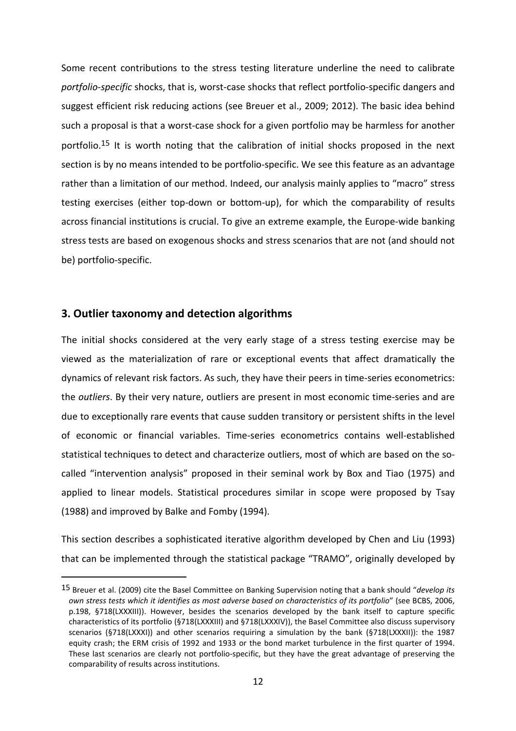Some recent contributions to the stress testing literature underline the need to calibrate *portfolio-specific* shocks, that is, worst-case shocks that reflect portfolio-specific dangers and suggest efficient risk reducing actions (see Breuer et al., 2009; 2012). The basic idea behind such a proposal is that a worst-case shock for a given portfolio may be harmless for another portfolio.[15] It is worth noting that the calibration of initial shocks proposed in the next section is by no means intended to be portfolio-specific. We see this feature as an advantage rather than a limitation of our method. Indeed, our analysis mainly applies to "macro" stress testing exercises (either top-down or bottom-up), for which the comparability of results across financial institutions is crucial. To give an extreme example, the Europe-wide banking stress tests are based on exogenous shocks and stress scenarios that are not (and should not be) portfolio-specific.

## 3. Outlier taxonomy and detection algorithms

The initial shocks considered at the very early stage of a stress testing exercise may be viewed as the materialization of rare or exceptional events that affect dramatically the dynamics of relevant risk factors. As such, they have their peers in time-series econometrics: the *outliers*. By their very nature, outliers are present in most economic time-series and are due to exceptionally rare events that cause sudden transitory or persistent shifts in the level of economic or financial variables. Time-series econometrics contains well-established statistical techniques to detect and characterize outliers, most of which are based on the so-called "intervention analysis" proposed in their seminal work by Box and Tiao (1975) and applied to linear models. Statistical procedures similar in scope were proposed by Tsay (1988) and improved by Balke and Fomby (1994).

This section describes a sophisticated iterative algorithm developed by Chen and Liu (1993) that can be implemented through the statistical package "TRAMO", originally developed by

[15] Breuer et al. (2009) cite the Basel Committee on Banking Supervision noting that a bank should "*develop its own stress tests which it identifies as most adverse based on characteristics of its portfolio*" (see BCBS, 2006, p.198, §718(LXXXIII)). However, besides the scenarios developed by the bank itself to capture specific characteristics of its portfolio (§718(LXXXIII) and §718(LXXXIV)), the Basel Committee also discuss supervisory scenarios (§718(LXXXI)) and other scenarios requiring a simulation by the bank (§718(LXXXII)): the 1987 equity crash; the ERM crisis of 1992 and 1933 or the bond market turbulence in the first quarter of 1994. These last scenarios are clearly not portfolio-specific, but they have the great advantage of preserving the comparability of results across institutions.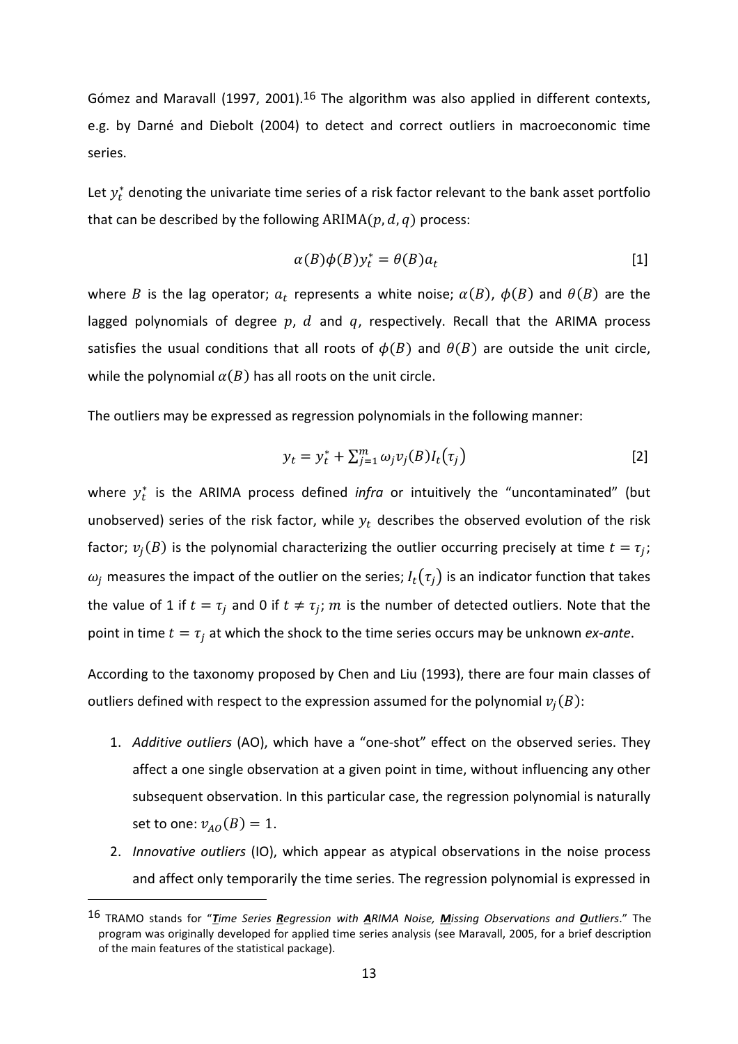Gómez and Maravall (1997, 2001).[16] The algorithm was also applied in different contexts, e.g. by Darné and Diebolt (2004) to detect and correct outliers in macroeconomic time series.

Let $y_t^*$ denoting the univariate time series of a risk factor relevant to the bank asset portfolio that can be described by the following $\text{ARIMA}(p, d, q)$ process:

$$\alpha(B)\phi(B)y_t^* = \theta(B)a_t \tag{1}$$

where $B$ is the lag operator; $a_t$ represents a white noise; $\alpha(B)$, $\phi(B)$ and $\theta(B)$ are the lagged polynomials of degree $p$, $d$ and $q$, respectively. Recall that the ARIMA process satisfies the usual conditions that all roots of $\phi(B)$ and $\theta(B)$ are outside the unit circle, while the polynomial $\alpha(B)$ has all roots on the unit circle.

The outliers may be expressed as regression polynomials in the following manner:

$$y_t = y_t^* + \sum_{j=1}^{m} \omega_j v_j(B) I_t(\tau_j) \tag{2}$$

where $y_t^*$ is the ARIMA process defined *infra* or intuitively the "uncontaminated" (but unobserved) series of the risk factor, while $y_t$ describes the observed evolution of the risk factor; $v_j(B)$ is the polynomial characterizing the outlier occurring precisely at time $t = \tau_j$; $\omega_j$ measures the impact of the outlier on the series; $I_t(\tau_j)$ is an indicator function that takes the value of 1 if $t = \tau_j$ and 0 if $t \neq \tau_j$; $m$ is the number of detected outliers. Note that the point in time $t = \tau_j$ at which the shock to the time series occurs may be unknown *ex-ante*.

According to the taxonomy proposed by Chen and Liu (1993), there are four main classes of outliers defined with respect to the expression assumed for the polynomial $v_j(B)$:

1. *Additive outliers* (AO), which have a "one-shot" effect on the observed series. They affect a one single observation at a given point in time, without influencing any other subsequent observation. In this particular case, the regression polynomial is naturally set to one: $v_{AO}(B) = 1$.
2. *Innovative outliers* (IO), which appear as atypical observations in the noise process and affect only temporarily the time series. The regression polynomial is expressed in

---

[16] TRAMO stands for "***T**ime Series **R**egression with **A**RIMA Noise, **M**issing Observations and **O**utliers*." The program was originally developed for applied time series analysis (see Maravall, 2005, for a brief description of the main features of the statistical package).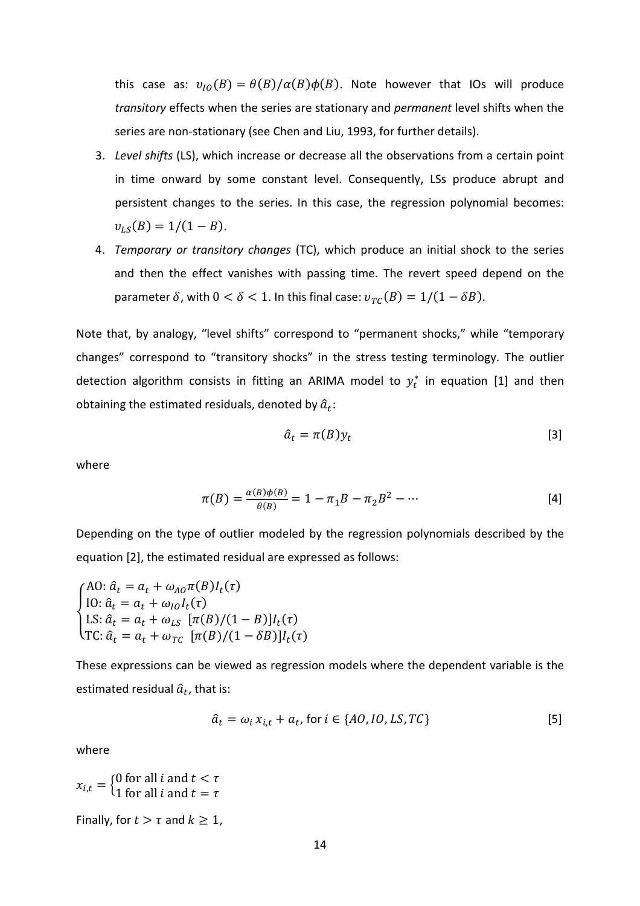this case as: $\upsilon_{IO}(B) = \theta(B)/\alpha(B)\phi(B)$. Note however that IOs will produce *transitory* effects when the series are stationary and *permanent* level shifts when the series are non-stationary (see Chen and Liu, 1993, for further details).

3. *Level shifts* (LS), which increase or decrease all the observations from a certain point in time onward by some constant level. Consequently, LSs produce abrupt and persistent changes to the series. In this case, the regression polynomial becomes: $\upsilon_{LS}(B) = 1/(1 - B)$.
4. *Temporary or transitory changes* (TC), which produce an initial shock to the series and then the effect vanishes with passing time. The revert speed depend on the parameter $\delta$, with $0 < \delta < 1$. In this final case: $\upsilon_{TC}(B) = 1/(1 - \delta B)$.

Note that, by analogy, "level shifts" correspond to "permanent shocks," while "temporary changes" correspond to "transitory shocks" in the stress testing terminology. The outlier detection algorithm consists in fitting an ARIMA model to $y_t^*$ in equation [1] and then obtaining the estimated residuals, denoted by $\hat{a}_t$:

$$\hat{a}_t = \pi(B)y_t \tag{3}$$

where

$$\pi(B) = \frac{\alpha(B)\phi(B)}{\theta(B)} = 1 - \pi_1 B - \pi_2 B^2 - \cdots \tag{4}$$

Depending on the type of outlier modeled by the regression polynomials described by the equation [2], the estimated residual are expressed as follows:

$$\begin{cases} \text{AO: } \hat{a}_t = a_t + \omega_{AO}\pi(B)I_t(\tau) \\ \text{IO: } \hat{a}_t = a_t + \omega_{IO}I_t(\tau) \\ \text{LS: } \hat{a}_t = a_t + \omega_{LS}\ [\pi(B)/(1 - B)]I_t(\tau) \\ \text{TC: } \hat{a}_t = a_t + \omega_{TC}\ [\pi(B)/(1 - \delta B)]I_t(\tau) \end{cases}$$

These expressions can be viewed as regression models where the dependent variable is the estimated residual $\hat{a}_t$, that is:

$$\hat{a}_t = \omega_i\, x_{i,t} + a_t, \text{ for } i \in \{AO, IO, LS, TC\} \tag{5}$$

where

$$x_{i,t} = \begin{cases} 0 \text{ for all } i \text{ and } t < \tau \\ 1 \text{ for all } i \text{ and } t = \tau \end{cases}$$

Finally, for $t > \tau$ and $k \geq 1$,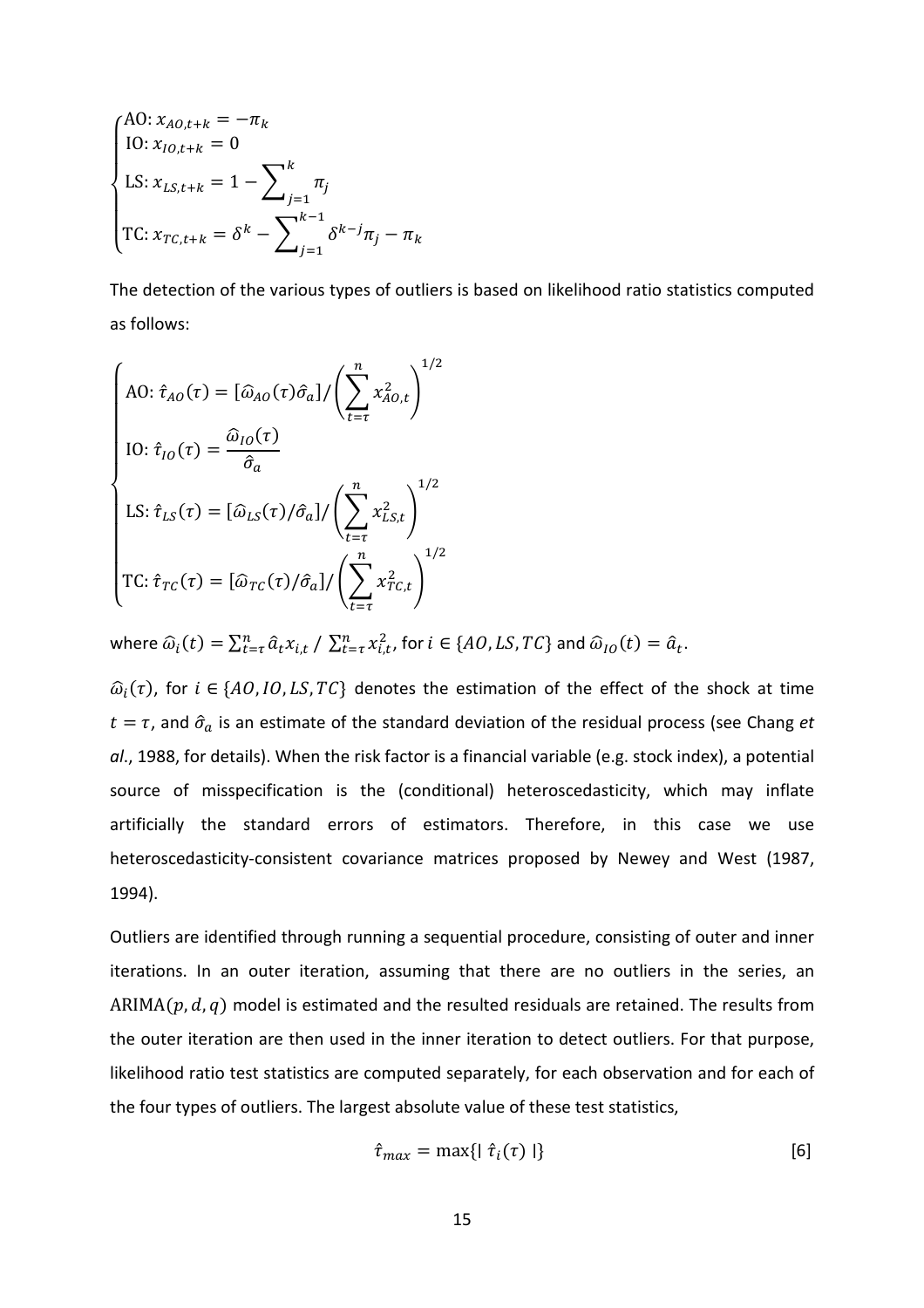$$
\begin{cases}
\text{AO: } x_{AO,t+k} = -\pi_k \\
\text{IO: } x_{IO,t+k} = 0 \\
\text{LS: } x_{LS,t+k} = 1 - \sum_{j=1}^{k} \pi_j \\
\text{TC: } x_{TC,t+k} = \delta^k - \sum_{j=1}^{k-1} \delta^{k-j}\pi_j - \pi_k
\end{cases}
$$

The detection of the various types of outliers is based on likelihood ratio statistics computed as follows:

$$
\begin{cases}
\text{AO: } \hat{\tau}_{AO}(\tau) = [\widehat{\omega}_{AO}(\tau)\hat{\sigma}_a] / \left(\sum_{t=\tau}^{n} x_{AO,t}^2\right)^{1/2} \\
\text{IO: } \hat{\tau}_{IO}(\tau) = \dfrac{\widehat{\omega}_{IO}(\tau)}{\hat{\sigma}_a} \\
\text{LS: } \hat{\tau}_{LS}(\tau) = [\widehat{\omega}_{LS}(\tau)/\hat{\sigma}_a] / \left(\sum_{t=\tau}^{n} x_{LS,t}^2\right)^{1/2} \\
\text{TC: } \hat{\tau}_{TC}(\tau) = [\widehat{\omega}_{TC}(\tau)/\hat{\sigma}_a] / \left(\sum_{t=\tau}^{n} x_{TC,t}^2\right)^{1/2}
\end{cases}
$$

where $\widehat{\omega}_i(t) = \sum_{t=\tau}^{n} \hat{a}_t x_{i,t} \,/\, \sum_{t=\tau}^{n} x_{i,t}^2$, for $i \in \{AO, LS, TC\}$ and $\widehat{\omega}_{IO}(t) = \hat{a}_t$.

$\widehat{\omega}_i(\tau)$, for $i \in \{AO, IO, LS, TC\}$ denotes the estimation of the effect of the shock at time $t = \tau$, and $\hat{\sigma}_a$ is an estimate of the standard deviation of the residual process (see Chang *et al*., 1988, for details). When the risk factor is a financial variable (e.g. stock index), a potential source of misspecification is the (conditional) heteroscedasticity, which may inflate artificially the standard errors of estimators. Therefore, in this case we use heteroscedasticity-consistent covariance matrices proposed by Newey and West (1987, 1994).

Outliers are identified through running a sequential procedure, consisting of outer and inner iterations. In an outer iteration, assuming that there are no outliers in the series, an $\text{ARIMA}(p, d, q)$ model is estimated and the resulted residuals are retained. The results from the outer iteration are then used in the inner iteration to detect outliers. For that purpose, likelihood ratio test statistics are computed separately, for each observation and for each of the four types of outliers. The largest absolute value of these test statistics,

$$
\hat{\tau}_{max} = \max\{|\ \hat{\tau}_i(\tau)\ |\} \qquad [6]
$$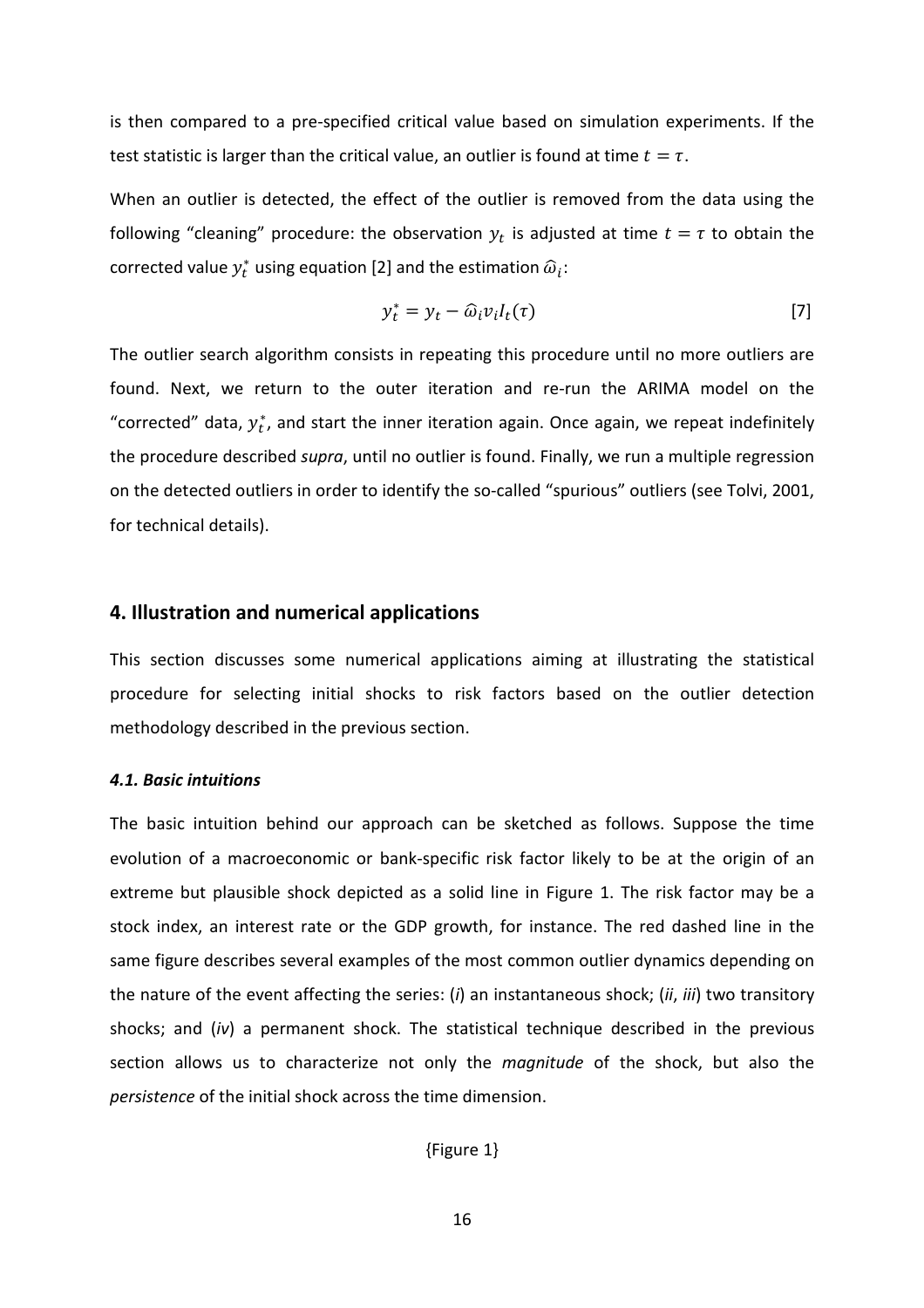is then compared to a pre-specified critical value based on simulation experiments. If the test statistic is larger than the critical value, an outlier is found at time $t = \tau$.

When an outlier is detected, the effect of the outlier is removed from the data using the following "cleaning" procedure: the observation $y_t$ is adjusted at time $t = \tau$ to obtain the corrected value $y_t^*$ using equation [2] and the estimation $\widehat{\omega}_i$:

$$y_t^* = y_t - \widehat{\omega}_i v_i I_t(\tau) \qquad [7]$$

The outlier search algorithm consists in repeating this procedure until no more outliers are found. Next, we return to the outer iteration and re-run the ARIMA model on the "corrected" data, $y_t^*$, and start the inner iteration again. Once again, we repeat indefinitely the procedure described *supra*, until no outlier is found. Finally, we run a multiple regression on the detected outliers in order to identify the so-called "spurious" outliers (see Tolvi, 2001, for technical details).

## 4. Illustration and numerical applications

This section discusses some numerical applications aiming at illustrating the statistical procedure for selecting initial shocks to risk factors based on the outlier detection methodology described in the previous section.

### *4.1. Basic intuitions*

The basic intuition behind our approach can be sketched as follows. Suppose the time evolution of a macroeconomic or bank-specific risk factor likely to be at the origin of an extreme but plausible shock depicted as a solid line in Figure 1. The risk factor may be a stock index, an interest rate or the GDP growth, for instance. The red dashed line in the same figure describes several examples of the most common outlier dynamics depending on the nature of the event affecting the series: (*i*) an instantaneous shock; (*ii*, *iii*) two transitory shocks; and (*iv*) a permanent shock. The statistical technique described in the previous section allows us to characterize not only the *magnitude* of the shock, but also the *persistence* of the initial shock across the time dimension.

{Figure 1}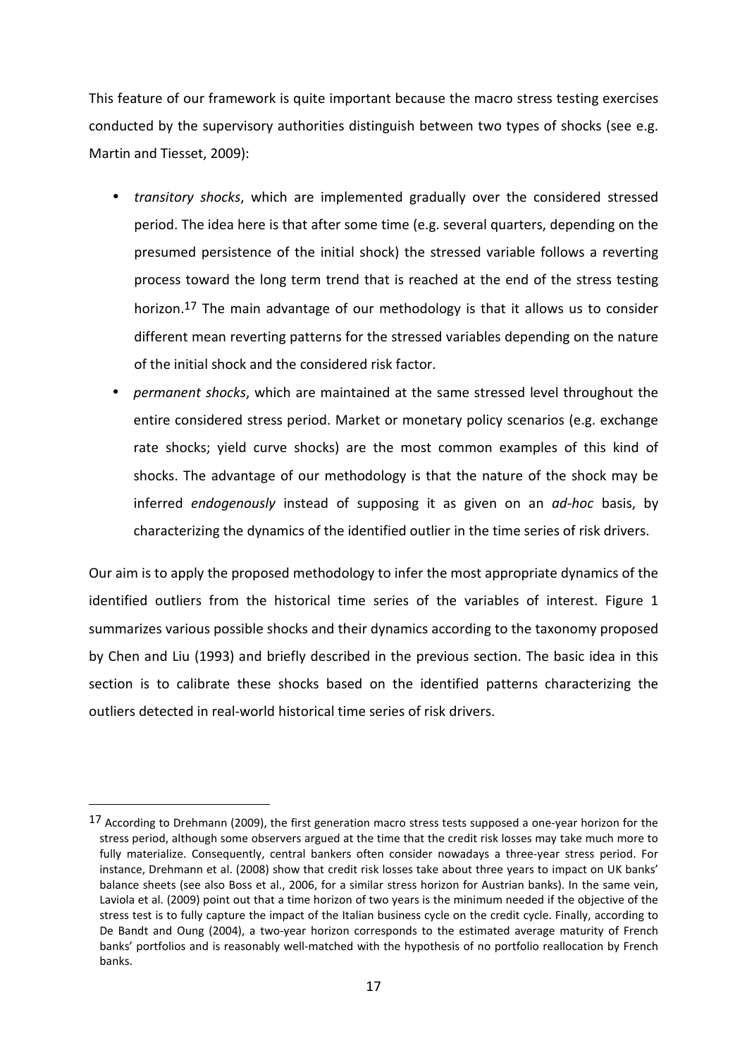This feature of our framework is quite important because the macro stress testing exercises conducted by the supervisory authorities distinguish between two types of shocks (see e.g. Martin and Tiesset, 2009):

- *transitory shocks*, which are implemented gradually over the considered stressed period. The idea here is that after some time (e.g. several quarters, depending on the presumed persistence of the initial shock) the stressed variable follows a reverting process toward the long term trend that is reached at the end of the stress testing horizon.[17] The main advantage of our methodology is that it allows us to consider different mean reverting patterns for the stressed variables depending on the nature of the initial shock and the considered risk factor.
- *permanent shocks*, which are maintained at the same stressed level throughout the entire considered stress period. Market or monetary policy scenarios (e.g. exchange rate shocks; yield curve shocks) are the most common examples of this kind of shocks. The advantage of our methodology is that the nature of the shock may be inferred *endogenously* instead of supposing it as given on an *ad-hoc* basis, by characterizing the dynamics of the identified outlier in the time series of risk drivers.

Our aim is to apply the proposed methodology to infer the most appropriate dynamics of the identified outliers from the historical time series of the variables of interest. Figure 1 summarizes various possible shocks and their dynamics according to the taxonomy proposed by Chen and Liu (1993) and briefly described in the previous section. The basic idea in this section is to calibrate these shocks based on the identified patterns characterizing the outliers detected in real-world historical time series of risk drivers.

---

[17] According to Drehmann (2009), the first generation macro stress tests supposed a one-year horizon for the stress period, although some observers argued at the time that the credit risk losses may take much more to fully materialize. Consequently, central bankers often consider nowadays a three-year stress period. For instance, Drehmann et al. (2008) show that credit risk losses take about three years to impact on UK banks' balance sheets (see also Boss et al., 2006, for a similar stress horizon for Austrian banks). In the same vein, Laviola et al. (2009) point out that a time horizon of two years is the minimum needed if the objective of the stress test is to fully capture the impact of the Italian business cycle on the credit cycle. Finally, according to De Bandt and Oung (2004), a two-year horizon corresponds to the estimated average maturity of French banks' portfolios and is reasonably well-matched with the hypothesis of no portfolio reallocation by French banks.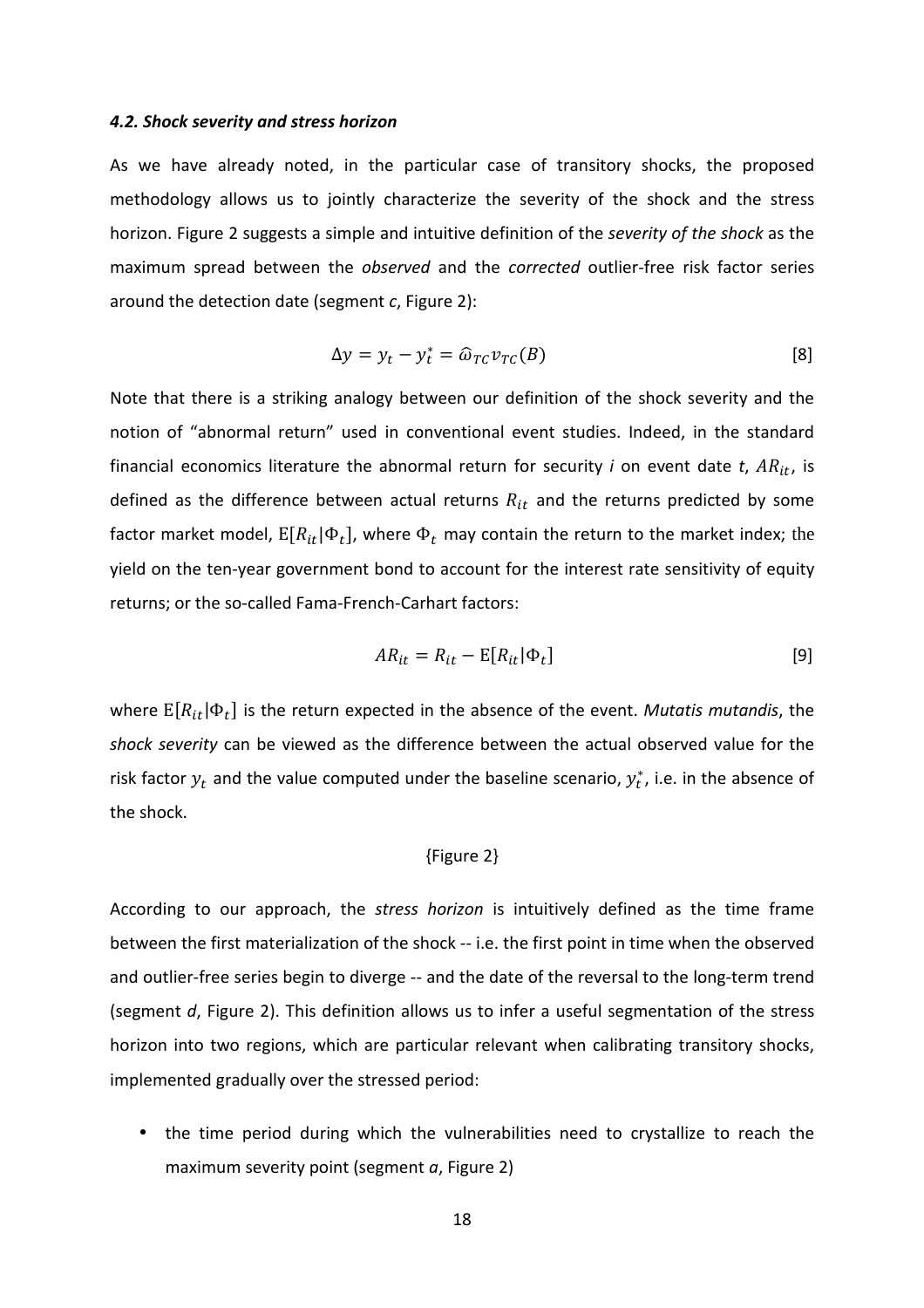#### *4.2. Shock severity and stress horizon*

As we have already noted, in the particular case of transitory shocks, the proposed methodology allows us to jointly characterize the severity of the shock and the stress horizon. Figure 2 suggests a simple and intuitive definition of the *severity of the shock* as the maximum spread between the *observed* and the *corrected* outlier-free risk factor series around the detection date (segment *c*, Figure 2):

$$\Delta y = y_t - y_t^* = \widehat{\omega}_{TC} v_{TC}(B) \qquad [8]$$

Note that there is a striking analogy between our definition of the shock severity and the notion of "abnormal return" used in conventional event studies. Indeed, in the standard financial economics literature the abnormal return for security *i* on event date *t*, $AR_{it}$, is defined as the difference between actual returns $R_{it}$ and the returns predicted by some factor market model, $\mathrm{E}[R_{it}|\Phi_t]$, where $\Phi_t$ may contain the return to the market index; the yield on the ten-year government bond to account for the interest rate sensitivity of equity returns; or the so-called Fama-French-Carhart factors:

$$AR_{it} = R_{it} - \mathrm{E}[R_{it}|\Phi_t] \qquad [9]$$

where $\mathrm{E}[R_{it}|\Phi_t]$ is the return expected in the absence of the event. *Mutatis mutandis*, the *shock severity* can be viewed as the difference between the actual observed value for the risk factor $y_t$ and the value computed under the baseline scenario, $y_t^*$, i.e. in the absence of the shock.

{Figure 2}

According to our approach, the *stress horizon* is intuitively defined as the time frame between the first materialization of the shock -- i.e. the first point in time when the observed and outlier-free series begin to diverge -- and the date of the reversal to the long-term trend (segment *d*, Figure 2). This definition allows us to infer a useful segmentation of the stress horizon into two regions, which are particular relevant when calibrating transitory shocks, implemented gradually over the stressed period:

- the time period during which the vulnerabilities need to crystallize to reach the maximum severity point (segment *a*, Figure 2)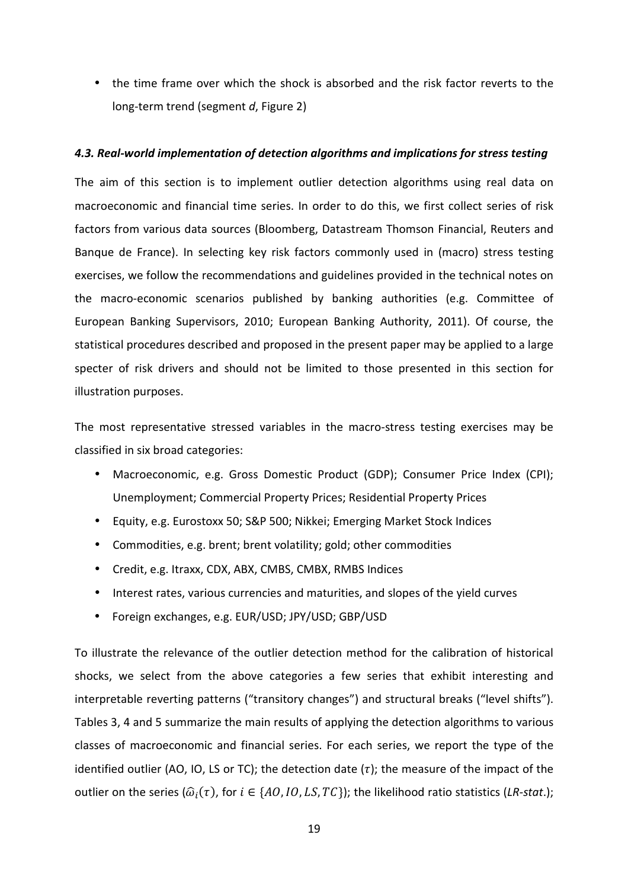- the time frame over which the shock is absorbed and the risk factor reverts to the long-term trend (segment *d*, Figure 2)

#### *4.3. Real-world implementation of detection algorithms and implications for stress testing*

The aim of this section is to implement outlier detection algorithms using real data on macroeconomic and financial time series. In order to do this, we first collect series of risk factors from various data sources (Bloomberg, Datastream Thomson Financial, Reuters and Banque de France). In selecting key risk factors commonly used in (macro) stress testing exercises, we follow the recommendations and guidelines provided in the technical notes on the macro-economic scenarios published by banking authorities (e.g. Committee of European Banking Supervisors, 2010; European Banking Authority, 2011). Of course, the statistical procedures described and proposed in the present paper may be applied to a large specter of risk drivers and should not be limited to those presented in this section for illustration purposes.

The most representative stressed variables in the macro-stress testing exercises may be classified in six broad categories:

- Macroeconomic, e.g. Gross Domestic Product (GDP); Consumer Price Index (CPI); Unemployment; Commercial Property Prices; Residential Property Prices
- Equity, e.g. Eurostoxx 50; S&P 500; Nikkei; Emerging Market Stock Indices
- Commodities, e.g. brent; brent volatility; gold; other commodities
- Credit, e.g. Itraxx, CDX, ABX, CMBS, CMBX, RMBS Indices
- Interest rates, various currencies and maturities, and slopes of the yield curves
- Foreign exchanges, e.g. EUR/USD; JPY/USD; GBP/USD

To illustrate the relevance of the outlier detection method for the calibration of historical shocks, we select from the above categories a few series that exhibit interesting and interpretable reverting patterns ("transitory changes") and structural breaks ("level shifts"). Tables 3, 4 and 5 summarize the main results of applying the detection algorithms to various classes of macroeconomic and financial series. For each series, we report the type of the identified outlier (AO, IO, LS or TC); the detection date ($\tau$); the measure of the impact of the outlier on the series ($\widehat{\omega}_i(\tau)$, for $i \in \{AO, IO, LS, TC\}$); the likelihood ratio statistics (*LR-stat*.);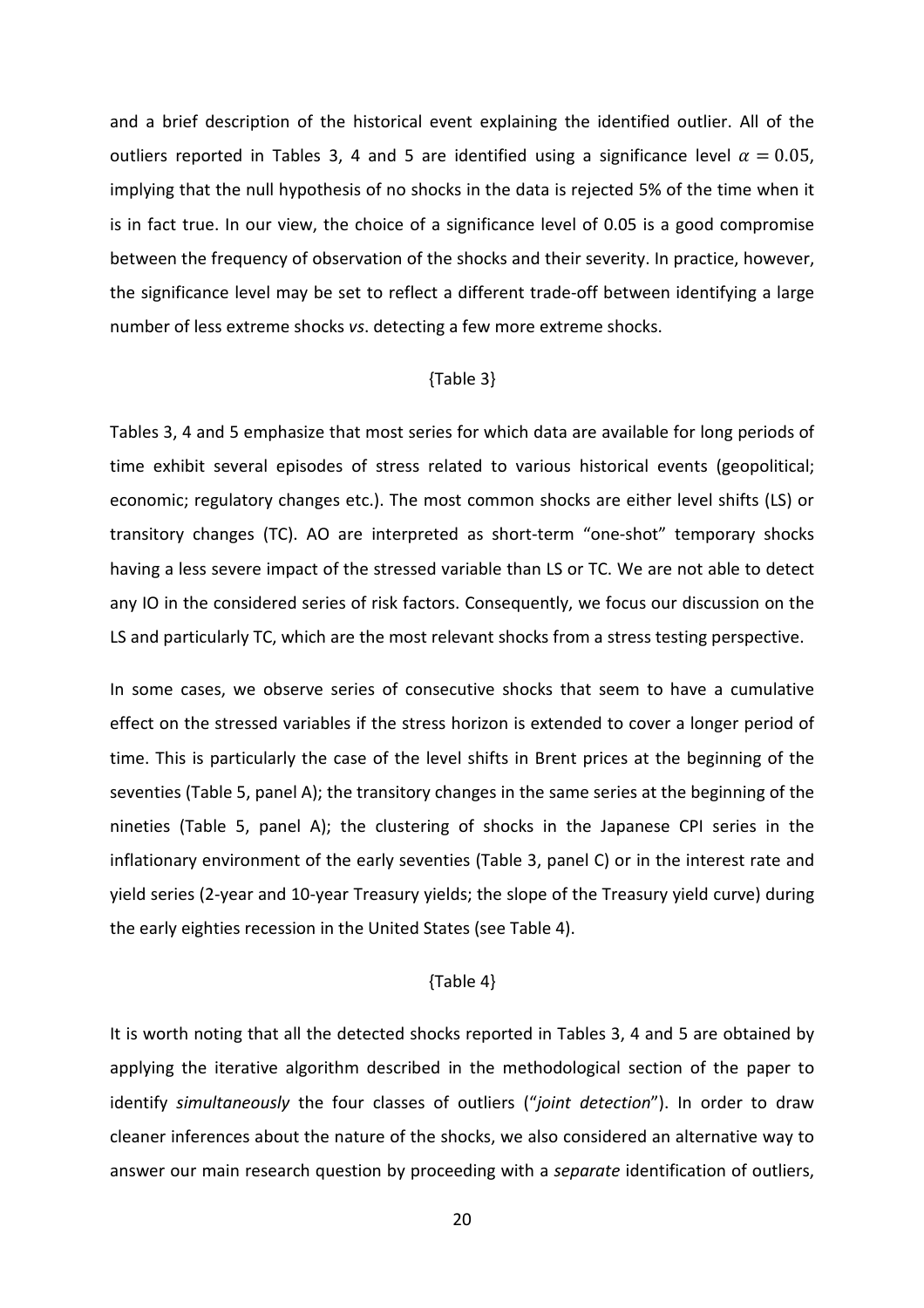and a brief description of the historical event explaining the identified outlier. All of the outliers reported in Tables 3, 4 and 5 are identified using a significance level $\alpha = 0.05$, implying that the null hypothesis of no shocks in the data is rejected 5% of the time when it is in fact true. In our view, the choice of a significance level of 0.05 is a good compromise between the frequency of observation of the shocks and their severity. In practice, however, the significance level may be set to reflect a different trade-off between identifying a large number of less extreme shocks *vs*. detecting a few more extreme shocks.

{Table 3}

Tables 3, 4 and 5 emphasize that most series for which data are available for long periods of time exhibit several episodes of stress related to various historical events (geopolitical; economic; regulatory changes etc.). The most common shocks are either level shifts (LS) or transitory changes (TC). AO are interpreted as short-term "one-shot" temporary shocks having a less severe impact of the stressed variable than LS or TC. We are not able to detect any IO in the considered series of risk factors. Consequently, we focus our discussion on the LS and particularly TC, which are the most relevant shocks from a stress testing perspective.

In some cases, we observe series of consecutive shocks that seem to have a cumulative effect on the stressed variables if the stress horizon is extended to cover a longer period of time. This is particularly the case of the level shifts in Brent prices at the beginning of the seventies (Table 5, panel A); the transitory changes in the same series at the beginning of the nineties (Table 5, panel A); the clustering of shocks in the Japanese CPI series in the inflationary environment of the early seventies (Table 3, panel C) or in the interest rate and yield series (2-year and 10-year Treasury yields; the slope of the Treasury yield curve) during the early eighties recession in the United States (see Table 4).

{Table 4}

It is worth noting that all the detected shocks reported in Tables 3, 4 and 5 are obtained by applying the iterative algorithm described in the methodological section of the paper to identify *simultaneously* the four classes of outliers ("*joint detection*"). In order to draw cleaner inferences about the nature of the shocks, we also considered an alternative way to answer our main research question by proceeding with a *separate* identification of outliers,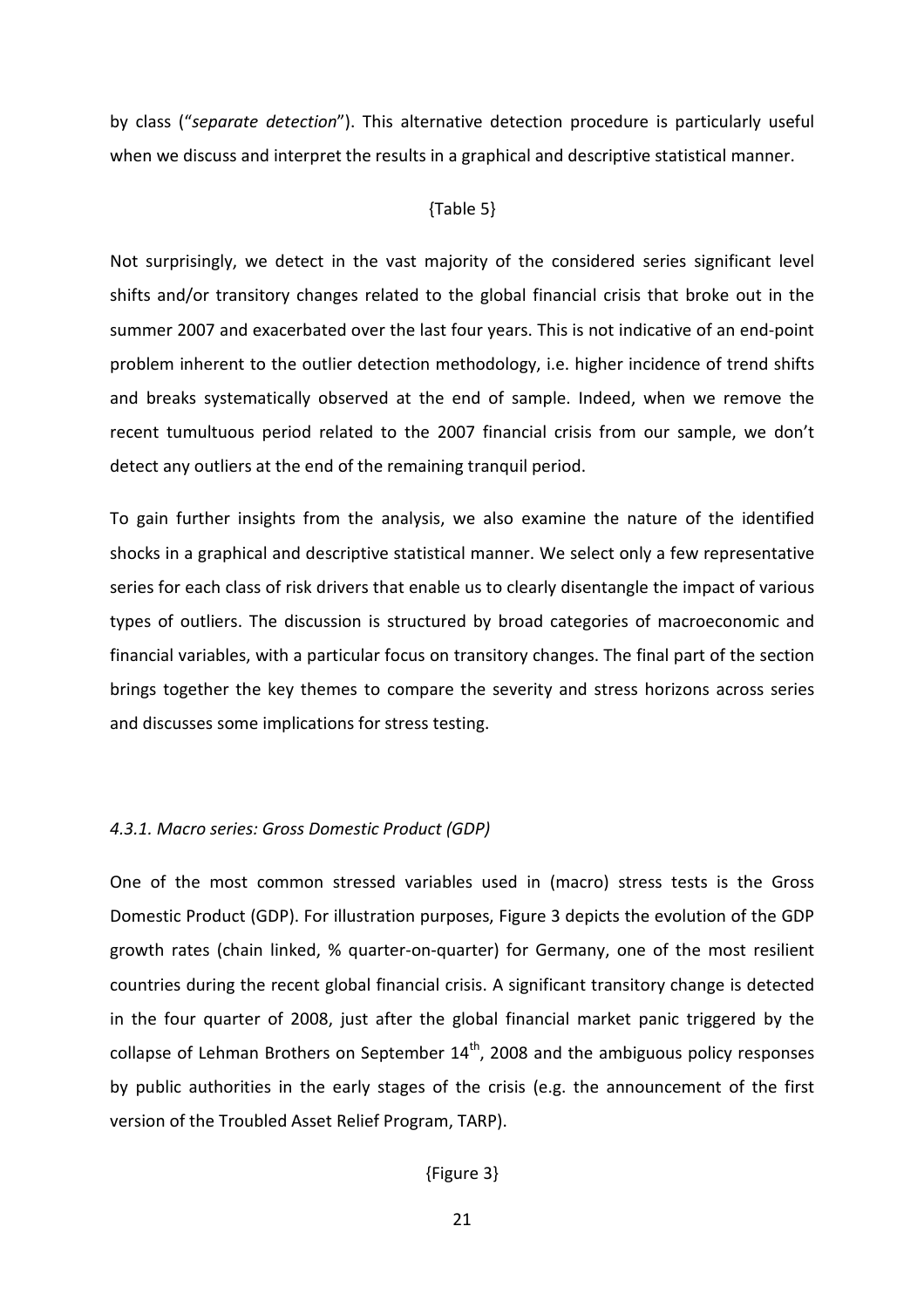by class ("*separate detection*"). This alternative detection procedure is particularly useful when we discuss and interpret the results in a graphical and descriptive statistical manner.

{Table 5}

Not surprisingly, we detect in the vast majority of the considered series significant level shifts and/or transitory changes related to the global financial crisis that broke out in the summer 2007 and exacerbated over the last four years. This is not indicative of an end-point problem inherent to the outlier detection methodology, i.e. higher incidence of trend shifts and breaks systematically observed at the end of sample. Indeed, when we remove the recent tumultuous period related to the 2007 financial crisis from our sample, we don't detect any outliers at the end of the remaining tranquil period.

To gain further insights from the analysis, we also examine the nature of the identified shocks in a graphical and descriptive statistical manner. We select only a few representative series for each class of risk drivers that enable us to clearly disentangle the impact of various types of outliers. The discussion is structured by broad categories of macroeconomic and financial variables, with a particular focus on transitory changes. The final part of the section brings together the key themes to compare the severity and stress horizons across series and discusses some implications for stress testing.

### *4.3.1. Macro series: Gross Domestic Product (GDP)*

One of the most common stressed variables used in (macro) stress tests is the Gross Domestic Product (GDP). For illustration purposes, Figure 3 depicts the evolution of the GDP growth rates (chain linked, % quarter-on-quarter) for Germany, one of the most resilient countries during the recent global financial crisis. A significant transitory change is detected in the four quarter of 2008, just after the global financial market panic triggered by the collapse of Lehman Brothers on September 14th, 2008 and the ambiguous policy responses by public authorities in the early stages of the crisis (e.g. the announcement of the first version of the Troubled Asset Relief Program, TARP).

{Figure 3}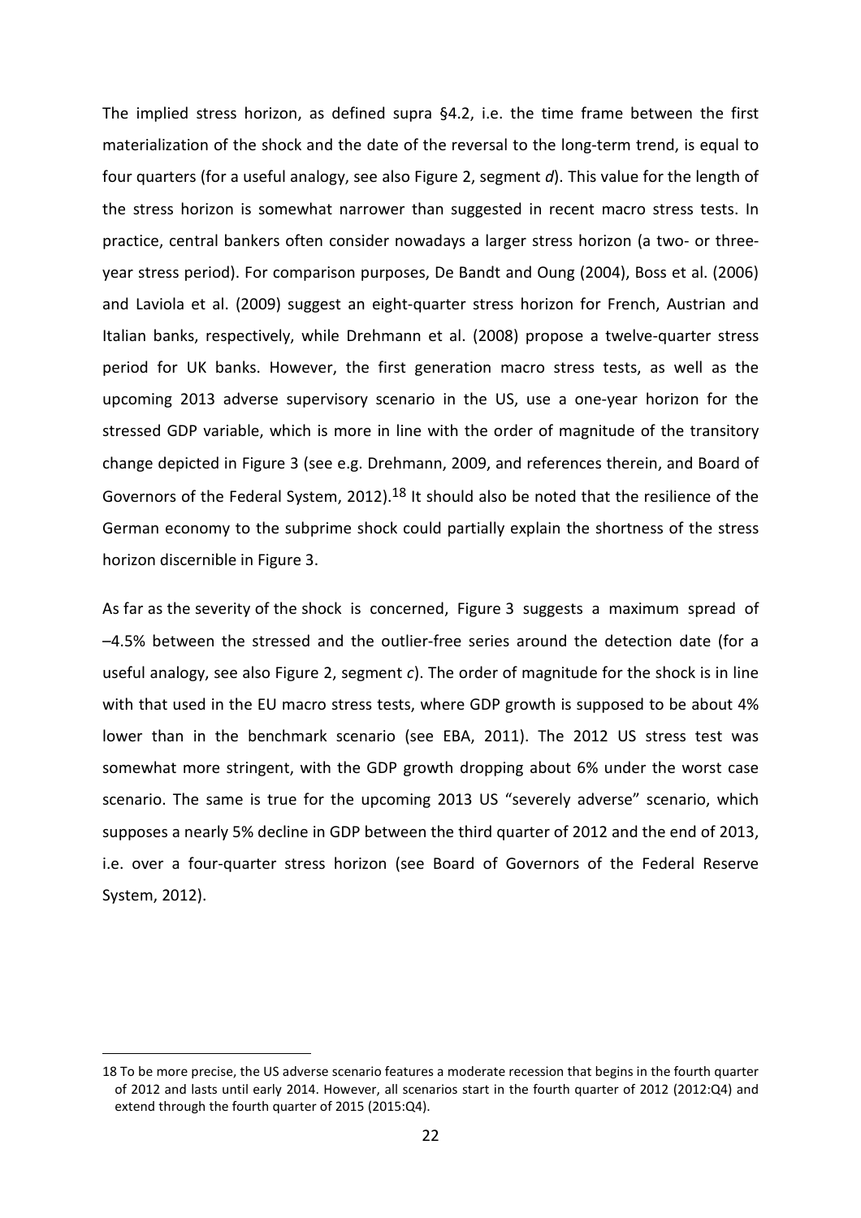The implied stress horizon, as defined supra §4.2, i.e. the time frame between the first materialization of the shock and the date of the reversal to the long-term trend, is equal to four quarters (for a useful analogy, see also Figure 2, segment *d*). This value for the length of the stress horizon is somewhat narrower than suggested in recent macro stress tests. In practice, central bankers often consider nowadays a larger stress horizon (a two- or three-year stress period). For comparison purposes, De Bandt and Oung (2004), Boss et al. (2006) and Laviola et al. (2009) suggest an eight-quarter stress horizon for French, Austrian and Italian banks, respectively, while Drehmann et al. (2008) propose a twelve-quarter stress period for UK banks. However, the first generation macro stress tests, as well as the upcoming 2013 adverse supervisory scenario in the US, use a one-year horizon for the stressed GDP variable, which is more in line with the order of magnitude of the transitory change depicted in Figure 3 (see e.g. Drehmann, 2009, and references therein, and Board of Governors of the Federal System, 2012).[18] It should also be noted that the resilience of the German economy to the subprime shock could partially explain the shortness of the stress horizon discernible in Figure 3.

As far as the severity of the shock is concerned, Figure 3 suggests a maximum spread of –4.5% between the stressed and the outlier-free series around the detection date (for a useful analogy, see also Figure 2, segment *c*). The order of magnitude for the shock is in line with that used in the EU macro stress tests, where GDP growth is supposed to be about 4% lower than in the benchmark scenario (see EBA, 2011). The 2012 US stress test was somewhat more stringent, with the GDP growth dropping about 6% under the worst case scenario. The same is true for the upcoming 2013 US "severely adverse" scenario, which supposes a nearly 5% decline in GDP between the third quarter of 2012 and the end of 2013, i.e. over a four-quarter stress horizon (see Board of Governors of the Federal Reserve System, 2012).

---

18 To be more precise, the US adverse scenario features a moderate recession that begins in the fourth quarter of 2012 and lasts until early 2014. However, all scenarios start in the fourth quarter of 2012 (2012:Q4) and extend through the fourth quarter of 2015 (2015:Q4).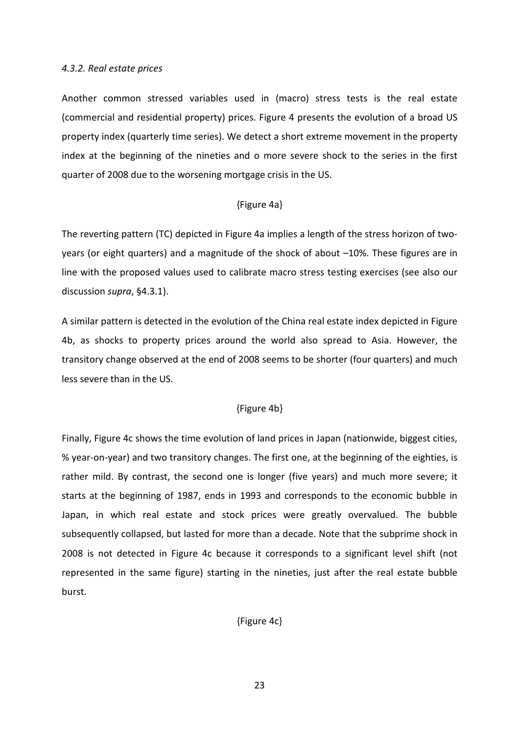*4.3.2. Real estate prices*

Another common stressed variables used in (macro) stress tests is the real estate (commercial and residential property) prices. Figure 4 presents the evolution of a broad US property index (quarterly time series). We detect a short extreme movement in the property index at the beginning of the nineties and o more severe shock to the series in the first quarter of 2008 due to the worsening mortgage crisis in the US.

{Figure 4a}

The reverting pattern (TC) depicted in Figure 4a implies a length of the stress horizon of two-years (or eight quarters) and a magnitude of the shock of about –10%. These figures are in line with the proposed values used to calibrate macro stress testing exercises (see also our discussion *supra*, §4.3.1).

A similar pattern is detected in the evolution of the China real estate index depicted in Figure 4b, as shocks to property prices around the world also spread to Asia. However, the transitory change observed at the end of 2008 seems to be shorter (four quarters) and much less severe than in the US.

{Figure 4b}

Finally, Figure 4c shows the time evolution of land prices in Japan (nationwide, biggest cities, % year-on-year) and two transitory changes. The first one, at the beginning of the eighties, is rather mild. By contrast, the second one is longer (five years) and much more severe; it starts at the beginning of 1987, ends in 1993 and corresponds to the economic bubble in Japan, in which real estate and stock prices were greatly overvalued. The bubble subsequently collapsed, but lasted for more than a decade. Note that the subprime shock in 2008 is not detected in Figure 4c because it corresponds to a significant level shift (not represented in the same figure) starting in the nineties, just after the real estate bubble burst.

{Figure 4c}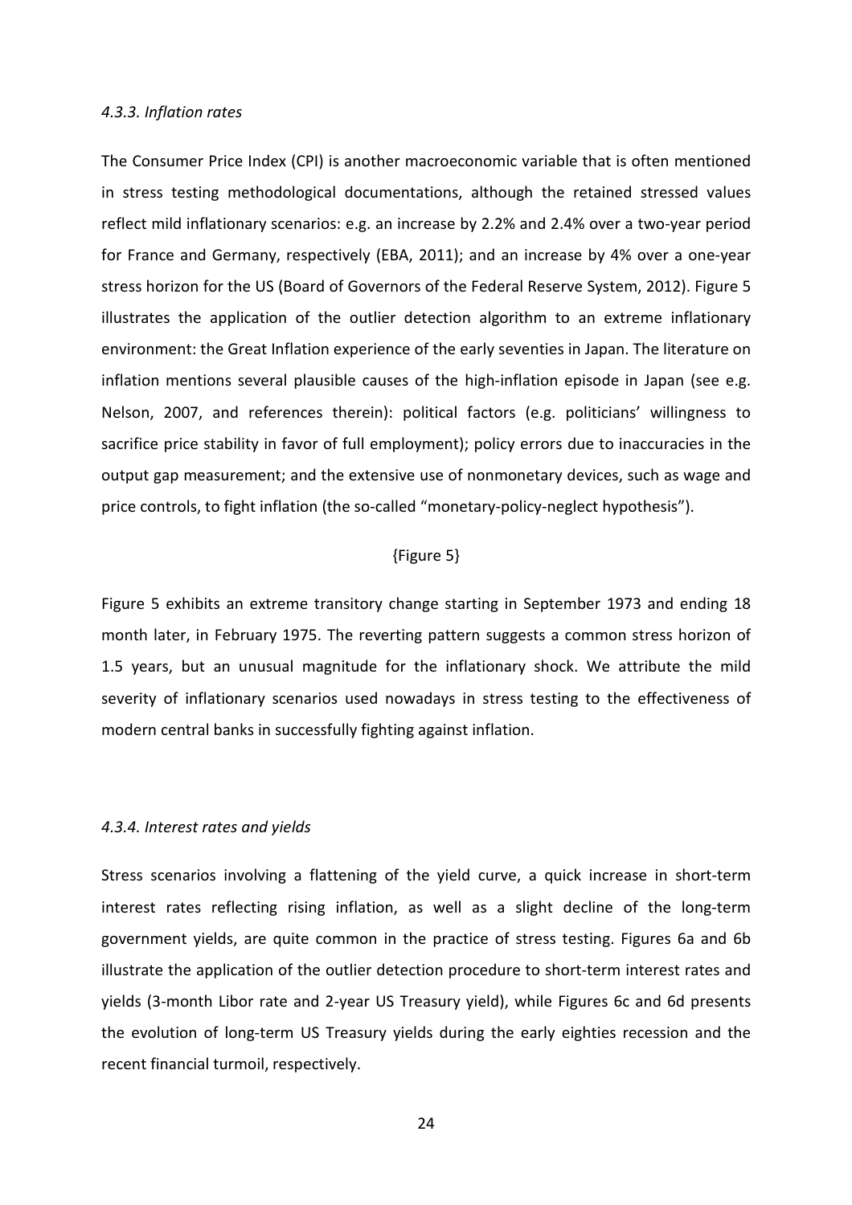#### *4.3.3. Inflation rates*

The Consumer Price Index (CPI) is another macroeconomic variable that is often mentioned in stress testing methodological documentations, although the retained stressed values reflect mild inflationary scenarios: e.g. an increase by 2.2% and 2.4% over a two-year period for France and Germany, respectively (EBA, 2011); and an increase by 4% over a one-year stress horizon for the US (Board of Governors of the Federal Reserve System, 2012). Figure 5 illustrates the application of the outlier detection algorithm to an extreme inflationary environment: the Great Inflation experience of the early seventies in Japan. The literature on inflation mentions several plausible causes of the high-inflation episode in Japan (see e.g. Nelson, 2007, and references therein): political factors (e.g. politicians' willingness to sacrifice price stability in favor of full employment); policy errors due to inaccuracies in the output gap measurement; and the extensive use of nonmonetary devices, such as wage and price controls, to fight inflation (the so-called "monetary-policy-neglect hypothesis").

{Figure 5}

Figure 5 exhibits an extreme transitory change starting in September 1973 and ending 18 month later, in February 1975. The reverting pattern suggests a common stress horizon of 1.5 years, but an unusual magnitude for the inflationary shock. We attribute the mild severity of inflationary scenarios used nowadays in stress testing to the effectiveness of modern central banks in successfully fighting against inflation.

#### *4.3.4. Interest rates and yields*

Stress scenarios involving a flattening of the yield curve, a quick increase in short-term interest rates reflecting rising inflation, as well as a slight decline of the long-term government yields, are quite common in the practice of stress testing. Figures 6a and 6b illustrate the application of the outlier detection procedure to short-term interest rates and yields (3-month Libor rate and 2-year US Treasury yield), while Figures 6c and 6d presents the evolution of long-term US Treasury yields during the early eighties recession and the recent financial turmoil, respectively.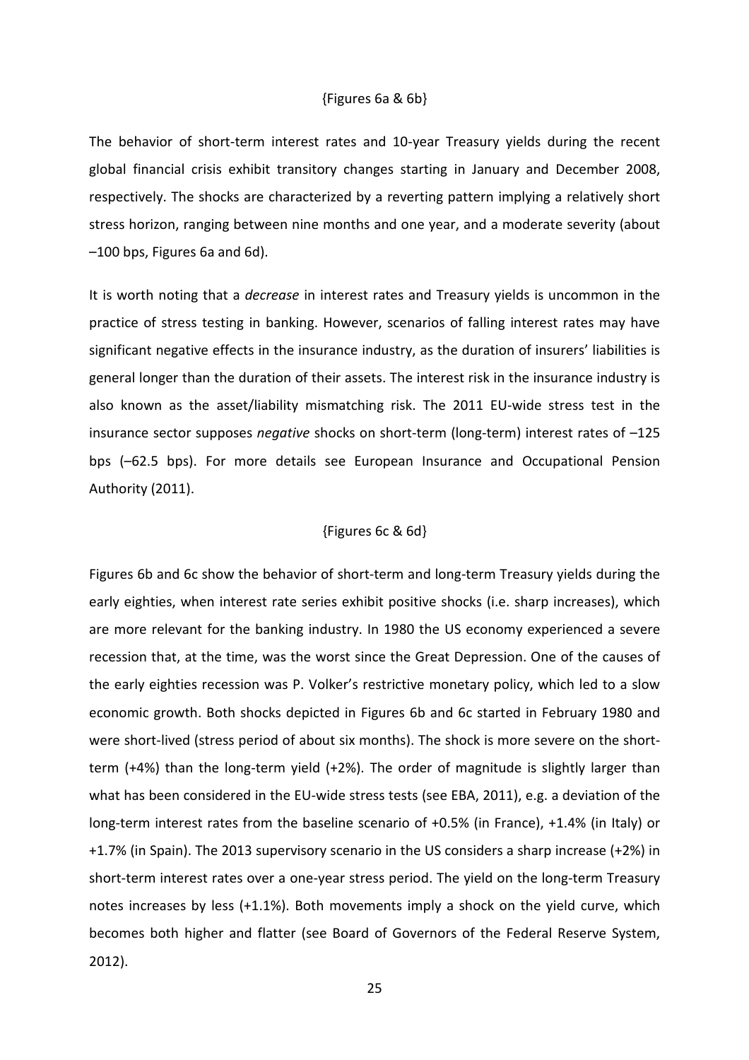{Figures 6a & 6b}

The behavior of short-term interest rates and 10-year Treasury yields during the recent global financial crisis exhibit transitory changes starting in January and December 2008, respectively. The shocks are characterized by a reverting pattern implying a relatively short stress horizon, ranging between nine months and one year, and a moderate severity (about –100 bps, Figures 6a and 6d).

It is worth noting that a *decrease* in interest rates and Treasury yields is uncommon in the practice of stress testing in banking. However, scenarios of falling interest rates may have significant negative effects in the insurance industry, as the duration of insurers' liabilities is general longer than the duration of their assets. The interest risk in the insurance industry is also known as the asset/liability mismatching risk. The 2011 EU-wide stress test in the insurance sector supposes *negative* shocks on short-term (long-term) interest rates of –125 bps (–62.5 bps). For more details see European Insurance and Occupational Pension Authority (2011).

{Figures 6c & 6d}

Figures 6b and 6c show the behavior of short-term and long-term Treasury yields during the early eighties, when interest rate series exhibit positive shocks (i.e. sharp increases), which are more relevant for the banking industry. In 1980 the US economy experienced a severe recession that, at the time, was the worst since the Great Depression. One of the causes of the early eighties recession was P. Volker's restrictive monetary policy, which led to a slow economic growth. Both shocks depicted in Figures 6b and 6c started in February 1980 and were short-lived (stress period of about six months). The shock is more severe on the short-term (+4%) than the long-term yield (+2%). The order of magnitude is slightly larger than what has been considered in the EU-wide stress tests (see EBA, 2011), e.g. a deviation of the long-term interest rates from the baseline scenario of +0.5% (in France), +1.4% (in Italy) or +1.7% (in Spain). The 2013 supervisory scenario in the US considers a sharp increase (+2%) in short-term interest rates over a one-year stress period. The yield on the long-term Treasury notes increases by less (+1.1%). Both movements imply a shock on the yield curve, which becomes both higher and flatter (see Board of Governors of the Federal Reserve System, 2012).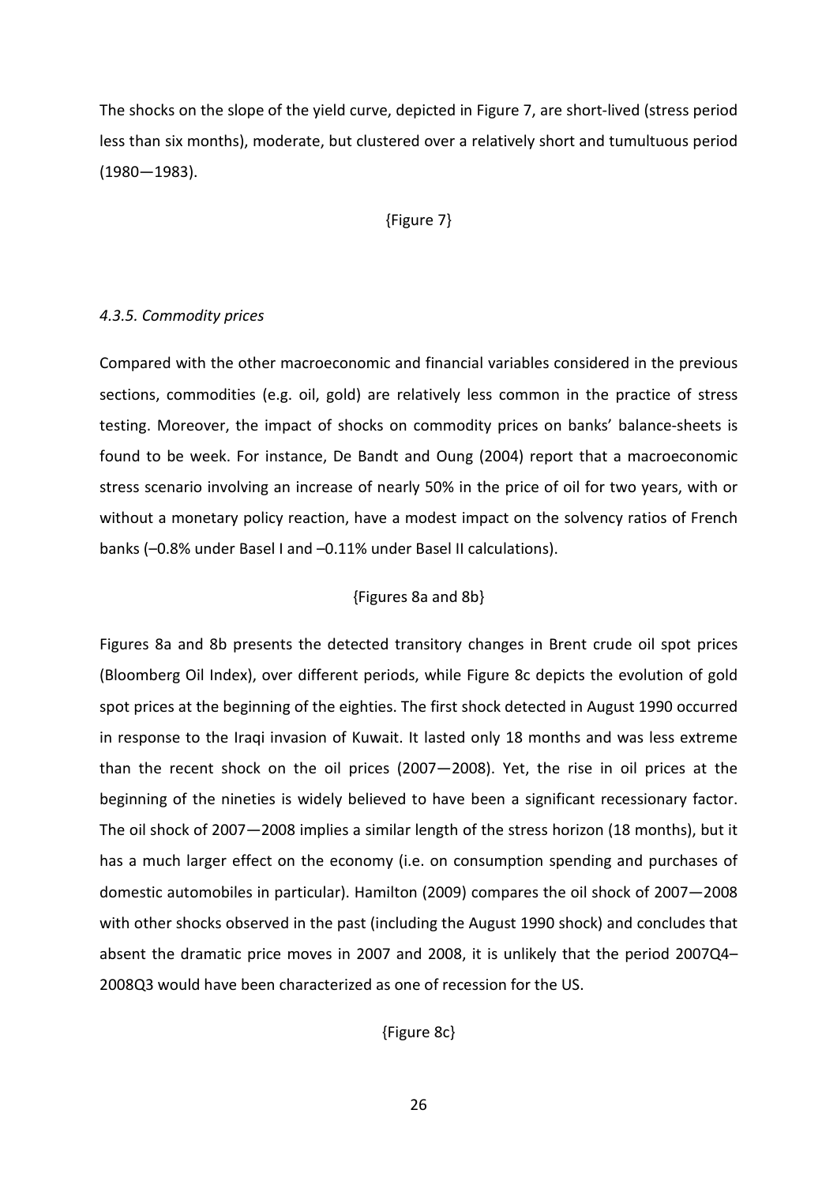The shocks on the slope of the yield curve, depicted in Figure 7, are short-lived (stress period less than six months), moderate, but clustered over a relatively short and tumultuous period (1980—1983).

{Figure 7}

#### *4.3.5. Commodity prices*

Compared with the other macroeconomic and financial variables considered in the previous sections, commodities (e.g. oil, gold) are relatively less common in the practice of stress testing. Moreover, the impact of shocks on commodity prices on banks' balance-sheets is found to be week. For instance, De Bandt and Oung (2004) report that a macroeconomic stress scenario involving an increase of nearly 50% in the price of oil for two years, with or without a monetary policy reaction, have a modest impact on the solvency ratios of French banks (–0.8% under Basel I and –0.11% under Basel II calculations).

{Figures 8a and 8b}

Figures 8a and 8b presents the detected transitory changes in Brent crude oil spot prices (Bloomberg Oil Index), over different periods, while Figure 8c depicts the evolution of gold spot prices at the beginning of the eighties. The first shock detected in August 1990 occurred in response to the Iraqi invasion of Kuwait. It lasted only 18 months and was less extreme than the recent shock on the oil prices (2007—2008). Yet, the rise in oil prices at the beginning of the nineties is widely believed to have been a significant recessionary factor. The oil shock of 2007—2008 implies a similar length of the stress horizon (18 months), but it has a much larger effect on the economy (i.e. on consumption spending and purchases of domestic automobiles in particular). Hamilton (2009) compares the oil shock of 2007—2008 with other shocks observed in the past (including the August 1990 shock) and concludes that absent the dramatic price moves in 2007 and 2008, it is unlikely that the period 2007Q4–2008Q3 would have been characterized as one of recession for the US.

{Figure 8c}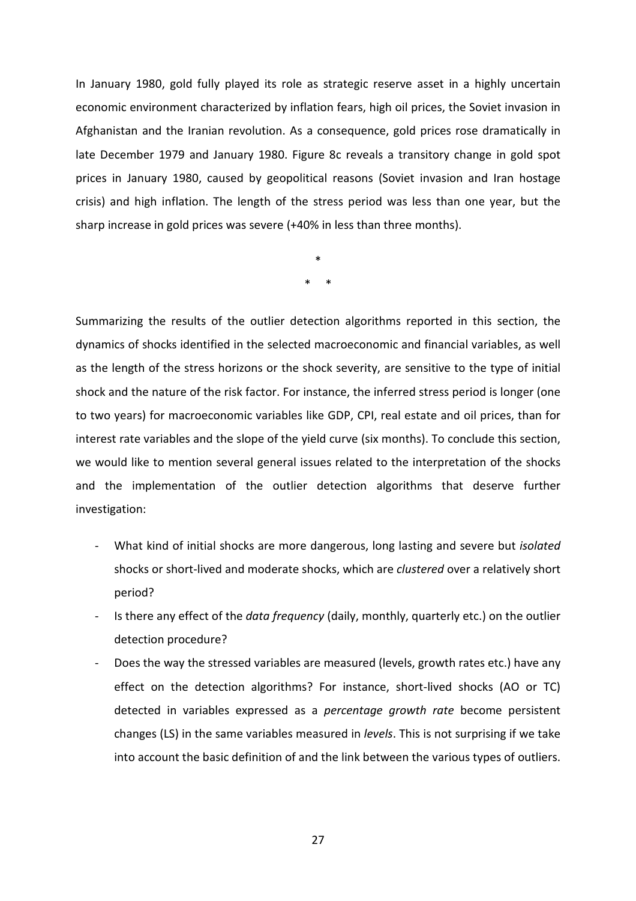In January 1980, gold fully played its role as strategic reserve asset in a highly uncertain economic environment characterized by inflation fears, high oil prices, the Soviet invasion in Afghanistan and the Iranian revolution. As a consequence, gold prices rose dramatically in late December 1979 and January 1980. Figure 8c reveals a transitory change in gold spot prices in January 1980, caused by geopolitical reasons (Soviet invasion and Iran hostage crisis) and high inflation. The length of the stress period was less than one year, but the sharp increase in gold prices was severe (+40% in less than three months).

\*

\* \*

Summarizing the results of the outlier detection algorithms reported in this section, the dynamics of shocks identified in the selected macroeconomic and financial variables, as well as the length of the stress horizons or the shock severity, are sensitive to the type of initial shock and the nature of the risk factor. For instance, the inferred stress period is longer (one to two years) for macroeconomic variables like GDP, CPI, real estate and oil prices, than for interest rate variables and the slope of the yield curve (six months). To conclude this section, we would like to mention several general issues related to the interpretation of the shocks and the implementation of the outlier detection algorithms that deserve further investigation:

- What kind of initial shocks are more dangerous, long lasting and severe but *isolated* shocks or short-lived and moderate shocks, which are *clustered* over a relatively short period?
- Is there any effect of the *data frequency* (daily, monthly, quarterly etc.) on the outlier detection procedure?
- Does the way the stressed variables are measured (levels, growth rates etc.) have any effect on the detection algorithms? For instance, short-lived shocks (AO or TC) detected in variables expressed as a *percentage growth rate* become persistent changes (LS) in the same variables measured in *levels*. This is not surprising if we take into account the basic definition of and the link between the various types of outliers.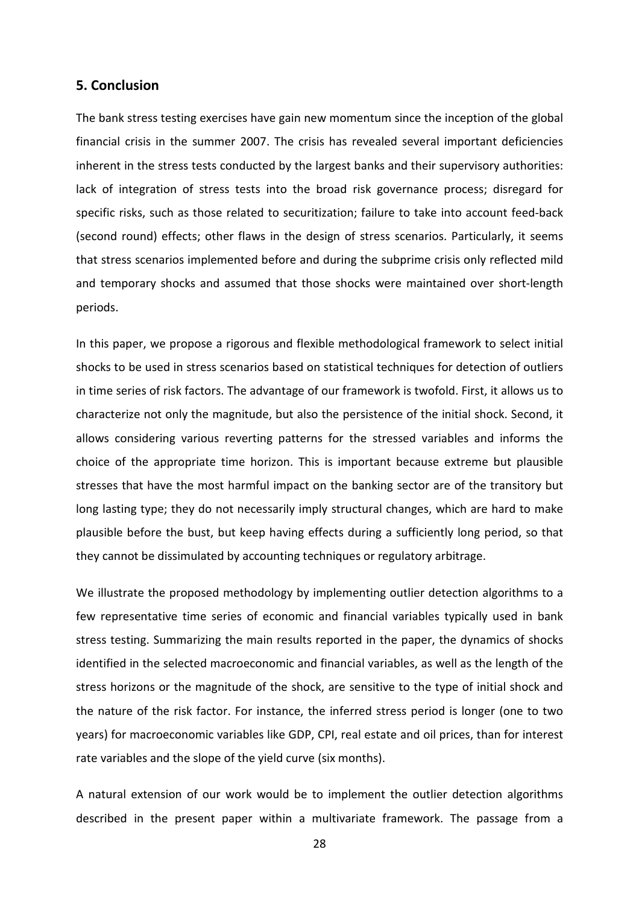## 5. Conclusion

The bank stress testing exercises have gain new momentum since the inception of the global financial crisis in the summer 2007. The crisis has revealed several important deficiencies inherent in the stress tests conducted by the largest banks and their supervisory authorities: lack of integration of stress tests into the broad risk governance process; disregard for specific risks, such as those related to securitization; failure to take into account feed-back (second round) effects; other flaws in the design of stress scenarios. Particularly, it seems that stress scenarios implemented before and during the subprime crisis only reflected mild and temporary shocks and assumed that those shocks were maintained over short-length periods.

In this paper, we propose a rigorous and flexible methodological framework to select initial shocks to be used in stress scenarios based on statistical techniques for detection of outliers in time series of risk factors. The advantage of our framework is twofold. First, it allows us to characterize not only the magnitude, but also the persistence of the initial shock. Second, it allows considering various reverting patterns for the stressed variables and informs the choice of the appropriate time horizon. This is important because extreme but plausible stresses that have the most harmful impact on the banking sector are of the transitory but long lasting type; they do not necessarily imply structural changes, which are hard to make plausible before the bust, but keep having effects during a sufficiently long period, so that they cannot be dissimulated by accounting techniques or regulatory arbitrage.

We illustrate the proposed methodology by implementing outlier detection algorithms to a few representative time series of economic and financial variables typically used in bank stress testing. Summarizing the main results reported in the paper, the dynamics of shocks identified in the selected macroeconomic and financial variables, as well as the length of the stress horizons or the magnitude of the shock, are sensitive to the type of initial shock and the nature of the risk factor. For instance, the inferred stress period is longer (one to two years) for macroeconomic variables like GDP, CPI, real estate and oil prices, than for interest rate variables and the slope of the yield curve (six months).

A natural extension of our work would be to implement the outlier detection algorithms described in the present paper within a multivariate framework. The passage from a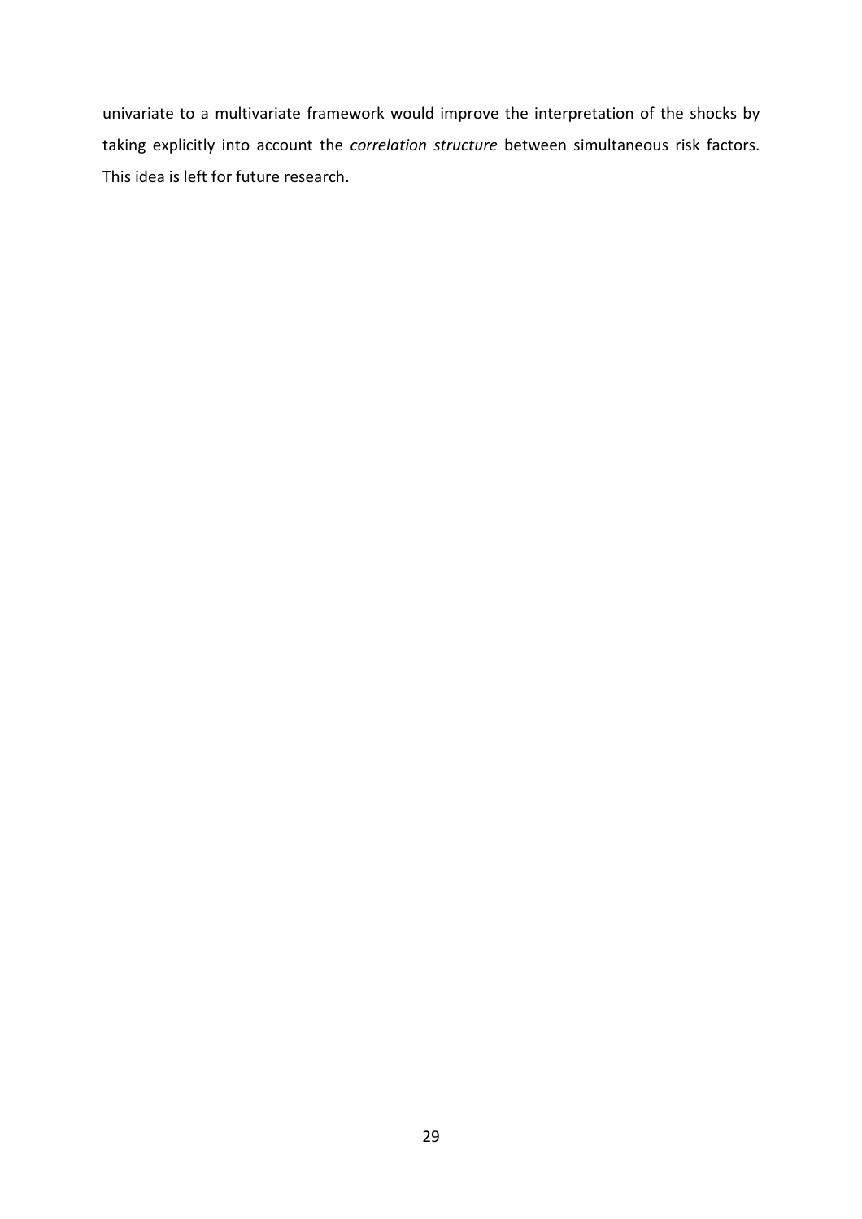univariate to a multivariate framework would improve the interpretation of the shocks by taking explicitly into account the *correlation structure* between simultaneous risk factors. This idea is left for future research.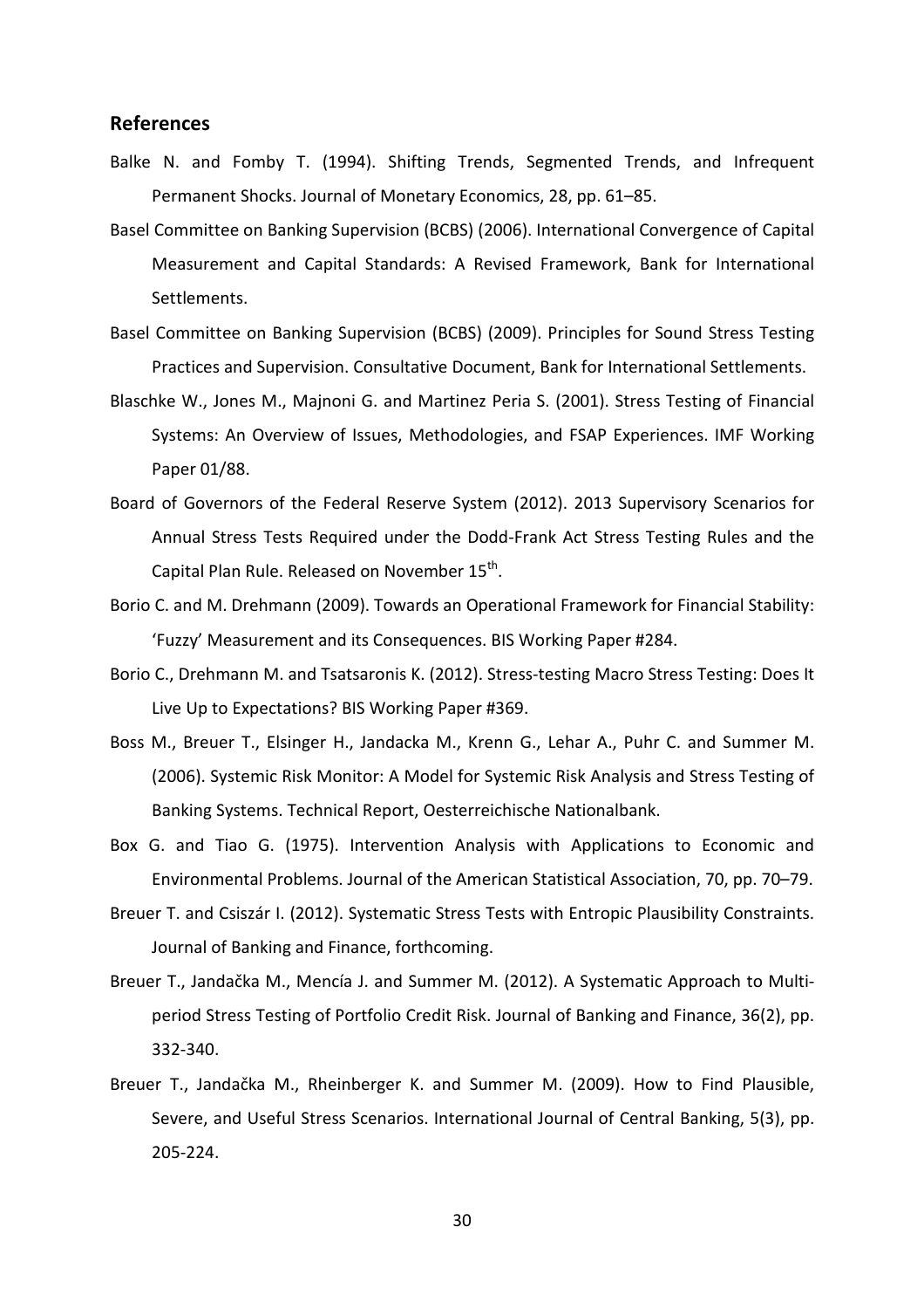## References

Balke N. and Fomby T. (1994). Shifting Trends, Segmented Trends, and Infrequent Permanent Shocks. Journal of Monetary Economics, 28, pp. 61–85.

Basel Committee on Banking Supervision (BCBS) (2006). International Convergence of Capital Measurement and Capital Standards: A Revised Framework, Bank for International Settlements.

Basel Committee on Banking Supervision (BCBS) (2009). Principles for Sound Stress Testing Practices and Supervision. Consultative Document, Bank for International Settlements.

Blaschke W., Jones M., Majnoni G. and Martinez Peria S. (2001). Stress Testing of Financial Systems: An Overview of Issues, Methodologies, and FSAP Experiences. IMF Working Paper 01/88.

Board of Governors of the Federal Reserve System (2012). 2013 Supervisory Scenarios for Annual Stress Tests Required under the Dodd-Frank Act Stress Testing Rules and the Capital Plan Rule. Released on November 15th.

Borio C. and M. Drehmann (2009). Towards an Operational Framework for Financial Stability: 'Fuzzy' Measurement and its Consequences. BIS Working Paper #284.

Borio C., Drehmann M. and Tsatsaronis K. (2012). Stress-testing Macro Stress Testing: Does It Live Up to Expectations? BIS Working Paper #369.

Boss M., Breuer T., Elsinger H., Jandacka M., Krenn G., Lehar A., Puhr C. and Summer M. (2006). Systemic Risk Monitor: A Model for Systemic Risk Analysis and Stress Testing of Banking Systems. Technical Report, Oesterreichische Nationalbank.

Box G. and Tiao G. (1975). Intervention Analysis with Applications to Economic and Environmental Problems. Journal of the American Statistical Association, 70, pp. 70–79.

Breuer T. and Csiszár I. (2012). Systematic Stress Tests with Entropic Plausibility Constraints. Journal of Banking and Finance, forthcoming.

Breuer T., Jandačka M., Mencía J. and Summer M. (2012). A Systematic Approach to Multi-period Stress Testing of Portfolio Credit Risk. Journal of Banking and Finance, 36(2), pp. 332-340.

Breuer T., Jandačka M., Rheinberger K. and Summer M. (2009). How to Find Plausible, Severe, and Useful Stress Scenarios. International Journal of Central Banking, 5(3), pp. 205-224.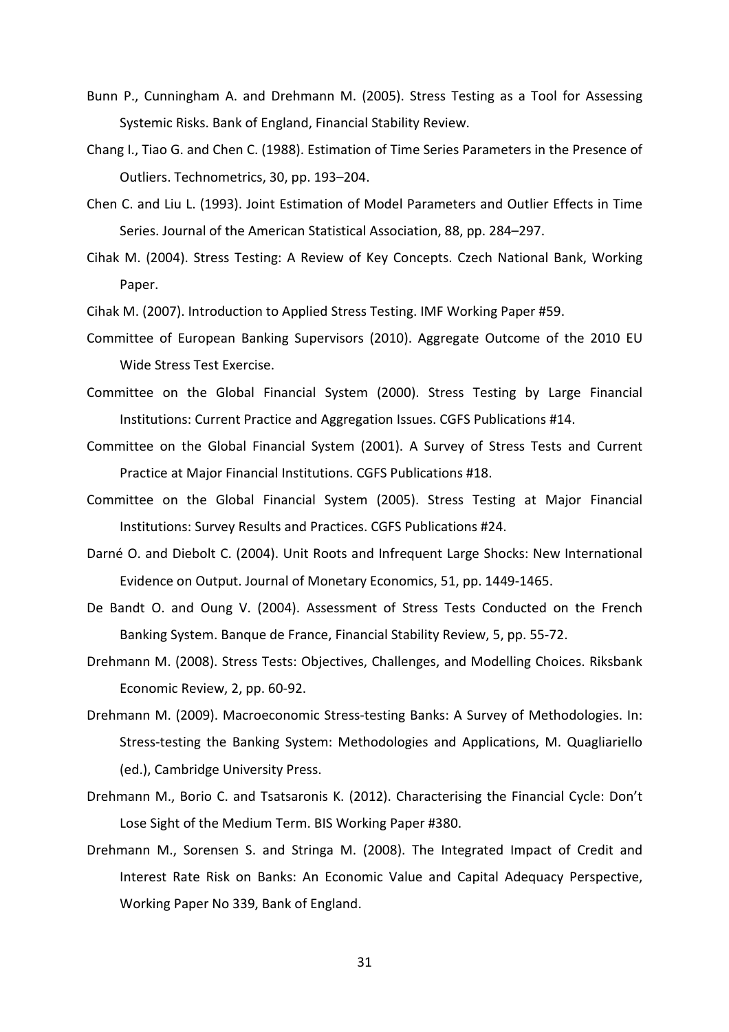Bunn P., Cunningham A. and Drehmann M. (2005). Stress Testing as a Tool for Assessing Systemic Risks. Bank of England, Financial Stability Review.

Chang I., Tiao G. and Chen C. (1988). Estimation of Time Series Parameters in the Presence of Outliers. Technometrics, 30, pp. 193–204.

Chen C. and Liu L. (1993). Joint Estimation of Model Parameters and Outlier Effects in Time Series. Journal of the American Statistical Association, 88, pp. 284–297.

Cihak M. (2004). Stress Testing: A Review of Key Concepts. Czech National Bank, Working Paper.

Cihak M. (2007). Introduction to Applied Stress Testing. IMF Working Paper #59.

Committee of European Banking Supervisors (2010). Aggregate Outcome of the 2010 EU Wide Stress Test Exercise.

Committee on the Global Financial System (2000). Stress Testing by Large Financial Institutions: Current Practice and Aggregation Issues. CGFS Publications #14.

Committee on the Global Financial System (2001). A Survey of Stress Tests and Current Practice at Major Financial Institutions. CGFS Publications #18.

Committee on the Global Financial System (2005). Stress Testing at Major Financial Institutions: Survey Results and Practices. CGFS Publications #24.

Darné O. and Diebolt C. (2004). Unit Roots and Infrequent Large Shocks: New International Evidence on Output. Journal of Monetary Economics, 51, pp. 1449-1465.

De Bandt O. and Oung V. (2004). Assessment of Stress Tests Conducted on the French Banking System. Banque de France, Financial Stability Review, 5, pp. 55-72.

Drehmann M. (2008). Stress Tests: Objectives, Challenges, and Modelling Choices. Riksbank Economic Review, 2, pp. 60-92.

Drehmann M. (2009). Macroeconomic Stress-testing Banks: A Survey of Methodologies. In: Stress-testing the Banking System: Methodologies and Applications, M. Quagliariello (ed.), Cambridge University Press.

Drehmann M., Borio C. and Tsatsaronis K. (2012). Characterising the Financial Cycle: Don't Lose Sight of the Medium Term. BIS Working Paper #380.

Drehmann M., Sorensen S. and Stringa M. (2008). The Integrated Impact of Credit and Interest Rate Risk on Banks: An Economic Value and Capital Adequacy Perspective, Working Paper No 339, Bank of England.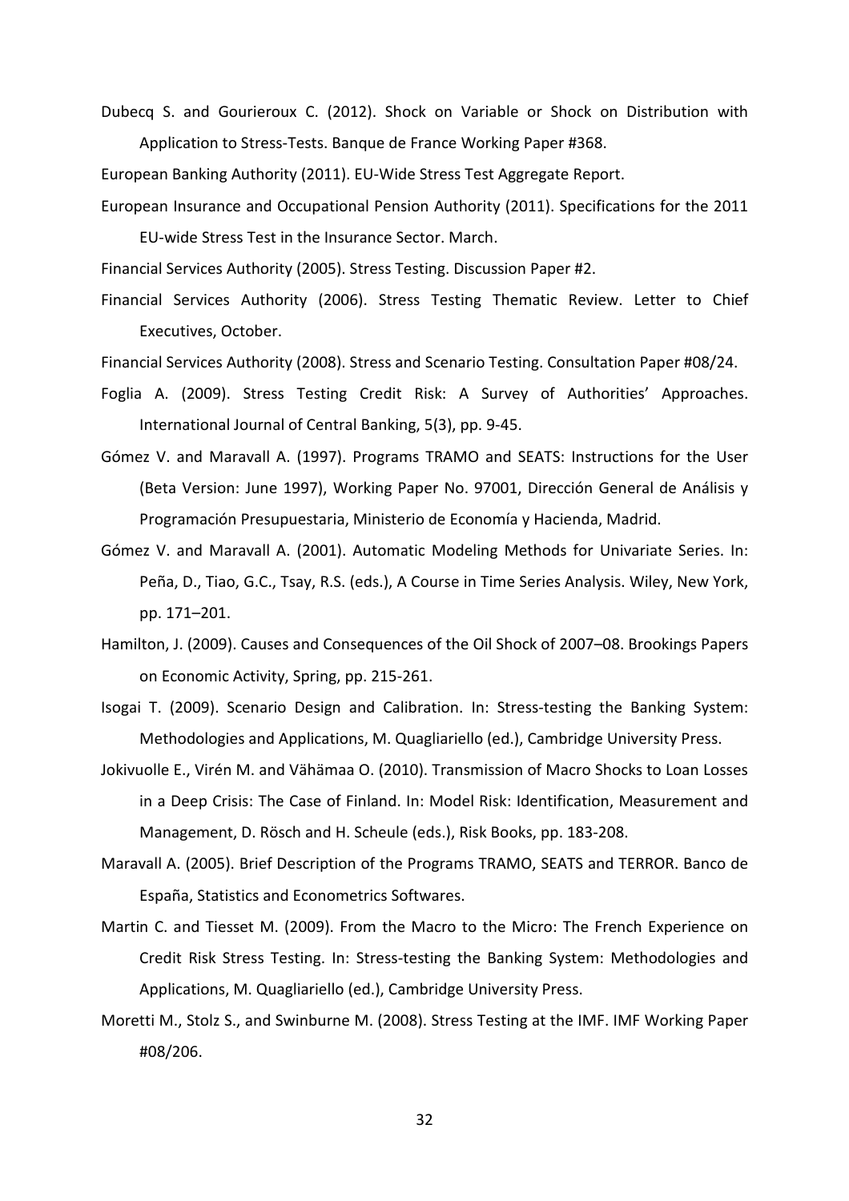Dubecq S. and Gourieroux C. (2012). Shock on Variable or Shock on Distribution with Application to Stress-Tests. Banque de France Working Paper #368.

European Banking Authority (2011). EU-Wide Stress Test Aggregate Report.

European Insurance and Occupational Pension Authority (2011). Specifications for the 2011 EU-wide Stress Test in the Insurance Sector. March.

Financial Services Authority (2005). Stress Testing. Discussion Paper #2.

Financial Services Authority (2006). Stress Testing Thematic Review. Letter to Chief Executives, October.

Financial Services Authority (2008). Stress and Scenario Testing. Consultation Paper #08/24.

Foglia A. (2009). Stress Testing Credit Risk: A Survey of Authorities' Approaches. International Journal of Central Banking, 5(3), pp. 9-45.

Gómez V. and Maravall A. (1997). Programs TRAMO and SEATS: Instructions for the User (Beta Version: June 1997), Working Paper No. 97001, Dirección General de Análisis y Programación Presupuestaria, Ministerio de Economía y Hacienda, Madrid.

Gómez V. and Maravall A. (2001). Automatic Modeling Methods for Univariate Series. In: Peña, D., Tiao, G.C., Tsay, R.S. (eds.), A Course in Time Series Analysis. Wiley, New York, pp. 171–201.

Hamilton, J. (2009). Causes and Consequences of the Oil Shock of 2007–08. Brookings Papers on Economic Activity, Spring, pp. 215-261.

Isogai T. (2009). Scenario Design and Calibration. In: Stress-testing the Banking System: Methodologies and Applications, M. Quagliariello (ed.), Cambridge University Press.

Jokivuolle E., Virén M. and Vähämaa O. (2010). Transmission of Macro Shocks to Loan Losses in a Deep Crisis: The Case of Finland. In: Model Risk: Identification, Measurement and Management, D. Rösch and H. Scheule (eds.), Risk Books, pp. 183-208.

Maravall A. (2005). Brief Description of the Programs TRAMO, SEATS and TERROR. Banco de España, Statistics and Econometrics Softwares.

Martin C. and Tiesset M. (2009). From the Macro to the Micro: The French Experience on Credit Risk Stress Testing. In: Stress-testing the Banking System: Methodologies and Applications, M. Quagliariello (ed.), Cambridge University Press.

Moretti M., Stolz S., and Swinburne M. (2008). Stress Testing at the IMF. IMF Working Paper #08/206.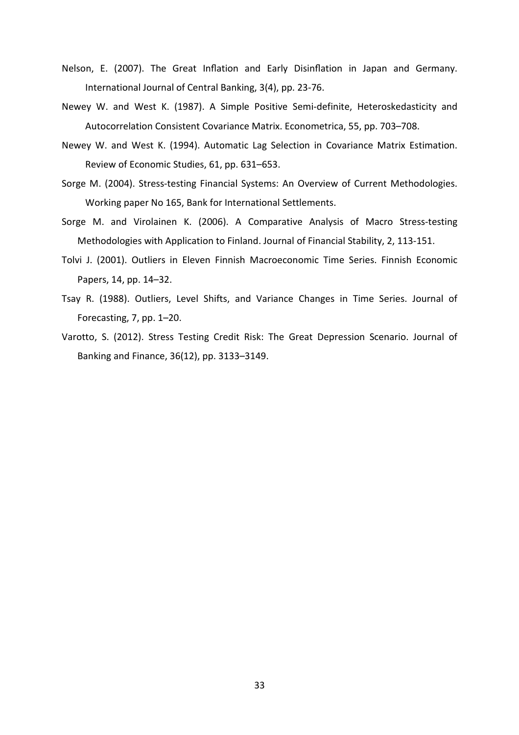Nelson, E. (2007). The Great Inflation and Early Disinflation in Japan and Germany. International Journal of Central Banking, 3(4), pp. 23-76.

Newey W. and West K. (1987). A Simple Positive Semi-definite, Heteroskedasticity and Autocorrelation Consistent Covariance Matrix. Econometrica, 55, pp. 703–708.

Newey W. and West K. (1994). Automatic Lag Selection in Covariance Matrix Estimation. Review of Economic Studies, 61, pp. 631–653.

Sorge M. (2004). Stress-testing Financial Systems: An Overview of Current Methodologies. Working paper No 165, Bank for International Settlements.

Sorge M. and Virolainen K. (2006). A Comparative Analysis of Macro Stress-testing Methodologies with Application to Finland. Journal of Financial Stability, 2, 113-151.

Tolvi J. (2001). Outliers in Eleven Finnish Macroeconomic Time Series. Finnish Economic Papers, 14, pp. 14–32.

Tsay R. (1988). Outliers, Level Shifts, and Variance Changes in Time Series. Journal of Forecasting, 7, pp. 1–20.

Varotto, S. (2012). Stress Testing Credit Risk: The Great Depression Scenario. Journal of Banking and Finance, 36(12), pp. 3133–3149.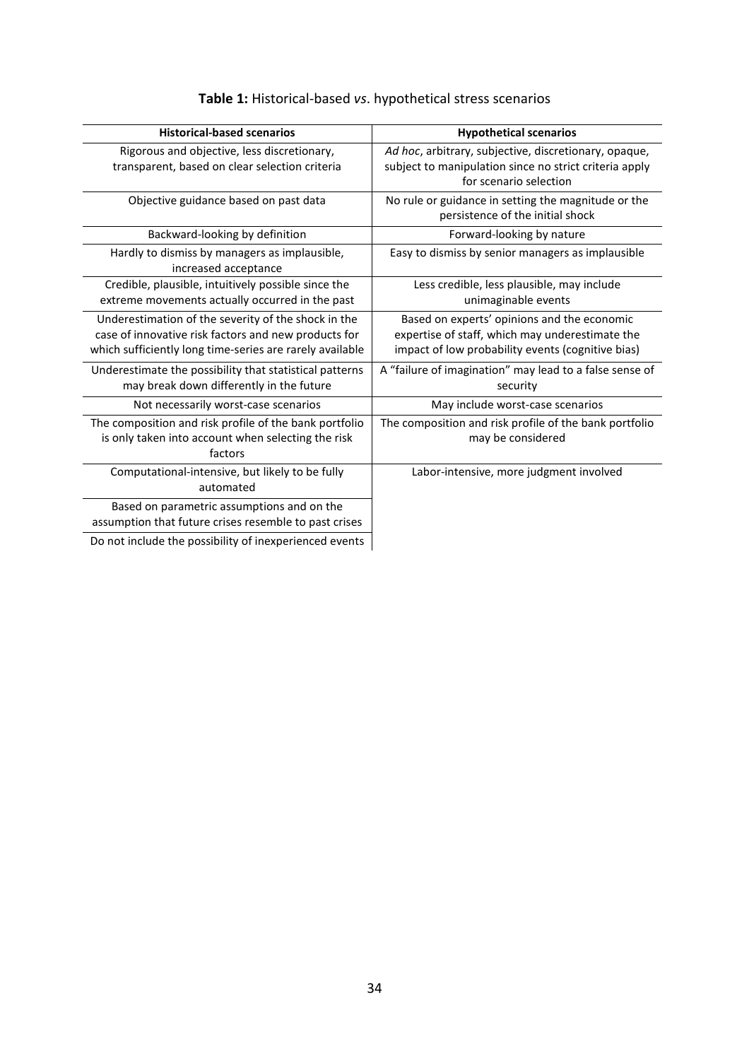**Table 1:** Historical-based *vs*. hypothetical stress scenarios

| Historical-based scenarios | Hypothetical scenarios |
|---|---|
| Rigorous and objective, less discretionary, transparent, based on clear selection criteria | *Ad hoc*, arbitrary, subjective, discretionary, opaque, subject to manipulation since no strict criteria apply for scenario selection |
| Objective guidance based on past data | No rule or guidance in setting the magnitude or the persistence of the initial shock |
| Backward-looking by definition | Forward-looking by nature |
| Hardly to dismiss by managers as implausible, increased acceptance | Easy to dismiss by senior managers as implausible |
| Credible, plausible, intuitively possible since the extreme movements actually occurred in the past | Less credible, less plausible, may include unimaginable events |
| Underestimation of the severity of the shock in the case of innovative risk factors and new products for which sufficiently long time-series are rarely available | Based on experts' opinions and the economic expertise of staff, which may underestimate the impact of low probability events (cognitive bias) |
| Underestimate the possibility that statistical patterns may break down differently in the future | A "failure of imagination" may lead to a false sense of security |
| Not necessarily worst-case scenarios | May include worst-case scenarios |
| The composition and risk profile of the bank portfolio is only taken into account when selecting the risk factors | The composition and risk profile of the bank portfolio may be considered |
| Computational-intensive, but likely to be fully automated | Labor-intensive, more judgment involved |
| Based on parametric assumptions and on the assumption that future crises resemble to past crises | |
| Do not include the possibility of inexperienced events | |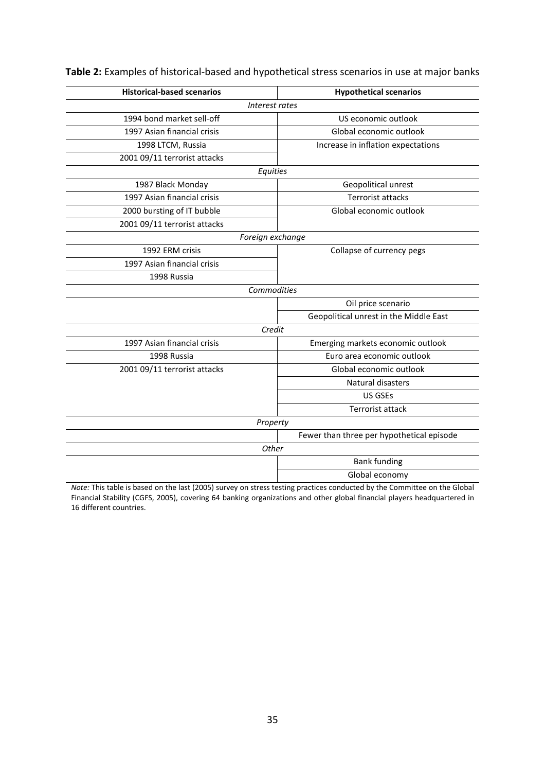**Table 2:** Examples of historical-based and hypothetical stress scenarios in use at major banks

| Historical-based scenarios | Hypothetical scenarios |
|---|---|
| *Interest rates* | |
| 1994 bond market sell-off | US economic outlook |
| 1997 Asian financial crisis | Global economic outlook |
| 1998 LTCM, Russia | Increase in inflation expectations |
| 2001 09/11 terrorist attacks | |
| *Equities* | |
| 1987 Black Monday | Geopolitical unrest |
| 1997 Asian financial crisis | Terrorist attacks |
| 2000 bursting of IT bubble | Global economic outlook |
| 2001 09/11 terrorist attacks | |
| *Foreign exchange* | |
| 1992 ERM crisis | Collapse of currency pegs |
| 1997 Asian financial crisis | |
| 1998 Russia | |
| *Commodities* | |
| | Oil price scenario |
| | Geopolitical unrest in the Middle East |
| *Credit* | |
| 1997 Asian financial crisis | Emerging markets economic outlook |
| 1998 Russia | Euro area economic outlook |
| 2001 09/11 terrorist attacks | Global economic outlook |
| | Natural disasters |
| | US GSEs |
| | Terrorist attack |
| *Property* | |
| | Fewer than three per hypothetical episode |
| *Other* | |
| | Bank funding |
| | Global economy |

*Note:* This table is based on the last (2005) survey on stress testing practices conducted by the Committee on the Global Financial Stability (CGFS, 2005), covering 64 banking organizations and other global financial players headquartered in 16 different countries.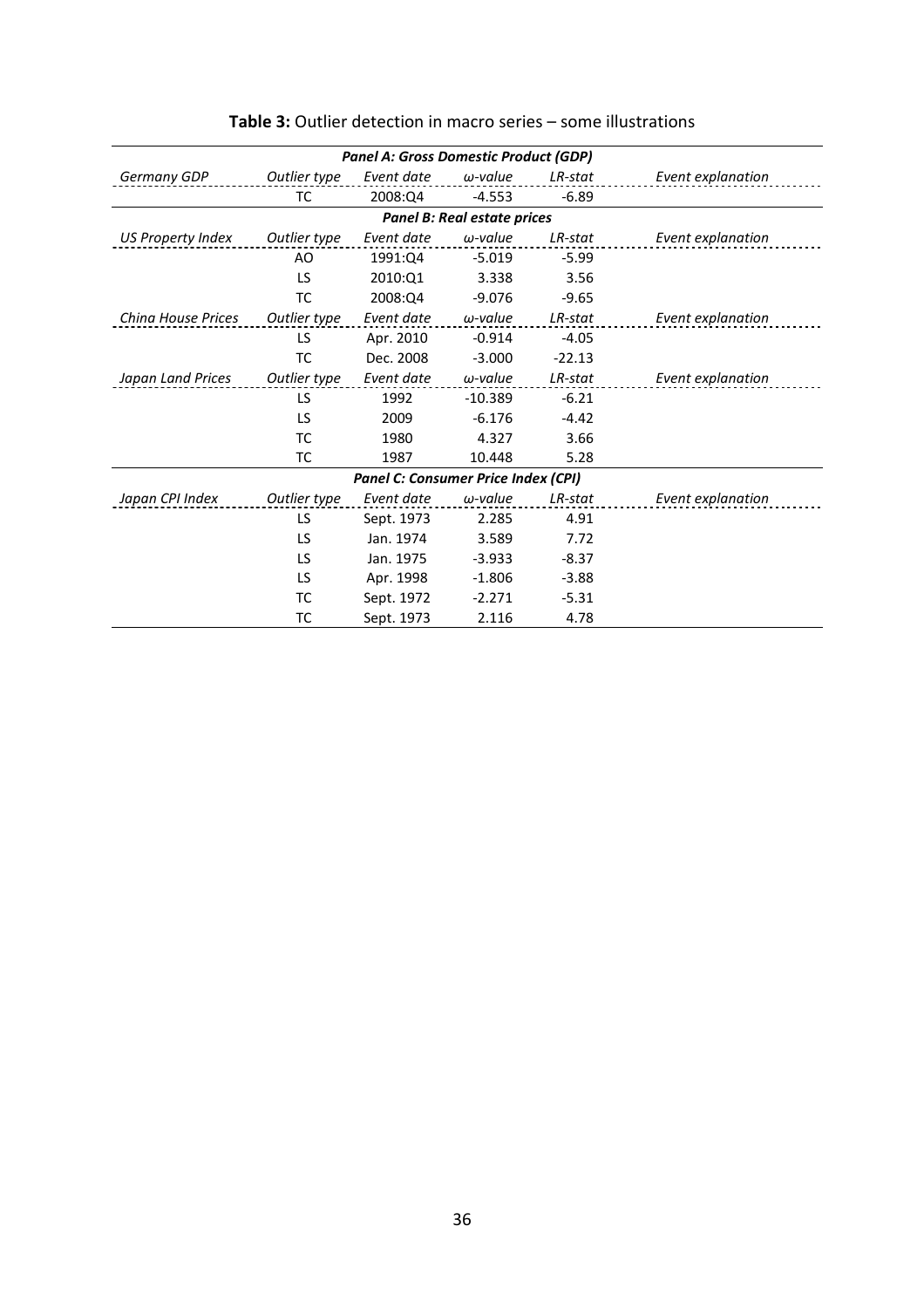**Table 3:** Outlier detection in macro series – some illustrations

| | | | | | |
|---|---|---|---|---|---|
| ***Panel A: Gross Domestic Product (GDP)*** | | | | | |
| *Germany GDP* | *Outlier type* | *Event date* | *ω-value* | *LR-stat* | *Event explanation* |
| | TC | 2008:Q4 | -4.553 | -6.89 | |
| ***Panel B: Real estate prices*** | | | | | |
| *US Property Index* | *Outlier type* | *Event date* | *ω-value* | *LR-stat* | *Event explanation* |
| | AO | 1991:Q4 | -5.019 | -5.99 | |
| | LS | 2010:Q1 | 3.338 | 3.56 | |
| | TC | 2008:Q4 | -9.076 | -9.65 | |
| *China House Prices* | *Outlier type* | *Event date* | *ω-value* | *LR-stat* | *Event explanation* |
| | LS | Apr. 2010 | -0.914 | -4.05 | |
| | TC | Dec. 2008 | -3.000 | -22.13 | |
| *Japan Land Prices* | *Outlier type* | *Event date* | *ω-value* | *LR-stat* | *Event explanation* |
| | LS | 1992 | -10.389 | -6.21 | |
| | LS | 2009 | -6.176 | -4.42 | |
| | TC | 1980 | 4.327 | 3.66 | |
| | TC | 1987 | 10.448 | 5.28 | |
| ***Panel C: Consumer Price Index (CPI)*** | | | | | |
| *Japan CPI Index* | *Outlier type* | *Event date* | *ω-value* | *LR-stat* | *Event explanation* |
| | LS | Sept. 1973 | 2.285 | 4.91 | |
| | LS | Jan. 1974 | 3.589 | 7.72 | |
| | LS | Jan. 1975 | -3.933 | -8.37 | |
| | LS | Apr. 1998 | -1.806 | -3.88 | |
| | TC | Sept. 1972 | -2.271 | -5.31 | |
| | TC | Sept. 1973 | 2.116 | 4.78 | |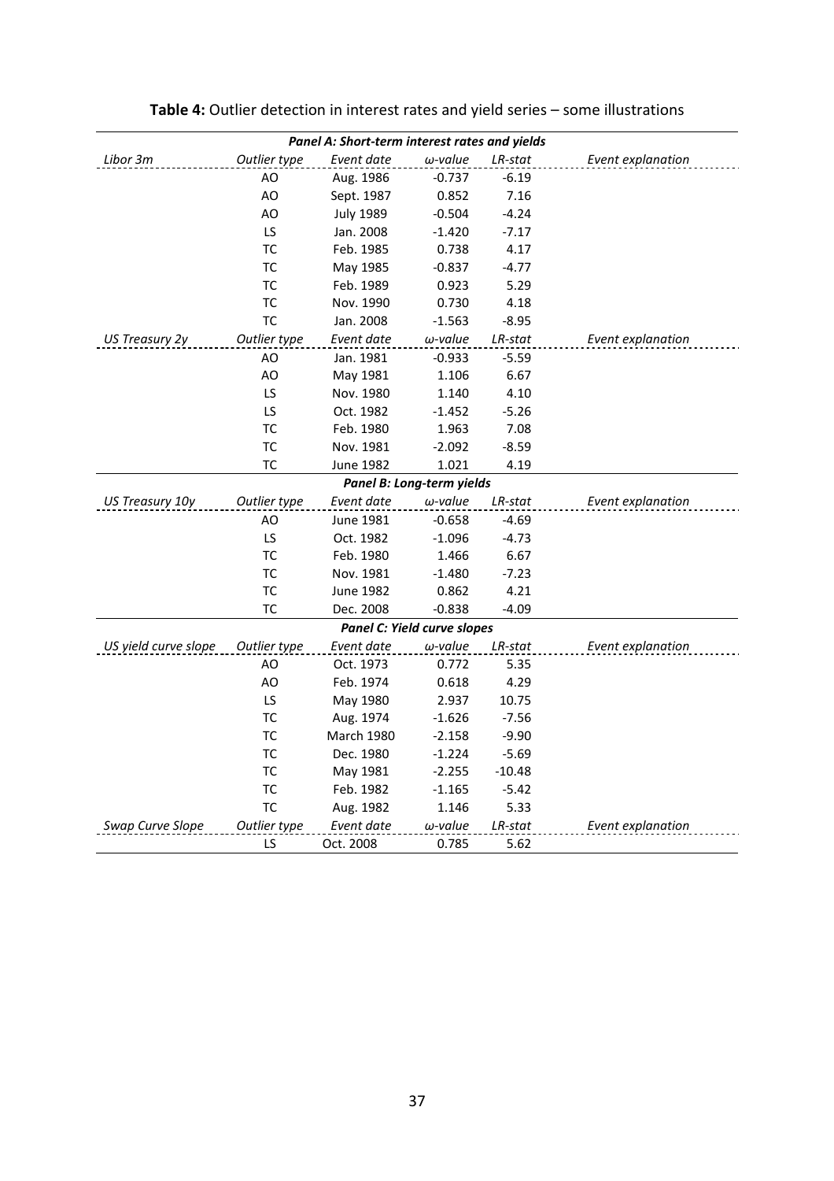**Table 4:** Outlier detection in interest rates and yield series – some illustrations

| *Panel A: Short-term interest rates and yields* | | | | | |
|---|---|---|---|---|---|
| *Libor 3m* | *Outlier type* | *Event date* | *ω-value* | *LR-stat* | *Event explanation* |
| | AO | Aug. 1986 | -0.737 | -6.19 | |
| | AO | Sept. 1987 | 0.852 | 7.16 | |
| | AO | July 1989 | -0.504 | -4.24 | |
| | LS | Jan. 2008 | -1.420 | -7.17 | |
| | TC | Feb. 1985 | 0.738 | 4.17 | |
| | TC | May 1985 | -0.837 | -4.77 | |
| | TC | Feb. 1989 | 0.923 | 5.29 | |
| | TC | Nov. 1990 | 0.730 | 4.18 | |
| | TC | Jan. 2008 | -1.563 | -8.95 | |
| *US Treasury 2y* | *Outlier type* | *Event date* | *ω-value* | *LR-stat* | *Event explanation* |
| | AO | Jan. 1981 | -0.933 | -5.59 | |
| | AO | May 1981 | 1.106 | 6.67 | |
| | LS | Nov. 1980 | 1.140 | 4.10 | |
| | LS | Oct. 1982 | -1.452 | -5.26 | |
| | TC | Feb. 1980 | 1.963 | 7.08 | |
| | TC | Nov. 1981 | -2.092 | -8.59 | |
| | TC | June 1982 | 1.021 | 4.19 | |
| *Panel B: Long-term yields* | | | | | |
| *US Treasury 10y* | *Outlier type* | *Event date* | *ω-value* | *LR-stat* | *Event explanation* |
| | AO | June 1981 | -0.658 | -4.69 | |
| | LS | Oct. 1982 | -1.096 | -4.73 | |
| | TC | Feb. 1980 | 1.466 | 6.67 | |
| | TC | Nov. 1981 | -1.480 | -7.23 | |
| | TC | June 1982 | 0.862 | 4.21 | |
| | TC | Dec. 2008 | -0.838 | -4.09 | |
| *Panel C: Yield curve slopes* | | | | | |
| *US yield curve slope* | *Outlier type* | *Event date* | *ω-value* | *LR-stat* | *Event explanation* |
| | AO | Oct. 1973 | 0.772 | 5.35 | |
| | AO | Feb. 1974 | 0.618 | 4.29 | |
| | LS | May 1980 | 2.937 | 10.75 | |
| | TC | Aug. 1974 | -1.626 | -7.56 | |
| | TC | March 1980 | -2.158 | -9.90 | |
| | TC | Dec. 1980 | -1.224 | -5.69 | |
| | TC | May 1981 | -2.255 | -10.48 | |
| | TC | Feb. 1982 | -1.165 | -5.42 | |
| | TC | Aug. 1982 | 1.146 | 5.33 | |
| *Swap Curve Slope* | *Outlier type* | *Event date* | *ω-value* | *LR-stat* | *Event explanation* |
| | LS | Oct. 2008 | 0.785 | 5.62 | |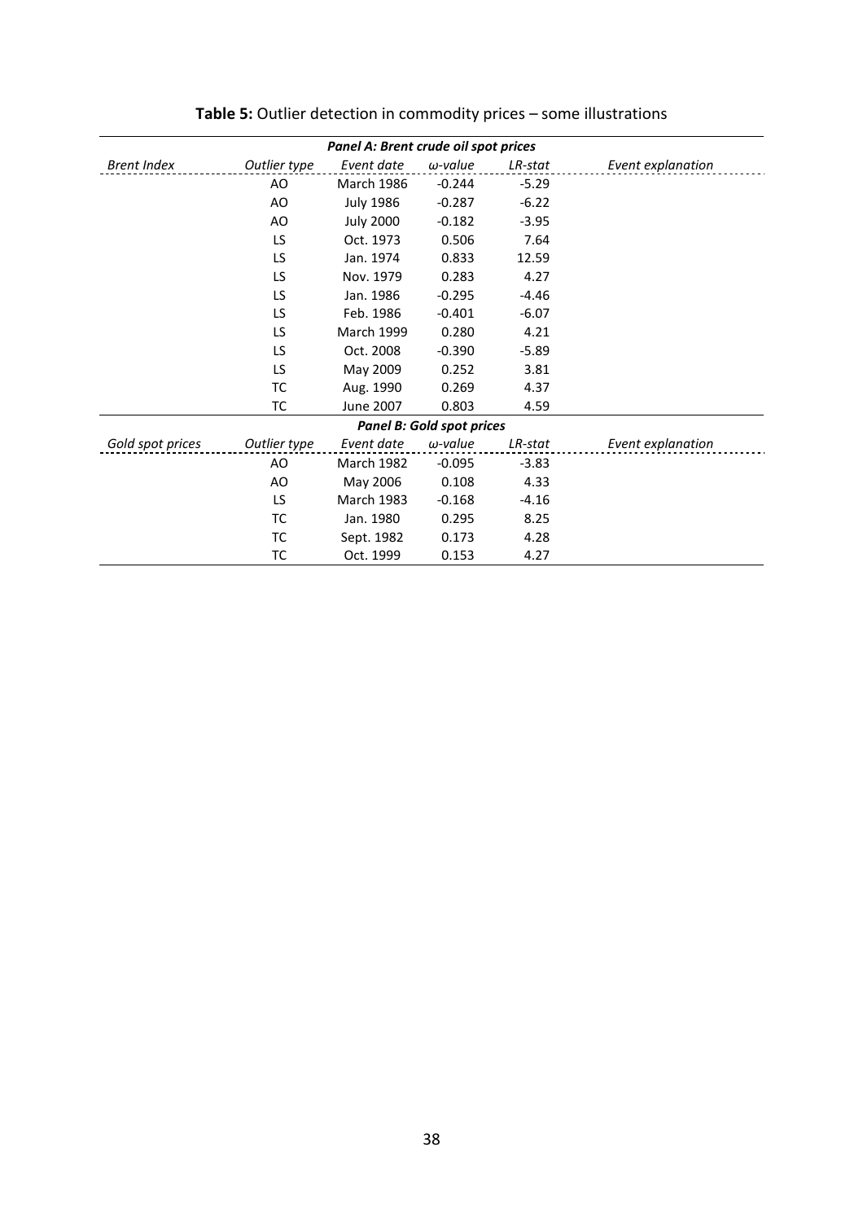**Table 5:** Outlier detection in commodity prices – some illustrations

| *Panel A: Brent crude oil spot prices* | | | | | |
|---|---|---|---|---|---|
| *Brent Index* | *Outlier type* | *Event date* | *ω-value* | *LR-stat* | *Event explanation* |
| | AO | March 1986 | -0.244 | -5.29 | |
| | AO | July 1986 | -0.287 | -6.22 | |
| | AO | July 2000 | -0.182 | -3.95 | |
| | LS | Oct. 1973 | 0.506 | 7.64 | |
| | LS | Jan. 1974 | 0.833 | 12.59 | |
| | LS | Nov. 1979 | 0.283 | 4.27 | |
| | LS | Jan. 1986 | -0.295 | -4.46 | |
| | LS | Feb. 1986 | -0.401 | -6.07 | |
| | LS | March 1999 | 0.280 | 4.21 | |
| | LS | Oct. 2008 | -0.390 | -5.89 | |
| | LS | May 2009 | 0.252 | 3.81 | |
| | TC | Aug. 1990 | 0.269 | 4.37 | |
| | TC | June 2007 | 0.803 | 4.59 | |
| *Panel B: Gold spot prices* | | | | | |
| *Gold spot prices* | *Outlier type* | *Event date* | *ω-value* | *LR-stat* | *Event explanation* |
| | AO | March 1982 | -0.095 | -3.83 | |
| | AO | May 2006 | 0.108 | 4.33 | |
| | LS | March 1983 | -0.168 | -4.16 | |
| | TC | Jan. 1980 | 0.295 | 8.25 | |
| | TC | Sept. 1982 | 0.173 | 4.28 | |
| | TC | Oct. 1999 | 0.153 | 4.27 | |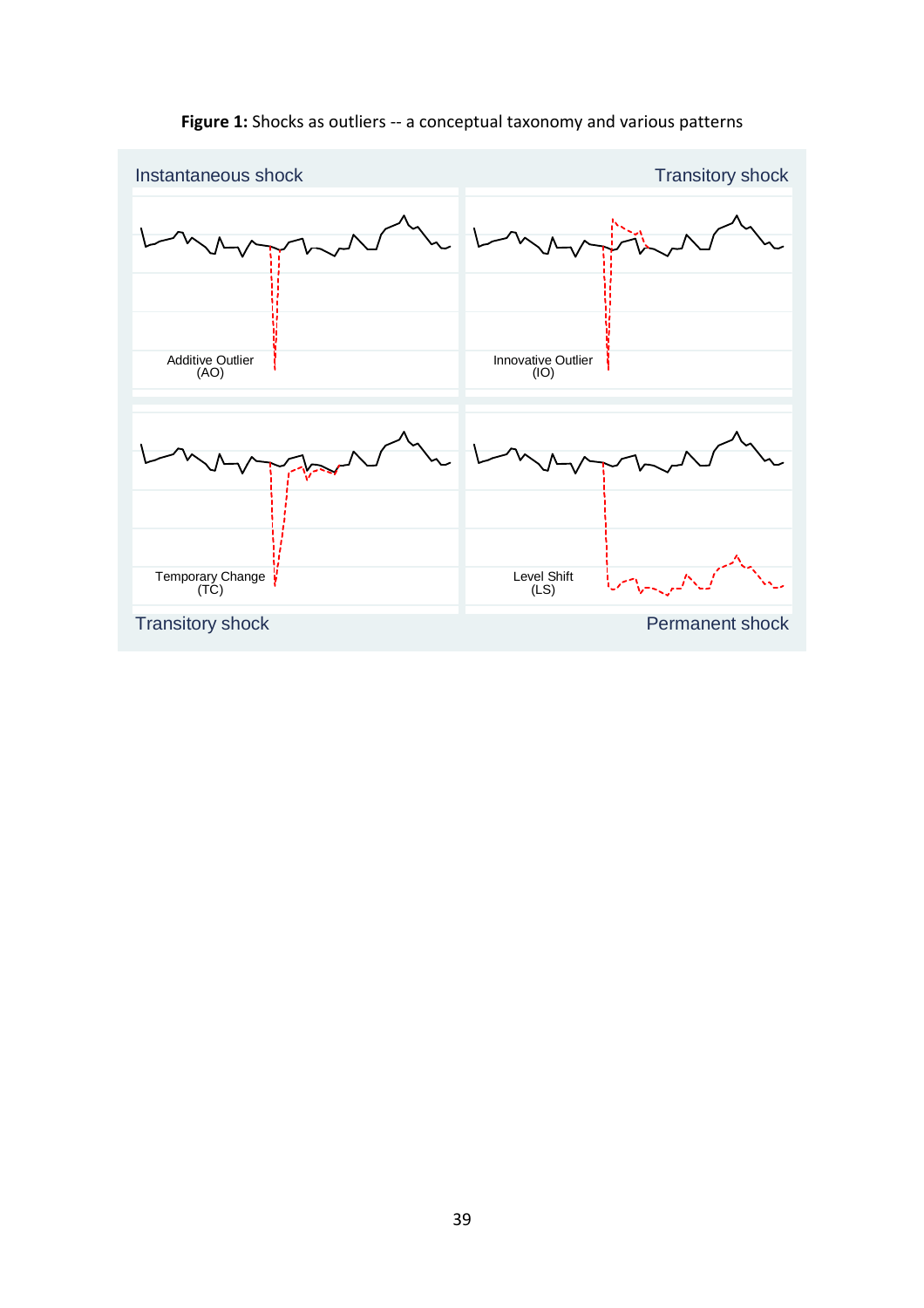**Figure 1:** Shocks as outliers -- a conceptual taxonomy and various patterns

Instantaneous shock | Transitory shock

Additive Outlier (AO)

Innovative Outlier (IO)

Temporary Change (TC)

Level Shift (LS)

Transitory shock | Permanent shock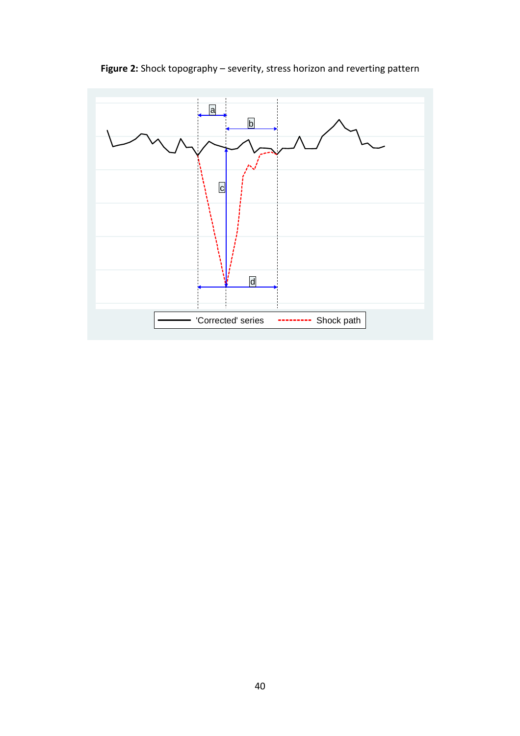**Figure 2:** Shock topography – severity, stress horizon and reverting pattern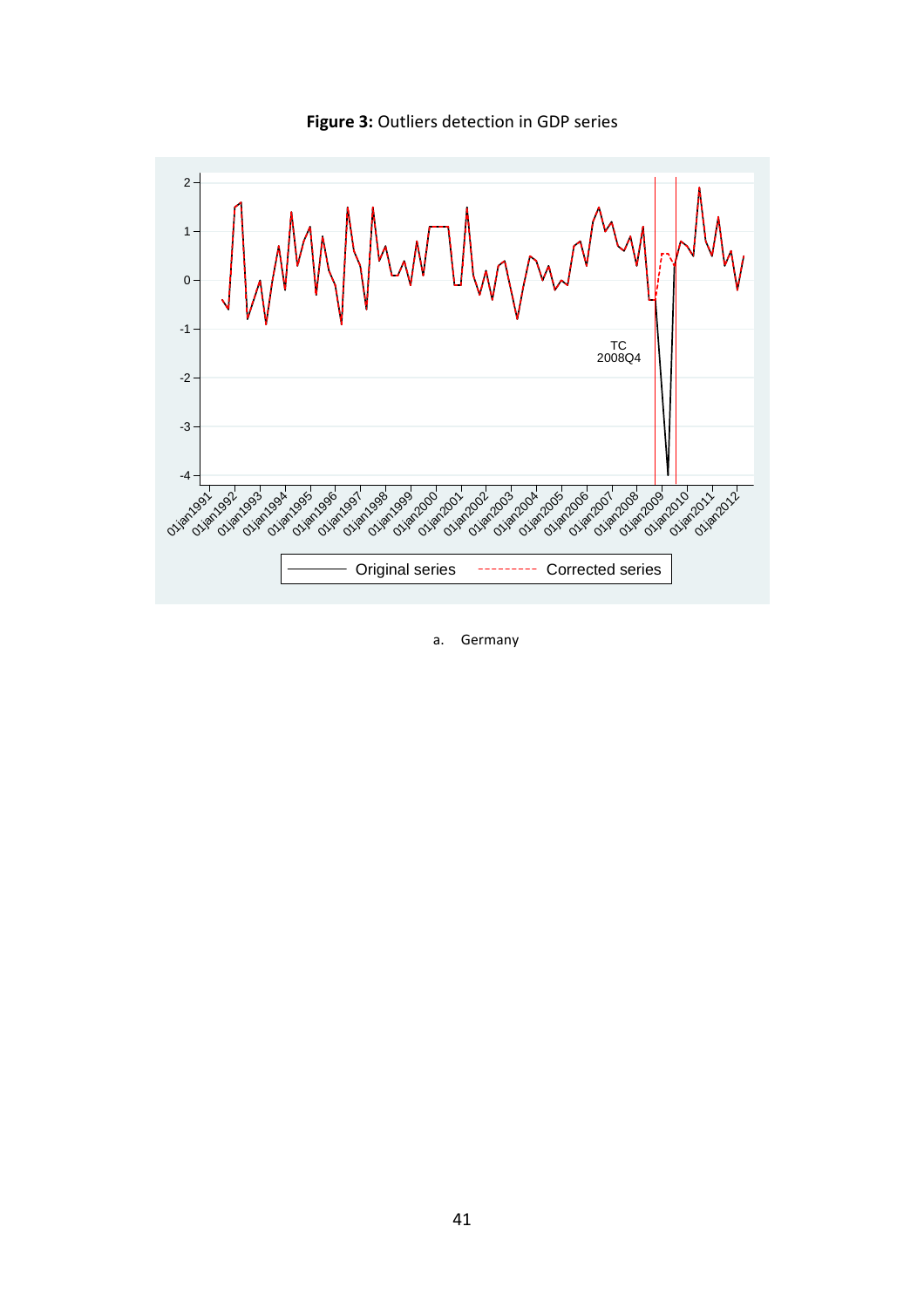**Figure 3:** Outliers detection in GDP series

a. Germany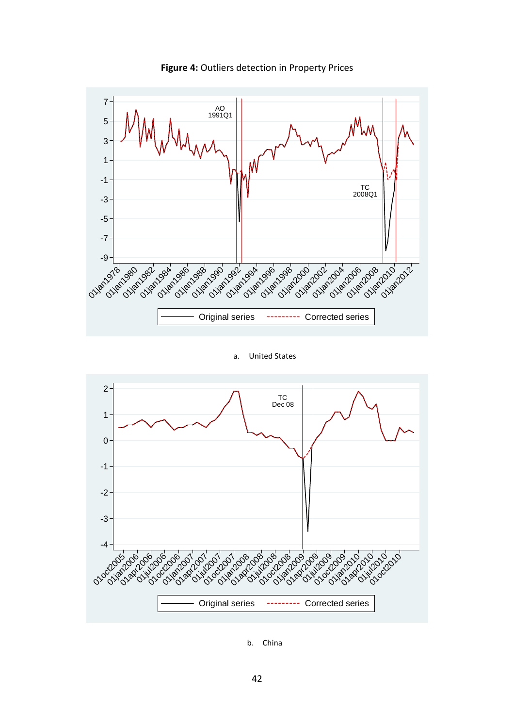**Figure 4:** Outliers detection in Property Prices

a. United States

b. China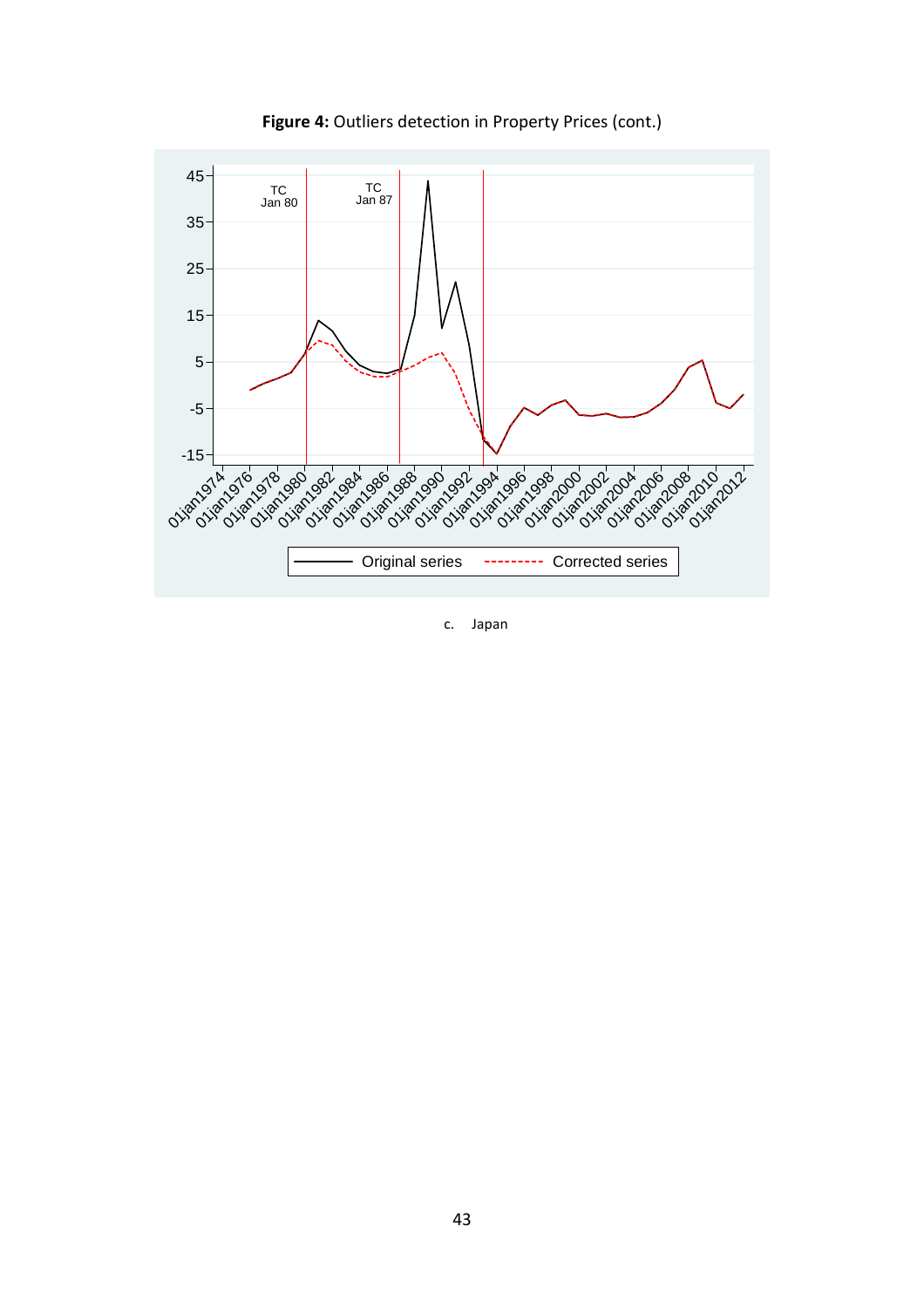**Figure 4:** Outliers detection in Property Prices (cont.)

c. Japan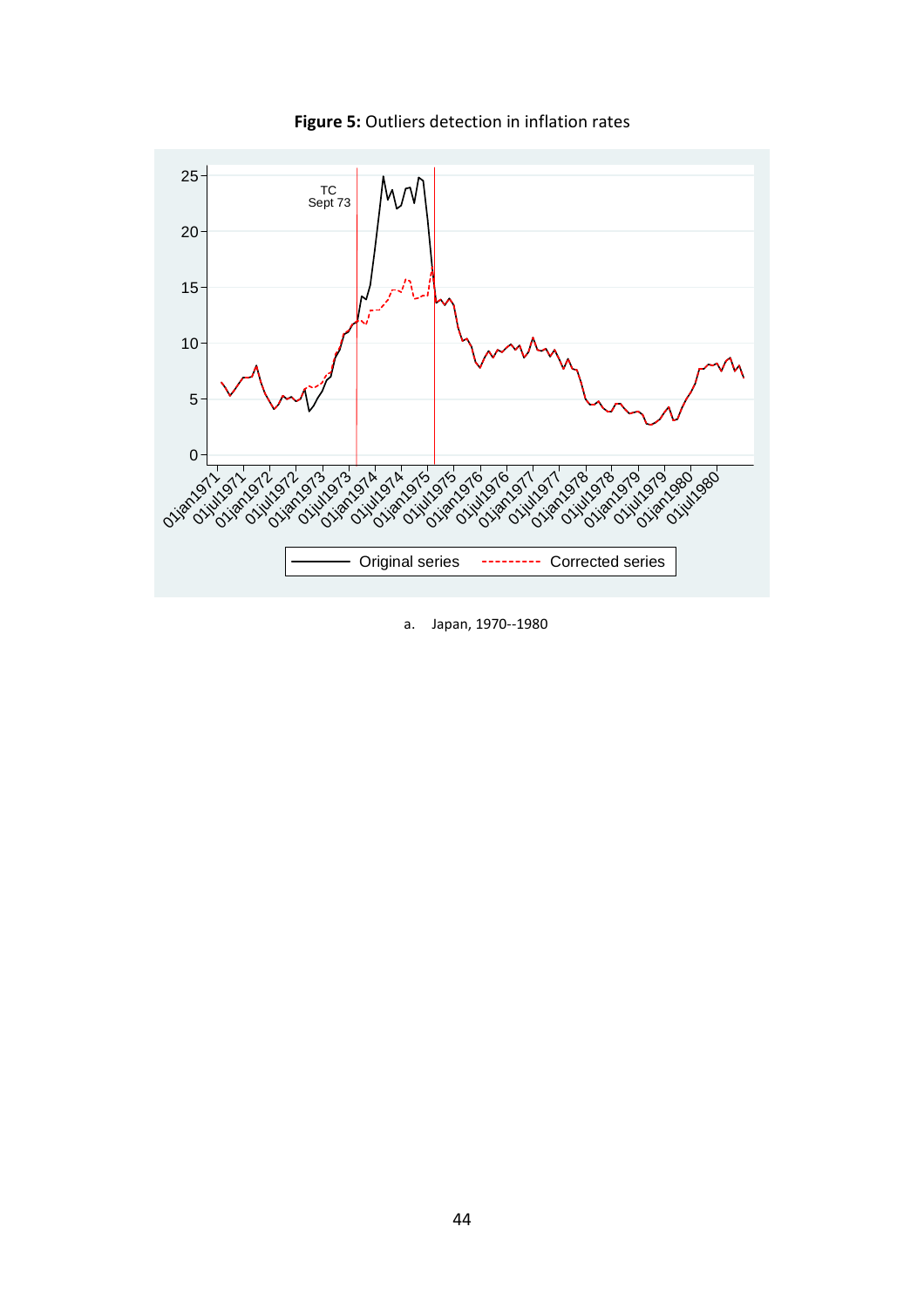**Figure 5:** Outliers detection in inflation rates

a. Japan, 1970--1980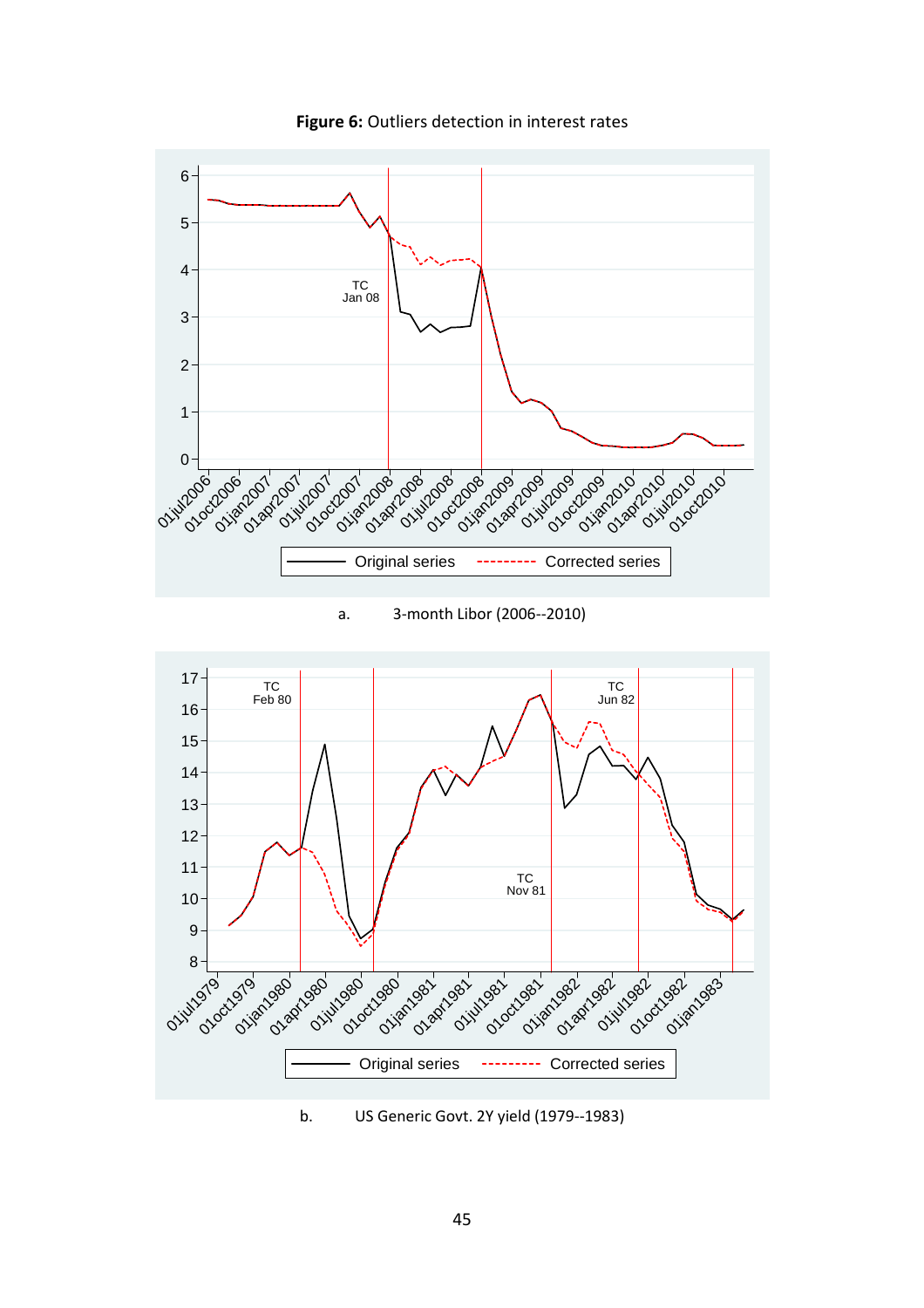**Figure 6:** Outliers detection in interest rates

a. 3-month Libor (2006--2010)

b. US Generic Govt. 2Y yield (1979--1983)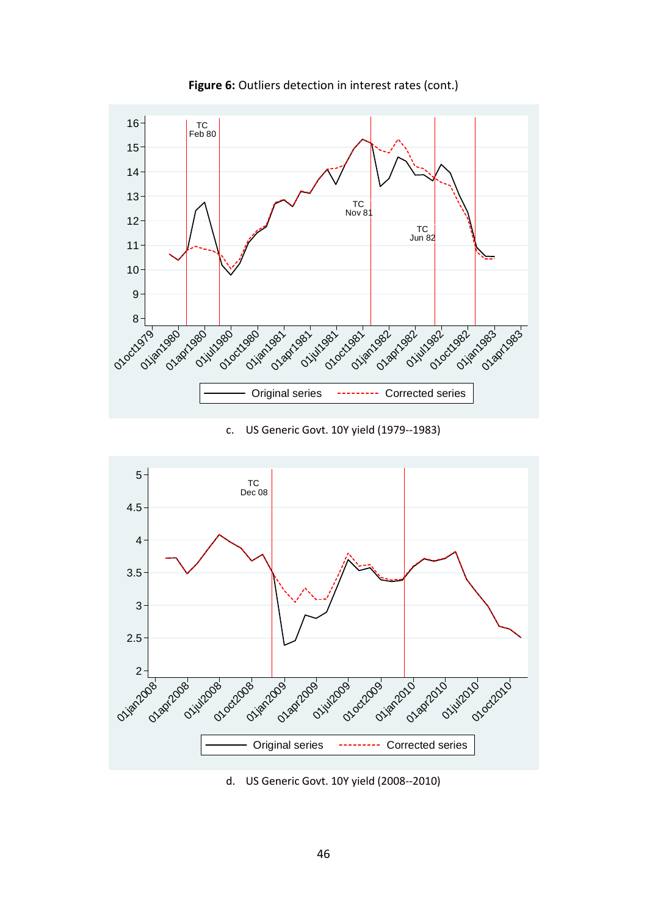**Figure 6:** Outliers detection in interest rates (cont.)

c. US Generic Govt. 10Y yield (1979--1983)

d. US Generic Govt. 10Y yield (2008--2010)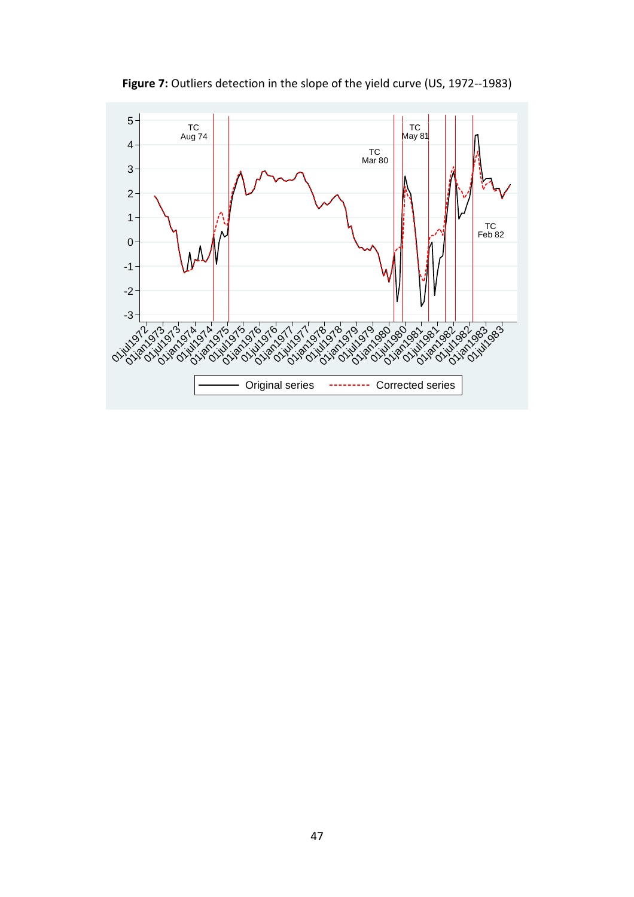**Figure 7:** Outliers detection in the slope of the yield curve (US, 1972--1983)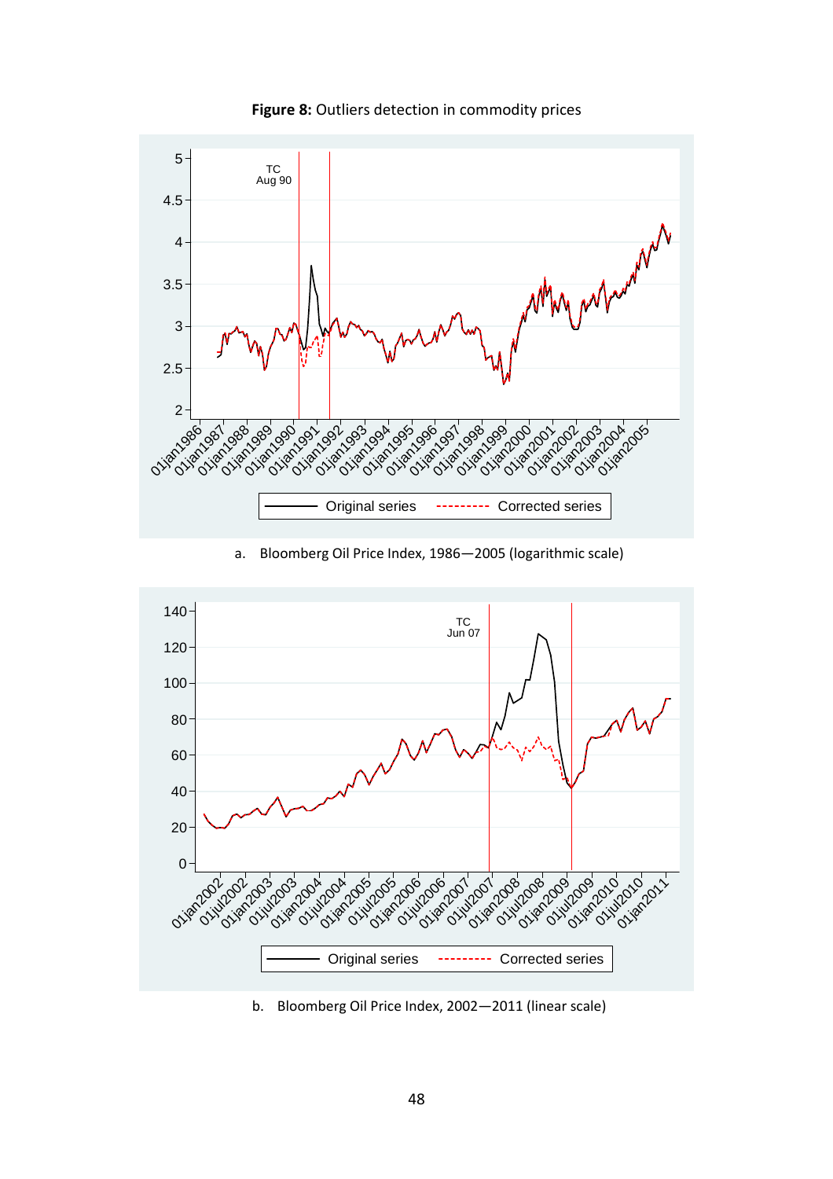**Figure 8:** Outliers detection in commodity prices

a. Bloomberg Oil Price Index, 1986—2005 (logarithmic scale)

b. Bloomberg Oil Price Index, 2002—2011 (linear scale)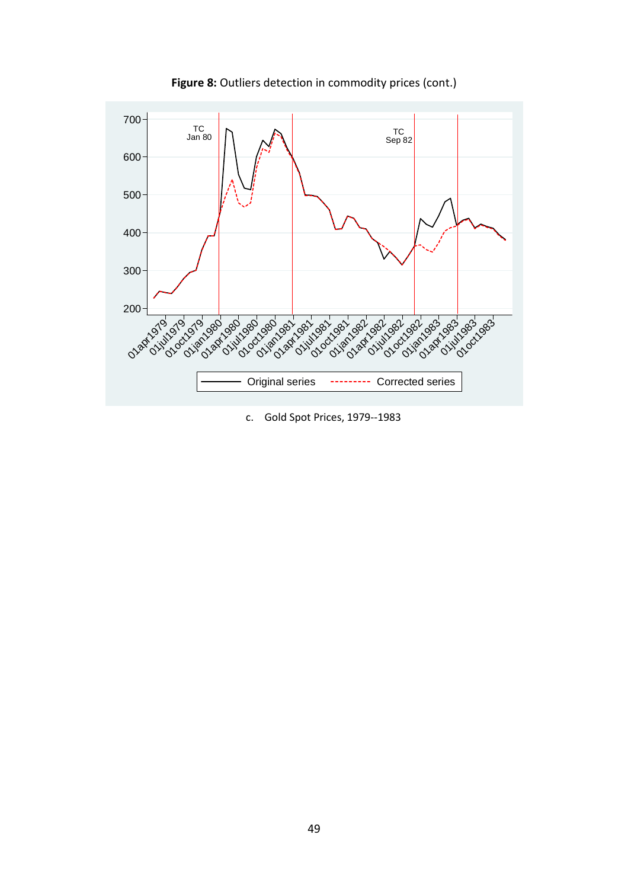**Figure 8:** Outliers detection in commodity prices (cont.)

c. Gold Spot Prices, 1979--1983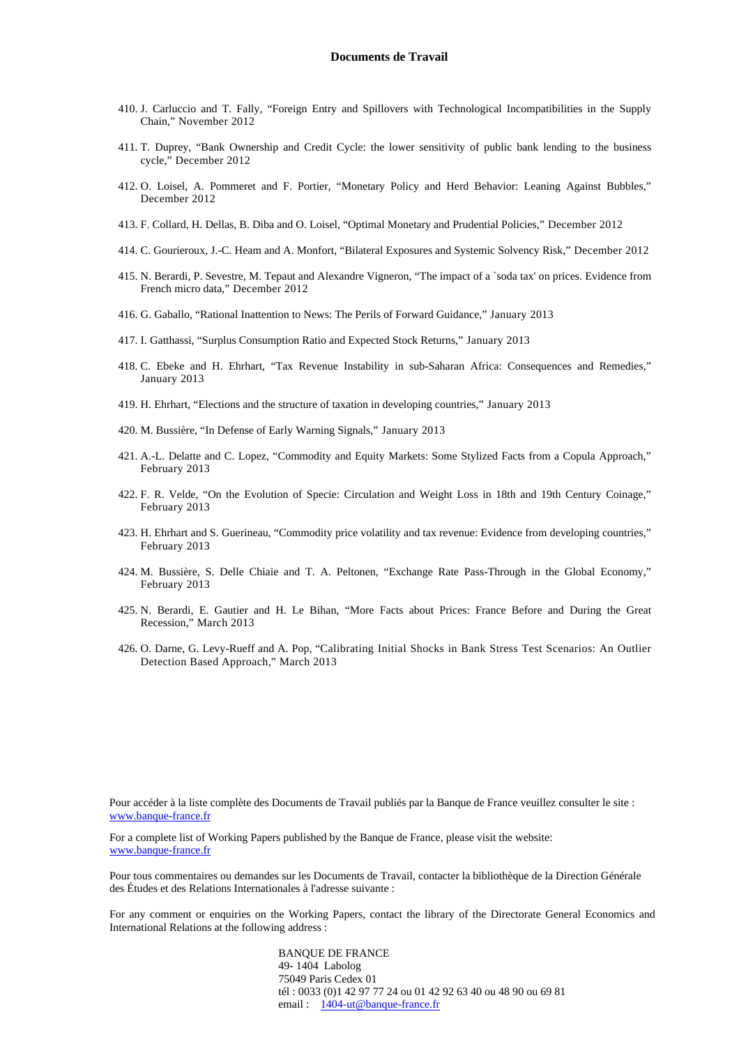# Documents de Travail

410. J. Carluccio and T. Fally, “Foreign Entry and Spillovers with Technological Incompatibilities in the Supply Chain,” November 2012

411. T. Duprey, “Bank Ownership and Credit Cycle: the lower sensitivity of public bank lending to the business cycle,” December 2012

412. O. Loisel, A. Pommeret and F. Portier, “Monetary Policy and Herd Behavior: Leaning Against Bubbles,” December 2012

413. F. Collard, H. Dellas, B. Diba and O. Loisel, “Optimal Monetary and Prudential Policies,” December 2012

414. C. Gourieroux, J.-C. Heam and A. Monfort, “Bilateral Exposures and Systemic Solvency Risk,” December 2012

415. N. Berardi, P. Sevestre, M. Tepaut and Alexandre Vigneron, “The impact of a `soda tax' on prices. Evidence from French micro data,” December 2012

416. G. Gaballo, “Rational Inattention to News: The Perils of Forward Guidance,” January 2013

417. I. Gatthassi, “Surplus Consumption Ratio and Expected Stock Returns,” January 2013

418. C. Ebeke and H. Ehrhart, “Tax Revenue Instability in sub-Saharan Africa: Consequences and Remedies,” January 2013

419. H. Ehrhart, “Elections and the structure of taxation in developing countries,” January 2013

420. M. Bussière, “In Defense of Early Warning Signals,” January 2013

421. A.-L. Delatte and C. Lopez, “Commodity and Equity Markets: Some Stylized Facts from a Copula Approach,” February 2013

422. F. R. Velde, “On the Evolution of Specie: Circulation and Weight Loss in 18th and 19th Century Coinage,” February 2013

423. H. Ehrhart and S. Guerineau, “Commodity price volatility and tax revenue: Evidence from developing countries,” February 2013

424. M. Bussière, S. Delle Chiaie and T. A. Peltonen, “Exchange Rate Pass-Through in the Global Economy,” February 2013

425. N. Berardi, E. Gautier and H. Le Bihan, “More Facts about Prices: France Before and During the Great Recession,” March 2013

426. O. Darne, G. Levy-Rueff and A. Pop, “Calibrating Initial Shocks in Bank Stress Test Scenarios: An Outlier Detection Based Approach,” March 2013

Pour accéder à la liste complète des Documents de Travail publiés par la Banque de France veuillez consulter le site : www.banque-france.fr

For a complete list of Working Papers published by the Banque de France, please visit the website: www.banque-france.fr

Pour tous commentaires ou demandes sur les Documents de Travail, contacter la bibliothèque de la Direction Générale des Études et des Relations Internationales à l'adresse suivante :

For any comment or enquiries on the Working Papers, contact the library of the Directorate General Economics and International Relations at the following address :

BANQUE DE FRANCE  
49- 1404 Labolog  
75049 Paris Cedex 01  
tél : 0033 (0)1 42 97 77 24 ou 01 42 92 63 40 ou 48 90 ou 69 81  
email : 1404-ut@banque-france.fr